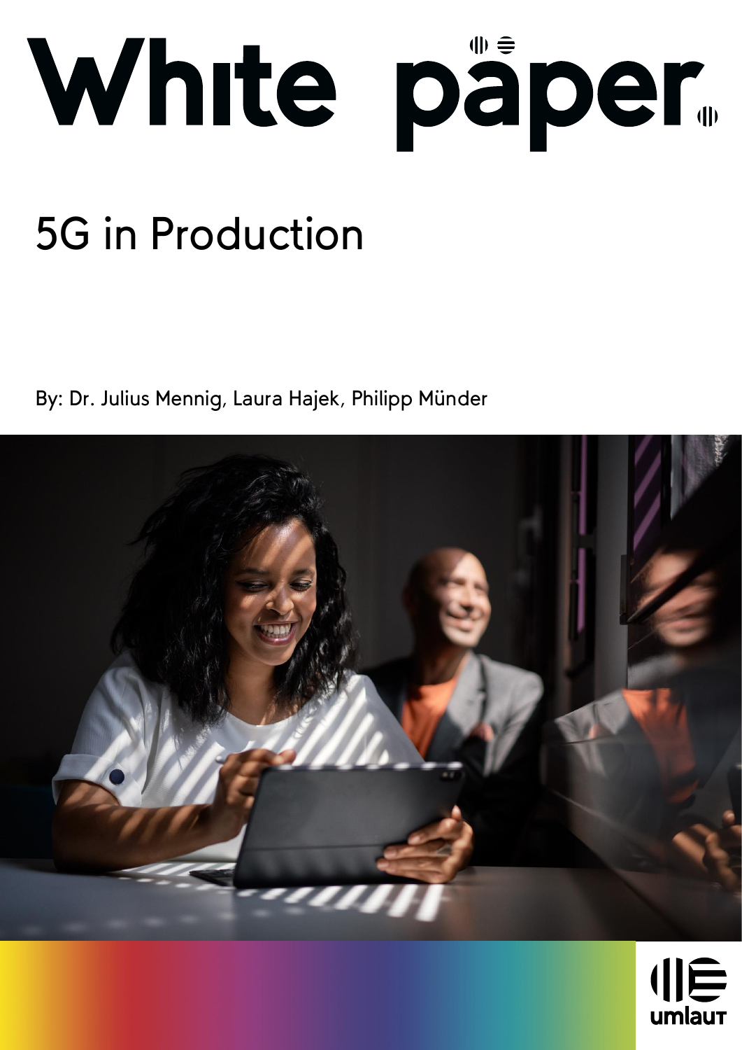# White paper

## 5G in Production

By: Dr. Julius Mennig, Laura Hajek, Philipp Münder

umlaut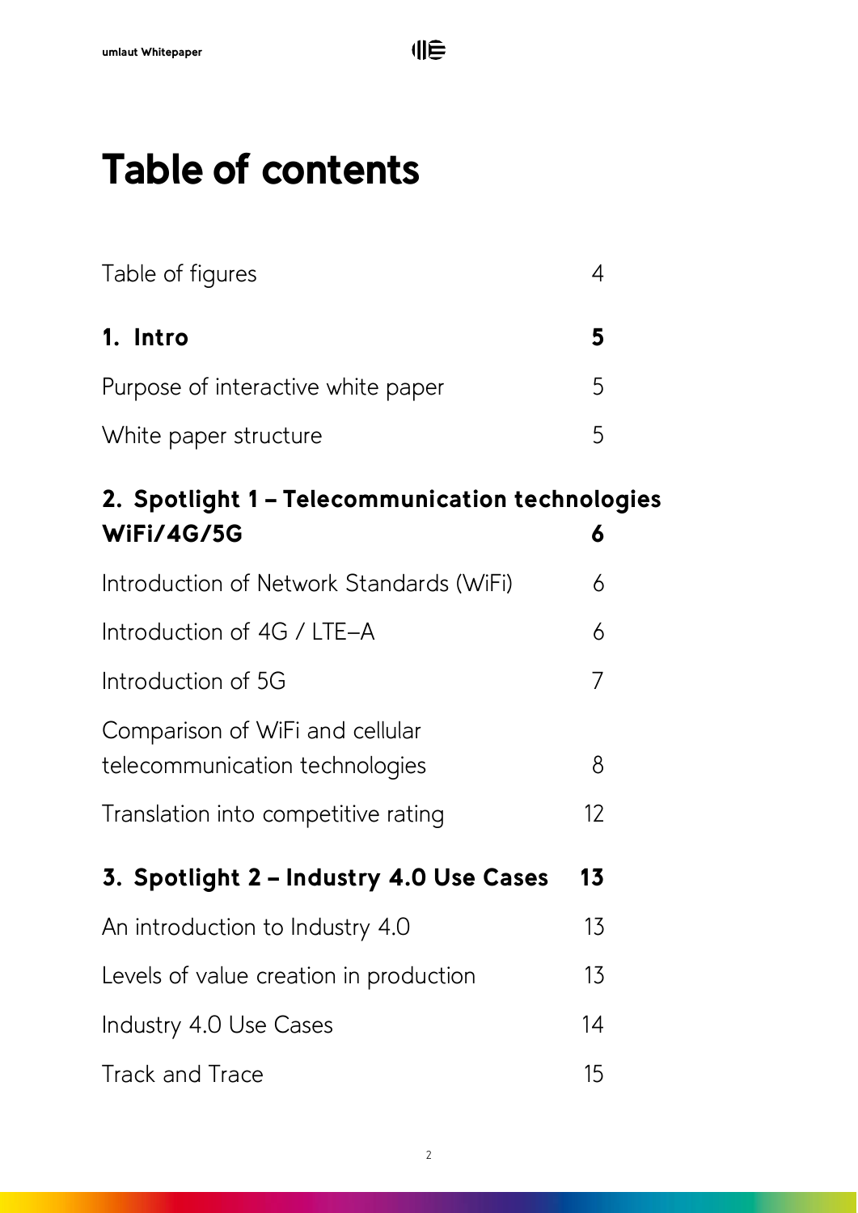# Table of contents

Table of figures 4

**1. Intro** **5**

Purpose of interactive white paper 5

White paper structure 5

**2. Spotlight 1 – Telecommunication technologies WiFi/4G/5G** **6**

Introduction of Network Standards (WiFi) 6

Introduction of 4G / LTE–A 6

Introduction of 5G 7

Comparison of WiFi and cellular telecommunication technologies 8

Translation into competitive rating 12

**3. Spotlight 2 – Industry 4.0 Use Cases** **13**

An introduction to Industry 4.0 13

Levels of value creation in production 13

Industry 4.0 Use Cases 14

Track and Trace 15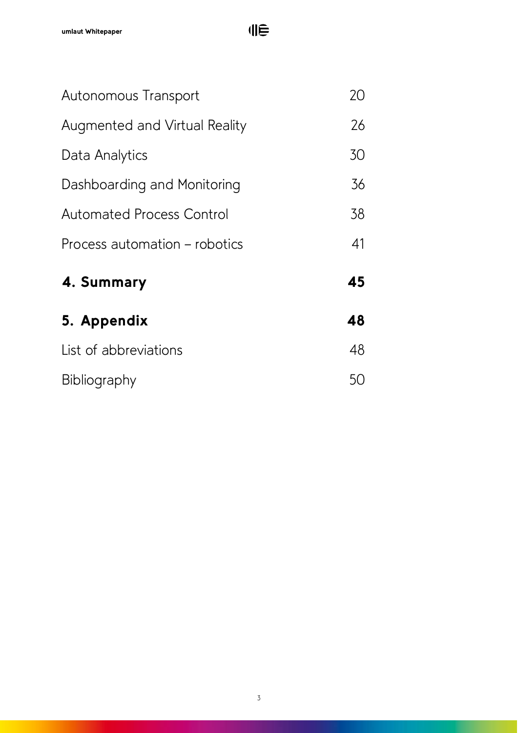| | |
|---|---|
| Autonomous Transport | 20 |
| Augmented and Virtual Reality | 26 |
| Data Analytics | 30 |
| Dashboarding and Monitoring | 36 |
| Automated Process Control | 38 |
| Process automation – robotics | 41 |
| **4. Summary** | **45** |
| **5. Appendix** | **48** |
| List of abbreviations | 48 |
| Bibliography | 50 |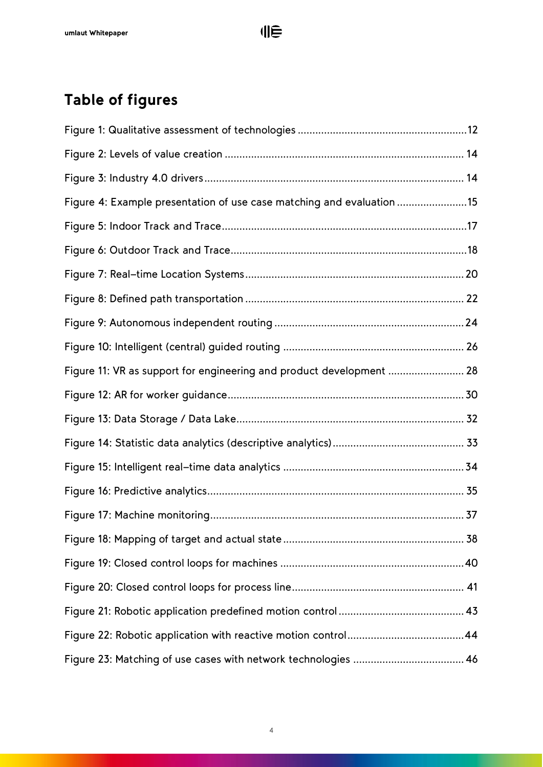# Table of figures

Figure 1: Qualitative assessment of technologies ....................................................... 12

Figure 2: Levels of value creation ........................................................................... 14

Figure 3: Industry 4.0 drivers ................................................................................. 14

Figure 4: Example presentation of use case matching and evaluation ........................ 15

Figure 5: Indoor Track and Trace ............................................................................ 17

Figure 6: Outdoor Track and Trace .......................................................................... 18

Figure 7: Real–time Location Systems ..................................................................... 20

Figure 8: Defined path transportation ...................................................................... 22

Figure 9: Autonomous independent routing ............................................................. 24

Figure 10: Intelligent (central) guided routing .......................................................... 26

Figure 11: VR as support for engineering and product development .......................... 28

Figure 12: AR for worker guidance .......................................................................... 30

Figure 13: Data Storage / Data Lake ........................................................................ 32

Figure 14: Statistic data analytics (descriptive analytics) .......................................... 33

Figure 15: Intelligent real–time data analytics .......................................................... 34

Figure 16: Predictive analytics ................................................................................ 35

Figure 17: Machine monitoring ............................................................................... 37

Figure 18: Mapping of target and actual state .......................................................... 38

Figure 19: Closed control loops for machines ........................................................... 40

Figure 20: Closed control loops for process line ....................................................... 41

Figure 21: Robotic application predefined motion control .......................................... 43

Figure 22: Robotic application with reactive motion control ....................................... 44

Figure 23: Matching of use cases with network technologies ..................................... 46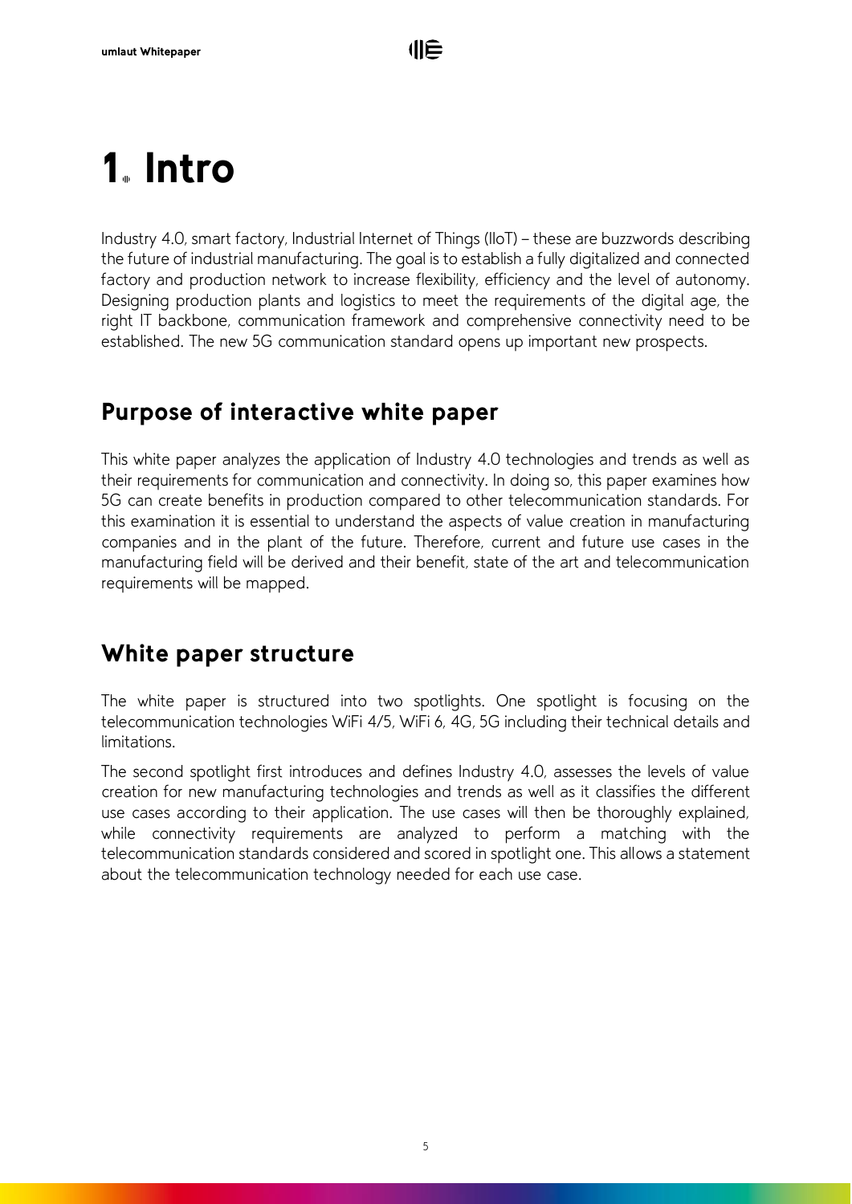# 1. Intro

Industry 4.0, smart factory, Industrial Internet of Things (IIoT) – these are buzzwords describing the future of industrial manufacturing. The goal is to establish a fully digitalized and connected factory and production network to increase flexibility, efficiency and the level of autonomy. Designing production plants and logistics to meet the requirements of the digital age, the right IT backbone, communication framework and comprehensive connectivity need to be established. The new 5G communication standard opens up important new prospects.

## Purpose of interactive white paper

This white paper analyzes the application of Industry 4.0 technologies and trends as well as their requirements for communication and connectivity. In doing so, this paper examines how 5G can create benefits in production compared to other telecommunication standards. For this examination it is essential to understand the aspects of value creation in manufacturing companies and in the plant of the future. Therefore, current and future use cases in the manufacturing field will be derived and their benefit, state of the art and telecommunication requirements will be mapped.

## White paper structure

The white paper is structured into two spotlights. One spotlight is focusing on the telecommunication technologies WiFi 4/5, WiFi 6, 4G, 5G including their technical details and limitations.

The second spotlight first introduces and defines Industry 4.0, assesses the levels of value creation for new manufacturing technologies and trends as well as it classifies the different use cases according to their application. The use cases will then be thoroughly explained, while connectivity requirements are analyzed to perform a matching with the telecommunication standards considered and scored in spotlight one. This allows a statement about the telecommunication technology needed for each use case.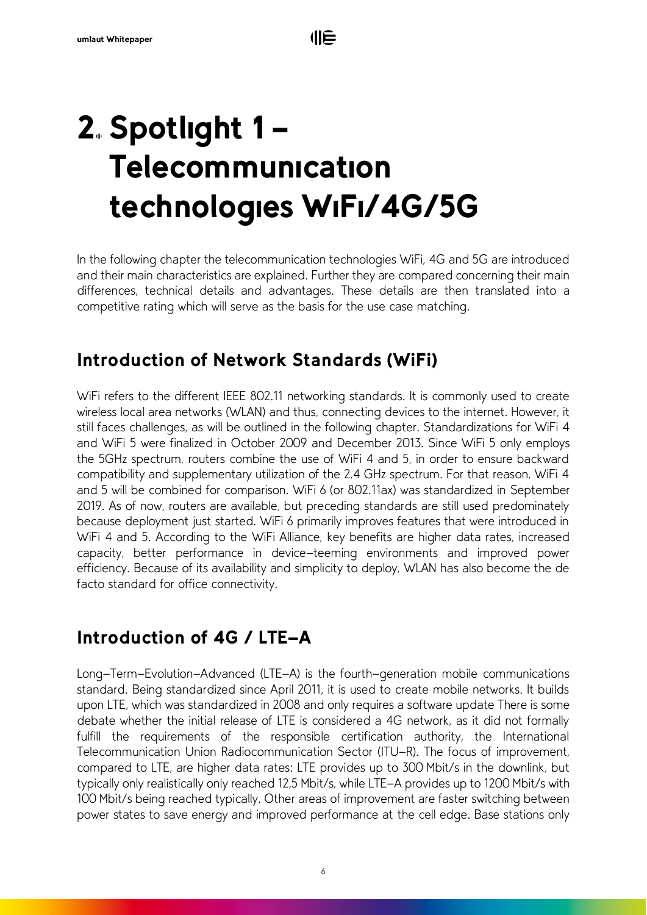# 2. Spotlight 1 – Telecommunication technologies WiFi/4G/5G

In the following chapter the telecommunication technologies WiFi, 4G and 5G are introduced and their main characteristics are explained. Further they are compared concerning their main differences, technical details and advantages. These details are then translated into a competitive rating which will serve as the basis for the use case matching.

## Introduction of Network Standards (WiFi)

WiFi refers to the different IEEE 802.11 networking standards. It is commonly used to create wireless local area networks (WLAN) and thus, connecting devices to the internet. However, it still faces challenges, as will be outlined in the following chapter. Standardizations for WiFi 4 and WiFi 5 were finalized in October 2009 and December 2013. Since WiFi 5 only employs the 5GHz spectrum, routers combine the use of WiFi 4 and 5, in order to ensure backward compatibility and supplementary utilization of the 2,4 GHz spectrum. For that reason, WiFi 4 and 5 will be combined for comparison. WiFi 6 (or 802.11ax) was standardized in September 2019. As of now, routers are available, but preceding standards are still used predominately because deployment just started. WiFi 6 primarily improves features that were introduced in WiFi 4 and 5. According to the WiFi Alliance, key benefits are higher data rates, increased capacity, better performance in device-teeming environments and improved power efficiency. Because of its availability and simplicity to deploy, WLAN has also become the de facto standard for office connectivity.

## Introduction of 4G / LTE-A

Long-Term-Evolution-Advanced (LTE-A) is the fourth-generation mobile communications standard. Being standardized since April 2011, it is used to create mobile networks. It builds upon LTE, which was standardized in 2008 and only requires a software update There is some debate whether the initial release of LTE is considered a 4G network, as it did not formally fulfill the requirements of the responsible certification authority, the International Telecommunication Union Radiocommunication Sector (ITU-R). The focus of improvement, compared to LTE, are higher data rates: LTE provides up to 300 Mbit/s in the downlink, but typically only realistically only reached 12,5 Mbit/s, while LTE-A provides up to 1200 Mbit/s with 100 Mbit/s being reached typically. Other areas of improvement are faster switching between power states to save energy and improved performance at the cell edge. Base stations only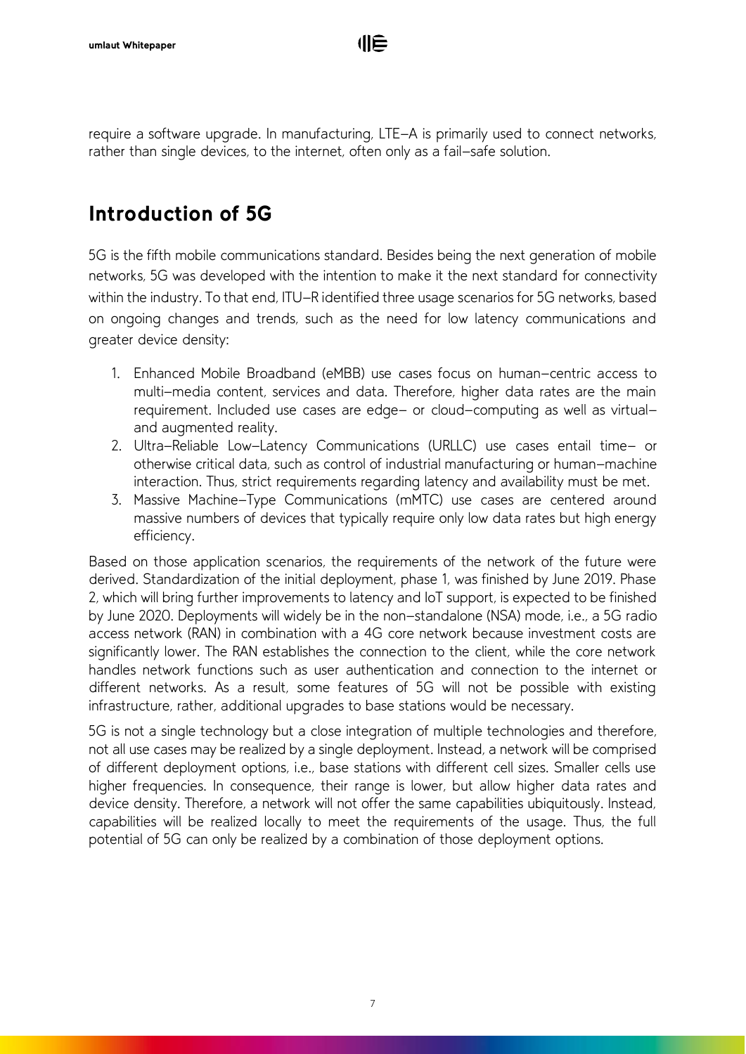require a software upgrade. In manufacturing, LTE–A is primarily used to connect networks, rather than single devices, to the internet, often only as a fail–safe solution.

## Introduction of 5G

5G is the fifth mobile communications standard. Besides being the next generation of mobile networks, 5G was developed with the intention to make it the next standard for connectivity within the industry. To that end, ITU–R identified three usage scenarios for 5G networks, based on ongoing changes and trends, such as the need for low latency communications and greater device density:

1. Enhanced Mobile Broadband (eMBB) use cases focus on human–centric access to multi–media content, services and data. Therefore, higher data rates are the main requirement. Included use cases are edge– or cloud–computing as well as virtual– and augmented reality.
2. Ultra–Reliable Low–Latency Communications (URLLC) use cases entail time– or otherwise critical data, such as control of industrial manufacturing or human–machine interaction. Thus, strict requirements regarding latency and availability must be met.
3. Massive Machine–Type Communications (mMTC) use cases are centered around massive numbers of devices that typically require only low data rates but high energy efficiency.

Based on those application scenarios, the requirements of the network of the future were derived. Standardization of the initial deployment, phase 1, was finished by June 2019. Phase 2, which will bring further improvements to latency and IoT support, is expected to be finished by June 2020. Deployments will widely be in the non–standalone (NSA) mode, i.e., a 5G radio access network (RAN) in combination with a 4G core network because investment costs are significantly lower. The RAN establishes the connection to the client, while the core network handles network functions such as user authentication and connection to the internet or different networks. As a result, some features of 5G will not be possible with existing infrastructure, rather, additional upgrades to base stations would be necessary.

5G is not a single technology but a close integration of multiple technologies and therefore, not all use cases may be realized by a single deployment. Instead, a network will be comprised of different deployment options, i.e., base stations with different cell sizes. Smaller cells use higher frequencies. In consequence, their range is lower, but allow higher data rates and device density. Therefore, a network will not offer the same capabilities ubiquitously. Instead, capabilities will be realized locally to meet the requirements of the usage. Thus, the full potential of 5G can only be realized by a combination of those deployment options.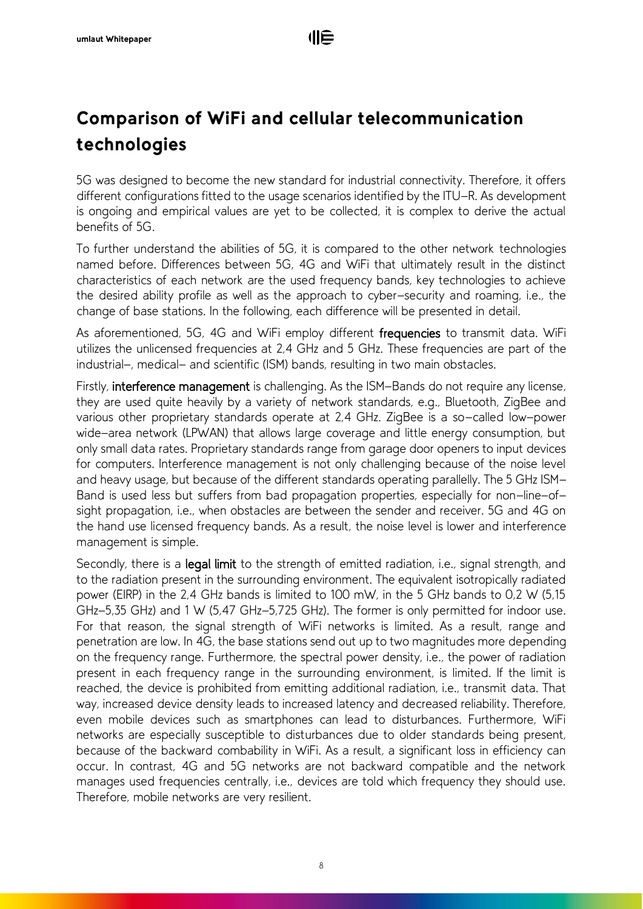# Comparison of WiFi and cellular telecommunication technologies

5G was designed to become the new standard for industrial connectivity. Therefore, it offers different configurations fitted to the usage scenarios identified by the ITU-R. As development is ongoing and empirical values are yet to be collected, it is complex to derive the actual benefits of 5G.

To further understand the abilities of 5G, it is compared to the other network technologies named before. Differences between 5G, 4G and WiFi that ultimately result in the distinct characteristics of each network are the used frequency bands, key technologies to achieve the desired ability profile as well as the approach to cyber-security and roaming, i.e., the change of base stations. In the following, each difference will be presented in detail.

As aforementioned, 5G, 4G and WiFi employ different **frequencies** to transmit data. WiFi utilizes the unlicensed frequencies at 2,4 GHz and 5 GHz. These frequencies are part of the industrial-, medical- and scientific (ISM) bands, resulting in two main obstacles.

Firstly, **interference management** is challenging. As the ISM-Bands do not require any license, they are used quite heavily by a variety of network standards, e.g., Bluetooth, ZigBee and various other proprietary standards operate at 2,4 GHz. ZigBee is a so-called low-power wide-area network (LPWAN) that allows large coverage and little energy consumption, but only small data rates. Proprietary standards range from garage door openers to input devices for computers. Interference management is not only challenging because of the noise level and heavy usage, but because of the different standards operating parallelly. The 5 GHz ISM-Band is used less but suffers from bad propagation properties, especially for non-line-of-sight propagation, i.e., when obstacles are between the sender and receiver. 5G and 4G on the hand use licensed frequency bands. As a result, the noise level is lower and interference management is simple.

Secondly, there is a **legal limit** to the strength of emitted radiation, i.e., signal strength, and to the radiation present in the surrounding environment. The equivalent isotropically radiated power (EIRP) in the 2,4 GHz bands is limited to 100 mW, in the 5 GHz bands to 0,2 W (5,15 GHz-5,35 GHz) and 1 W (5,47 GHz-5,725 GHz). The former is only permitted for indoor use. For that reason, the signal strength of WiFi networks is limited. As a result, range and penetration are low. In 4G, the base stations send out up to two magnitudes more depending on the frequency range. Furthermore, the spectral power density, i.e., the power of radiation present in each frequency range in the surrounding environment, is limited. If the limit is reached, the device is prohibited from emitting additional radiation, i.e., transmit data. That way, increased device density leads to increased latency and decreased reliability. Therefore, even mobile devices such as smartphones can lead to disturbances. Furthermore, WiFi networks are especially susceptible to disturbances due to older standards being present, because of the backward combability in WiFi. As a result, a significant loss in efficiency can occur. In contrast, 4G and 5G networks are not backward compatible and the network manages used frequencies centrally, i.e., devices are told which frequency they should use. Therefore, mobile networks are very resilient.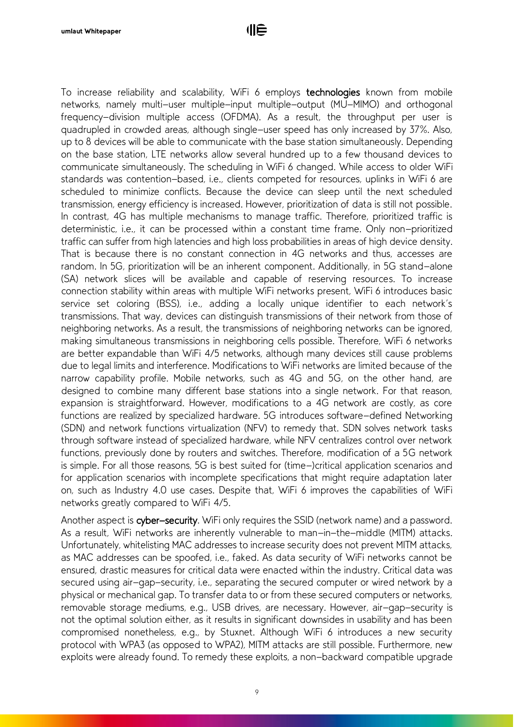To increase reliability and scalability, WiFi 6 employs **technologies** known from mobile networks, namely multi-user multiple-input multiple-output (MU-MIMO) and orthogonal frequency-division multiple access (OFDMA). As a result, the throughput per user is quadrupled in crowded areas, although single-user speed has only increased by 37%. Also, up to 8 devices will be able to communicate with the base station simultaneously. Depending on the base station, LTE networks allow several hundred up to a few thousand devices to communicate simultaneously. The scheduling in WiFi 6 changed. While access to older WiFi standards was contention-based, i.e., clients competed for resources, uplinks in WiFi 6 are scheduled to minimize conflicts. Because the device can sleep until the next scheduled transmission, energy efficiency is increased. However, prioritization of data is still not possible. In contrast, 4G has multiple mechanisms to manage traffic. Therefore, prioritized traffic is deterministic, i.e., it can be processed within a constant time frame. Only non-prioritized traffic can suffer from high latencies and high loss probabilities in areas of high device density. That is because there is no constant connection in 4G networks and thus, accesses are random. In 5G, prioritization will be an inherent component. Additionally, in 5G stand-alone (SA) network slices will be available and capable of reserving resources. To increase connection stability within areas with multiple WiFi networks present, WiFi 6 introduces basic service set coloring (BSS), i.e., adding a locally unique identifier to each network's transmissions. That way, devices can distinguish transmissions of their network from those of neighboring networks. As a result, the transmissions of neighboring networks can be ignored, making simultaneous transmissions in neighboring cells possible. Therefore, WiFi 6 networks are better expandable than WiFi 4/5 networks, although many devices still cause problems due to legal limits and interference. Modifications to WiFi networks are limited because of the narrow capability profile. Mobile networks, such as 4G and 5G, on the other hand, are designed to combine many different base stations into a single network. For that reason, expansion is straightforward. However, modifications to a 4G network are costly, as core functions are realized by specialized hardware. 5G introduces software-defined Networking (SDN) and network functions virtualization (NFV) to remedy that. SDN solves network tasks through software instead of specialized hardware, while NFV centralizes control over network functions, previously done by routers and switches. Therefore, modification of a 5G network is simple. For all those reasons, 5G is best suited for (time-)critical application scenarios and for application scenarios with incomplete specifications that might require adaptation later on, such as Industry 4.0 use cases. Despite that, WiFi 6 improves the capabilities of WiFi networks greatly compared to WiFi 4/5.

Another aspect is **cyber-security**. WiFi only requires the SSID (network name) and a password. As a result, WiFi networks are inherently vulnerable to man-in-the-middle (MITM) attacks. Unfortunately, whitelisting MAC addresses to increase security does not prevent MITM attacks, as MAC addresses can be spoofed, i.e., faked. As data security of WiFi networks cannot be ensured, drastic measures for critical data were enacted within the industry. Critical data was secured using air-gap-security, i.e., separating the secured computer or wired network by a physical or mechanical gap. To transfer data to or from these secured computers or networks, removable storage mediums, e.g., USB drives, are necessary. However, air-gap-security is not the optimal solution either, as it results in significant downsides in usability and has been compromised nonetheless, e.g., by Stuxnet. Although WiFi 6 introduces a new security protocol with WPA3 (as opposed to WPA2), MITM attacks are still possible. Furthermore, new exploits were already found. To remedy these exploits, a non-backward compatible upgrade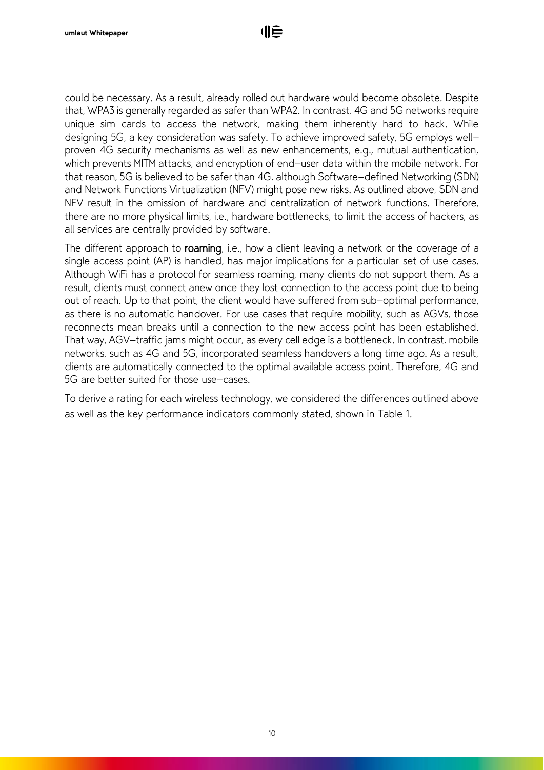could be necessary. As a result, already rolled out hardware would become obsolete. Despite that, WPA3 is generally regarded as safer than WPA2. In contrast, 4G and 5G networks require unique sim cards to access the network, making them inherently hard to hack. While designing 5G, a key consideration was safety. To achieve improved safety, 5G employs well–proven 4G security mechanisms as well as new enhancements, e.g., mutual authentication, which prevents MITM attacks, and encryption of end–user data within the mobile network. For that reason, 5G is believed to be safer than 4G, although Software–defined Networking (SDN) and Network Functions Virtualization (NFV) might pose new risks. As outlined above, SDN and NFV result in the omission of hardware and centralization of network functions. Therefore, there are no more physical limits, i.e., hardware bottlenecks, to limit the access of hackers, as all services are centrally provided by software.

The different approach to **roaming**, i.e., how a client leaving a network or the coverage of a single access point (AP) is handled, has major implications for a particular set of use cases. Although WiFi has a protocol for seamless roaming, many clients do not support them. As a result, clients must connect anew once they lost connection to the access point due to being out of reach. Up to that point, the client would have suffered from sub–optimal performance, as there is no automatic handover. For use cases that require mobility, such as AGVs, those reconnects mean breaks until a connection to the new access point has been established. That way, AGV–traffic jams might occur, as every cell edge is a bottleneck. In contrast, mobile networks, such as 4G and 5G, incorporated seamless handovers a long time ago. As a result, clients are automatically connected to the optimal available access point. Therefore, 4G and 5G are better suited for those use–cases.

To derive a rating for each wireless technology, we considered the differences outlined above as well as the key performance indicators commonly stated, shown in Table 1.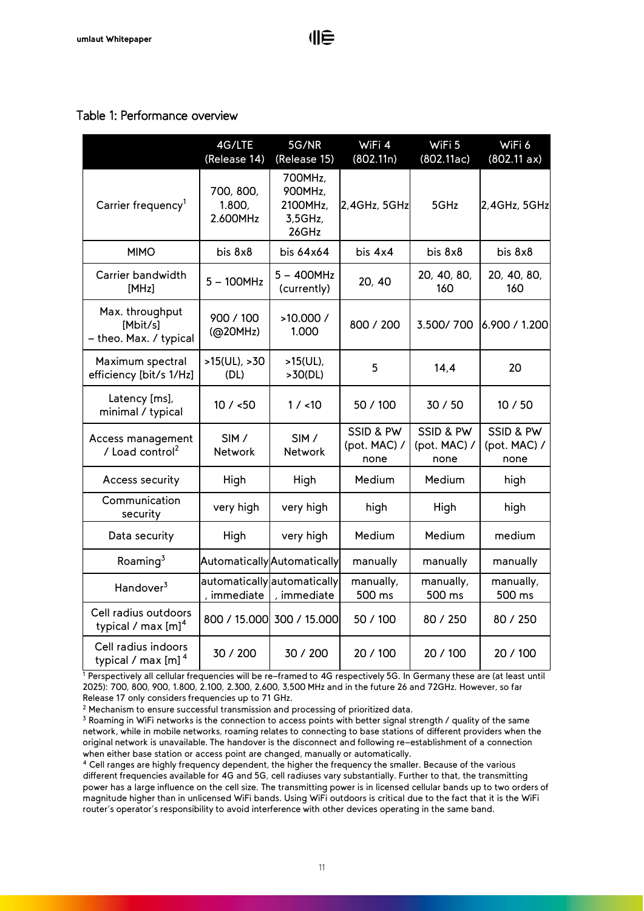Table 1: Performance overview

| | 4G/LTE (Release 14) | 5G/NR (Release 15) | WiFi 4 (802.11n) | WiFi 5 (802.11ac) | WiFi 6 (802.11 ax) |
|---|---|---|---|---|---|
| Carrier frequency[1] | 700, 800, 1.800, 2.600MHz | 700MHz, 900MHz, 2100MHz, 3,5GHz, 26GHz | 2,4GHz, 5GHz | 5GHz | 2,4GHz, 5GHz |
| MIMO | bis 8x8 | bis 64x64 | bis 4x4 | bis 8x8 | bis 8x8 |
| Carrier bandwidth [MHz] | 5 – 100MHz | 5 – 400MHz (currently) | 20, 40 | 20, 40, 80, 160 | 20, 40, 80, 160 |
| Max. throughput [Mbit/s] – theo. Max. / typical | 900 / 100 (@20MHz) | >10.000 / 1.000 | 800 / 200 | 3.500/ 700 | 6.900 / 1.200 |
| Maximum spectral efficiency [bit/s 1/Hz] | >15(UL), >30 (DL) | >15(UL), >30(DL) | 5 | 14,4 | 20 |
| Latency [ms], minimal / typical | 10 / <50 | 1 / <10 | 50 / 100 | 30 / 50 | 10 / 50 |
| Access management / Load control[2] | SIM / Network | SIM / Network | SSID & PW (pot. MAC) / none | SSID & PW (pot. MAC) / none | SSID & PW (pot. MAC) / none |
| Access security | High | High | Medium | Medium | high |
| Communication security | very high | very high | high | High | high |
| Data security | High | very high | Medium | Medium | medium |
| Roaming[3] | Automatically | Automatically | manually | manually | manually |
| Handover[3] | automatically, immediate | automatically, immediate | manually, 500 ms | manually, 500 ms | manually, 500 ms |
| Cell radius outdoors typical / max [m][4] | 800 / 15.000 | 300 / 15.000 | 50 / 100 | 80 / 250 | 80 / 250 |
| Cell radius indoors typical / max [m][4] | 30 / 200 | 30 / 200 | 20 / 100 | 20 / 100 | 20 / 100 |

[1] Perspectively all cellular frequencies will be re-framed to 4G respectively 5G. In Germany these are (at least until 2025): 700, 800, 900, 1.800, 2.100, 2.300, 2.600, 3,500 MHz and in the future 26 and 72GHz. However, so far Release 17 only considers frequencies up to 71 GHz.

[2] Mechanism to ensure successful transmission and processing of prioritized data.

[3] Roaming in WiFi networks is the connection to access points with better signal strength / quality of the same network, while in mobile networks, roaming relates to connecting to base stations of different providers when the original network is unavailable. The handover is the disconnect and following re-establishment of a connection when either base station or access point are changed, manually or automatically.

[4] Cell ranges are highly frequency dependent, the higher the frequency the smaller. Because of the various different frequencies available for 4G and 5G, cell radiuses vary substantially. Further to that, the transmitting power has a large influence on the cell size. The transmitting power is in licensed cellular bands up to two orders of magnitude higher than in unlicensed WiFi bands. Using WiFi outdoors is critical due to the fact that it is the WiFi router's operator's responsibility to avoid interference with other devices operating in the same band.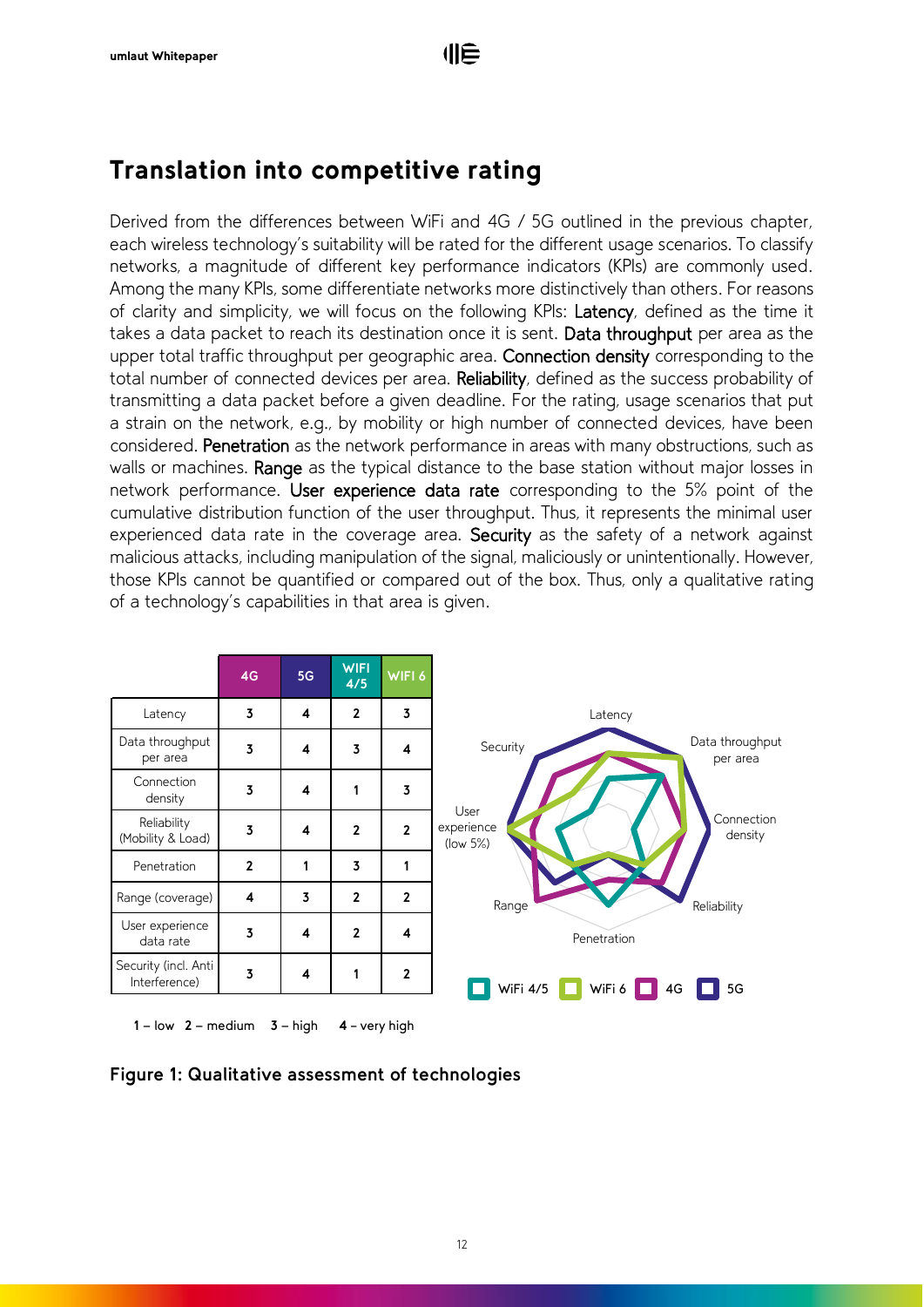## Translation into competitive rating

Derived from the differences between WiFi and 4G / 5G outlined in the previous chapter, each wireless technology's suitability will be rated for the different usage scenarios. To classify networks, a magnitude of different key performance indicators (KPIs) are commonly used. Among the many KPIs, some differentiate networks more distinctively than others. For reasons of clarity and simplicity, we will focus on the following KPIs: Latency, defined as the time it takes a data packet to reach its destination once it is sent. Data throughput per area as the upper total traffic throughput per geographic area. Connection density corresponding to the total number of connected devices per area. Reliability, defined as the success probability of transmitting a data packet before a given deadline. For the rating, usage scenarios that put a strain on the network, e.g., by mobility or high number of connected devices, have been considered. Penetration as the network performance in areas with many obstructions, such as walls or machines. Range as the typical distance to the base station without major losses in network performance. User experience data rate corresponding to the 5% point of the cumulative distribution function of the user throughput. Thus, it represents the minimal user experienced data rate in the coverage area. Security as the safety of a network against malicious attacks, including manipulation of the signal, maliciously or unintentionally. However, those KPIs cannot be quantified or compared out of the box. Thus, only a qualitative rating of a technology's capabilities in that area is given.

| | 4G | 5G | WIFI 4/5 | WIFI 6 |
|---|---|---|---|---|
| Latency | 3 | 4 | 2 | 3 |
| Data throughput per area | 3 | 4 | 3 | 4 |
| Connection density | 3 | 4 | 1 | 3 |
| Reliability (Mobility & Load) | 3 | 4 | 2 | 2 |
| Penetration | 2 | 1 | 3 | 1 |
| Range (coverage) | 4 | 3 | 2 | 2 |
| User experience data rate | 3 | 4 | 2 | 4 |
| Security (incl. Anti Interference) | 3 | 4 | 1 | 2 |

**1** – low **2** – medium **3** – high **4** – very high

**Figure 1: Qualitative assessment of technologies**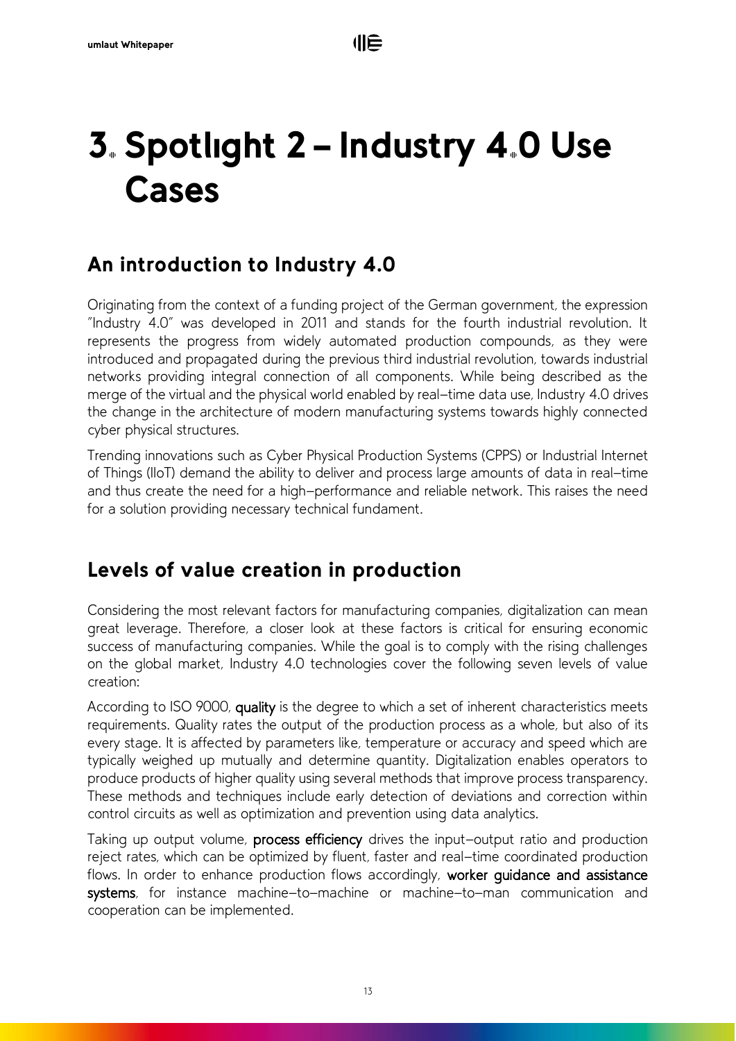# 3. Spotlight 2 – Industry 4.0 Use Cases

## An introduction to Industry 4.0

Originating from the context of a funding project of the German government, the expression "Industry 4.0" was developed in 2011 and stands for the fourth industrial revolution. It represents the progress from widely automated production compounds, as they were introduced and propagated during the previous third industrial revolution, towards industrial networks providing integral connection of all components. While being described as the merge of the virtual and the physical world enabled by real-time data use, Industry 4.0 drives the change in the architecture of modern manufacturing systems towards highly connected cyber physical structures.

Trending innovations such as Cyber Physical Production Systems (CPPS) or Industrial Internet of Things (IIoT) demand the ability to deliver and process large amounts of data in real-time and thus create the need for a high-performance and reliable network. This raises the need for a solution providing necessary technical fundament.

## Levels of value creation in production

Considering the most relevant factors for manufacturing companies, digitalization can mean great leverage. Therefore, a closer look at these factors is critical for ensuring economic success of manufacturing companies. While the goal is to comply with the rising challenges on the global market, Industry 4.0 technologies cover the following seven levels of value creation:

According to ISO 9000, **quality** is the degree to which a set of inherent characteristics meets requirements. Quality rates the output of the production process as a whole, but also of its every stage. It is affected by parameters like, temperature or accuracy and speed which are typically weighed up mutually and determine quantity. Digitalization enables operators to produce products of higher quality using several methods that improve process transparency. These methods and techniques include early detection of deviations and correction within control circuits as well as optimization and prevention using data analytics.

Taking up output volume, **process efficiency** drives the input-output ratio and production reject rates, which can be optimized by fluent, faster and real-time coordinated production flows. In order to enhance production flows accordingly, **worker guidance and assistance systems**, for instance machine-to-machine or machine-to-man communication and cooperation can be implemented.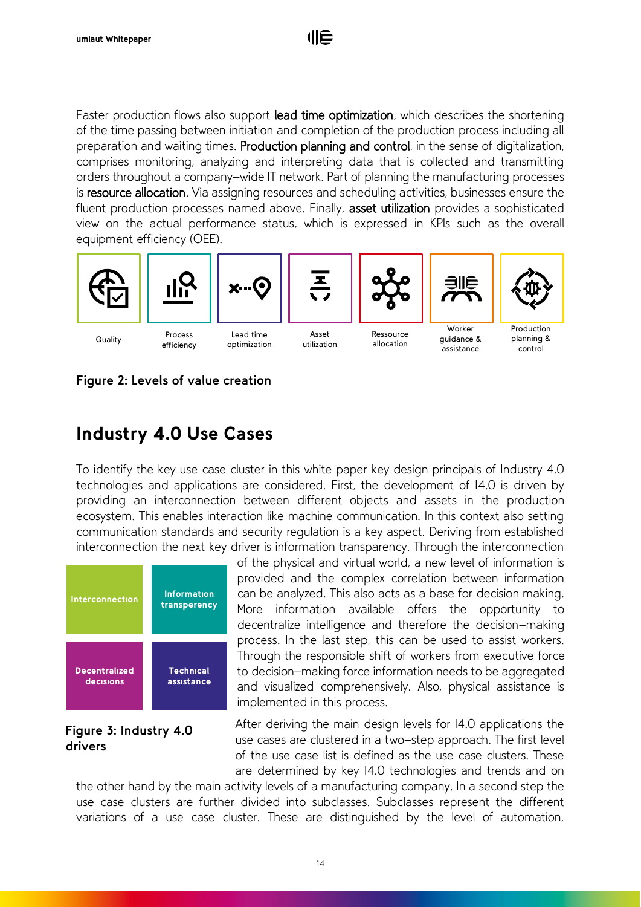Faster production flows also support **lead time optimization**, which describes the shortening of the time passing between initiation and completion of the production process including all preparation and waiting times. **Production planning and control**, in the sense of digitalization, comprises monitoring, analyzing and interpreting data that is collected and transmitting orders throughout a company–wide IT network. Part of planning the manufacturing processes is **resource allocation**. Via assigning resources and scheduling activities, businesses ensure the fluent production processes named above. Finally, **asset utilization** provides a sophisticated view on the actual performance status, which is expressed in KPIs such as the overall equipment efficiency (OEE).

Quality | Process efficiency | Lead time optimization | Asset utilization | Ressource allocation | Worker guidance & assistance | Production planning & control

**Figure 2: Levels of value creation**

## Industry 4.0 Use Cases

To identify the key use case cluster in this white paper key design principals of Industry 4.0 technologies and applications are considered. First, the development of I4.0 is driven by providing an interconnection between different objects and assets in the production ecosystem. This enables interaction like machine communication. In this context also setting communication standards and security regulation is a key aspect. Deriving from established interconnection the next key driver is information transparency. Through the interconnection of the physical and virtual world, a new level of information is provided and the complex correlation between information can be analyzed. This also acts as a base for decision making. More information available offers the opportunity to decentralize intelligence and therefore the decision–making process. In the last step, this can be used to assist workers. Through the responsible shift of workers from executive force to decision–making force information needs to be aggregated and visualized comprehensively. Also, physical assistance is implemented in this process.

| Interconnection | Information transperency |
|---|---|
| Decentralized decisions | Technical assistance |

**Figure 3: Industry 4.0 drivers**

After deriving the main design levels for I4.0 applications the use cases are clustered in a two–step approach. The first level of the use case list is defined as the use case clusters. These are determined by key I4.0 technologies and trends and on the other hand by the main activity levels of a manufacturing company. In a second step the use case clusters are further divided into subclasses. Subclasses represent the different variations of a use case cluster. These are distinguished by the level of automation,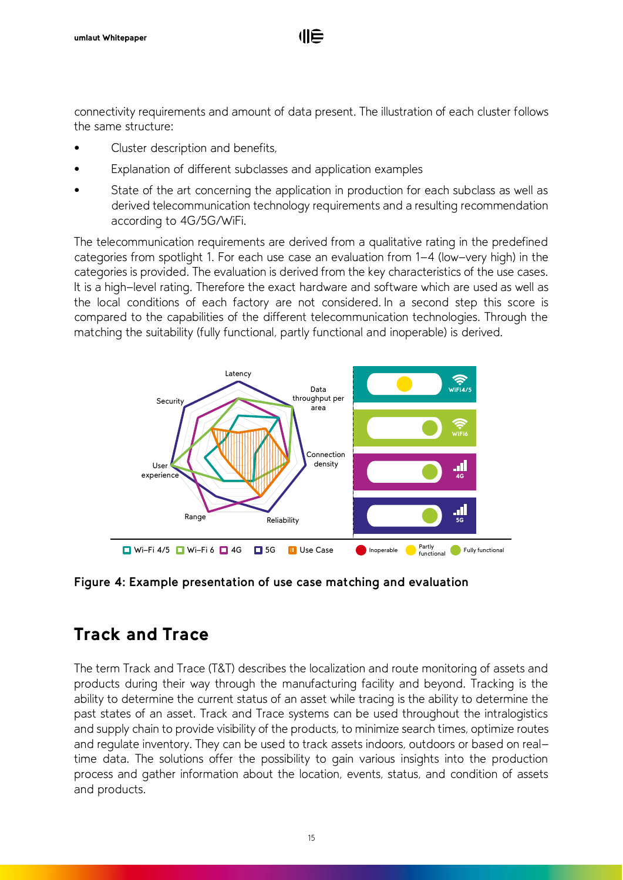connectivity requirements and amount of data present. The illustration of each cluster follows the same structure:

- Cluster description and benefits,
- Explanation of different subclasses and application examples
- State of the art concerning the application in production for each subclass as well as derived telecommunication technology requirements and a resulting recommendation according to 4G/5G/WiFi.

The telecommunication requirements are derived from a qualitative rating in the predefined categories from spotlight 1. For each use case an evaluation from 1–4 (low–very high) in the categories is provided. The evaluation is derived from the key characteristics of the use cases. It is a high–level rating. Therefore the exact hardware and software which are used as well as the local conditions of each factory are not considered. In a second step this score is compared to the capabilities of the different telecommunication technologies. Through the matching the suitability (fully functional, partly functional and inoperable) is derived.

**Figure 4: Example presentation of use case matching and evaluation**

## Track and Trace

The term Track and Trace (T&T) describes the localization and route monitoring of assets and products during their way through the manufacturing facility and beyond. Tracking is the ability to determine the current status of an asset while tracing is the ability to determine the past states of an asset. Track and Trace systems can be used throughout the intralogistics and supply chain to provide visibility of the products, to minimize search times, optimize routes and regulate inventory. They can be used to track assets indoors, outdoors or based on real–time data. The solutions offer the possibility to gain various insights into the production process and gather information about the location, events, status, and condition of assets and products.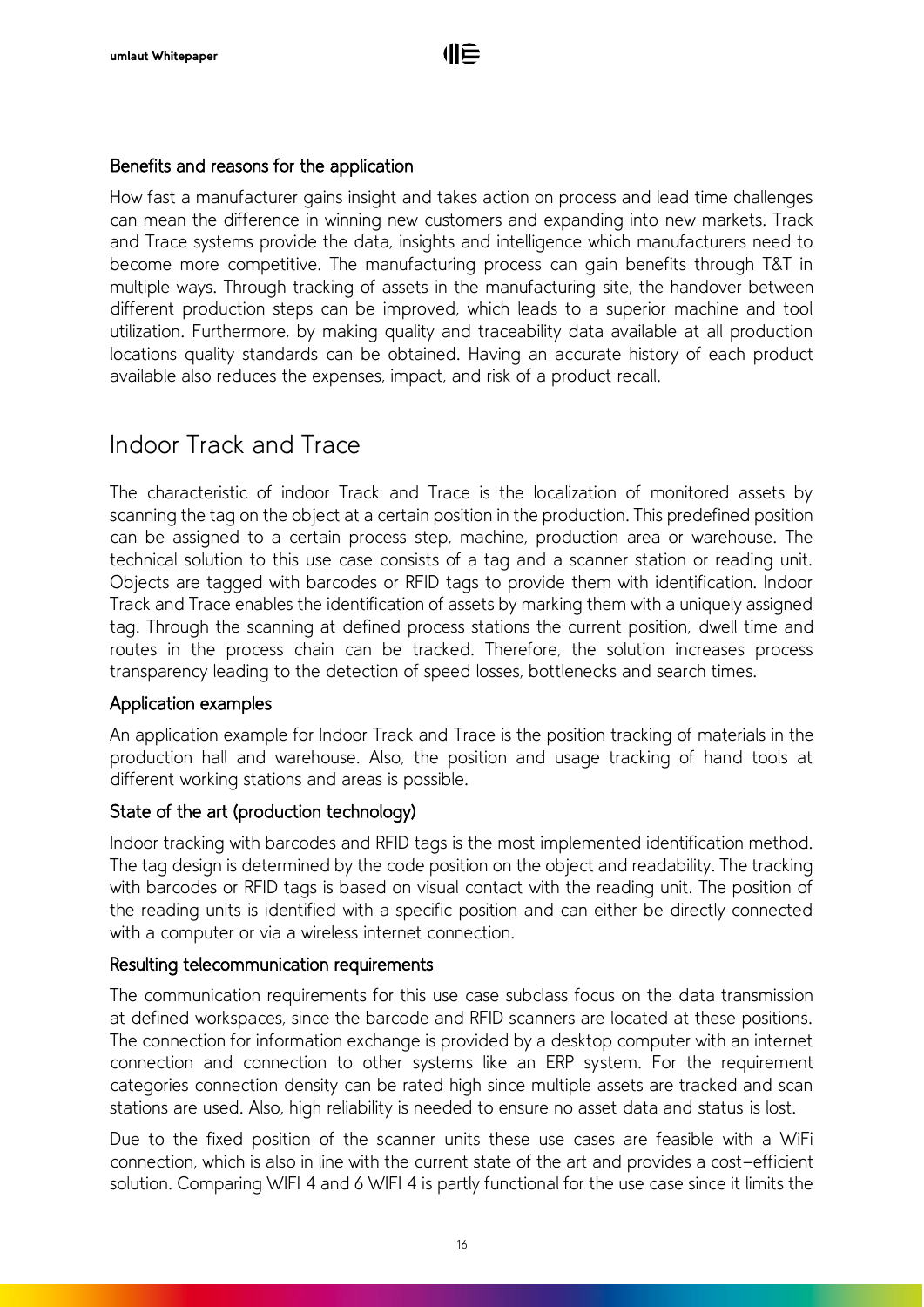### Benefits and reasons for the application

How fast a manufacturer gains insight and takes action on process and lead time challenges can mean the difference in winning new customers and expanding into new markets. Track and Trace systems provide the data, insights and intelligence which manufacturers need to become more competitive. The manufacturing process can gain benefits through T&T in multiple ways. Through tracking of assets in the manufacturing site, the handover between different production steps can be improved, which leads to a superior machine and tool utilization. Furthermore, by making quality and traceability data available at all production locations quality standards can be obtained. Having an accurate history of each product available also reduces the expenses, impact, and risk of a product recall.

## Indoor Track and Trace

The characteristic of indoor Track and Trace is the localization of monitored assets by scanning the tag on the object at a certain position in the production. This predefined position can be assigned to a certain process step, machine, production area or warehouse. The technical solution to this use case consists of a tag and a scanner station or reading unit. Objects are tagged with barcodes or RFID tags to provide them with identification. Indoor Track and Trace enables the identification of assets by marking them with a uniquely assigned tag. Through the scanning at defined process stations the current position, dwell time and routes in the process chain can be tracked. Therefore, the solution increases process transparency leading to the detection of speed losses, bottlenecks and search times.

### Application examples

An application example for Indoor Track and Trace is the position tracking of materials in the production hall and warehouse. Also, the position and usage tracking of hand tools at different working stations and areas is possible.

### State of the art (production technology)

Indoor tracking with barcodes and RFID tags is the most implemented identification method. The tag design is determined by the code position on the object and readability. The tracking with barcodes or RFID tags is based on visual contact with the reading unit. The position of the reading units is identified with a specific position and can either be directly connected with a computer or via a wireless internet connection.

### Resulting telecommunication requirements

The communication requirements for this use case subclass focus on the data transmission at defined workspaces, since the barcode and RFID scanners are located at these positions. The connection for information exchange is provided by a desktop computer with an internet connection and connection to other systems like an ERP system. For the requirement categories connection density can be rated high since multiple assets are tracked and scan stations are used. Also, high reliability is needed to ensure no asset data and status is lost.

Due to the fixed position of the scanner units these use cases are feasible with a WiFi connection, which is also in line with the current state of the art and provides a cost–efficient solution. Comparing WIFI 4 and 6 WIFI 4 is partly functional for the use case since it limits the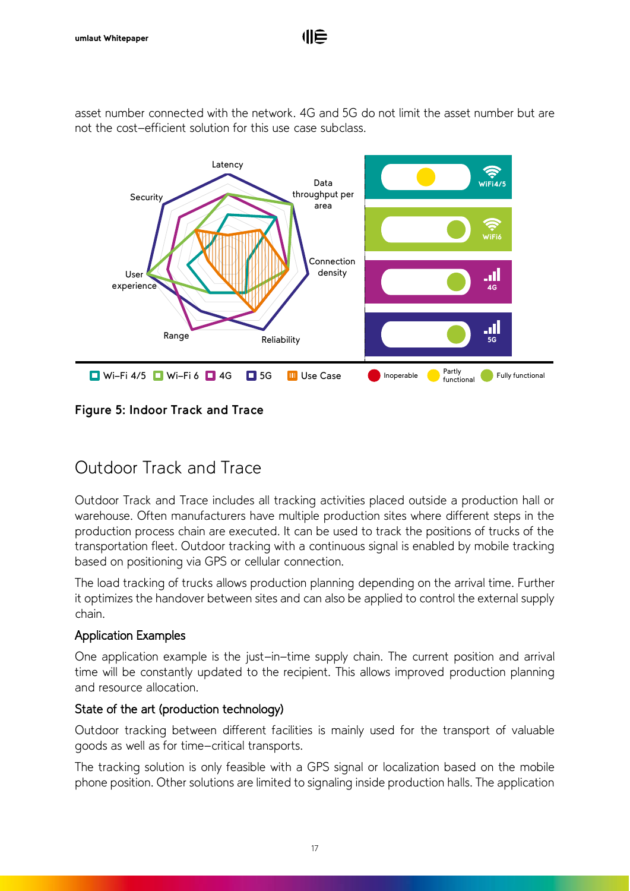asset number connected with the network. 4G and 5G do not limit the asset number but are not the cost–efficient solution for this use case subclass.

**Figure 5: Indoor Track and Trace**

## Outdoor Track and Trace

Outdoor Track and Trace includes all tracking activities placed outside a production hall or warehouse. Often manufacturers have multiple production sites where different steps in the production process chain are executed. It can be used to track the positions of trucks of the transportation fleet. Outdoor tracking with a continuous signal is enabled by mobile tracking based on positioning via GPS or cellular connection.

The load tracking of trucks allows production planning depending on the arrival time. Further it optimizes the handover between sites and can also be applied to control the external supply chain.

### Application Examples

One application example is the just–in–time supply chain. The current position and arrival time will be constantly updated to the recipient. This allows improved production planning and resource allocation.

### State of the art (production technology)

Outdoor tracking between different facilities is mainly used for the transport of valuable goods as well as for time–critical transports.

The tracking solution is only feasible with a GPS signal or localization based on the mobile phone position. Other solutions are limited to signaling inside production halls. The application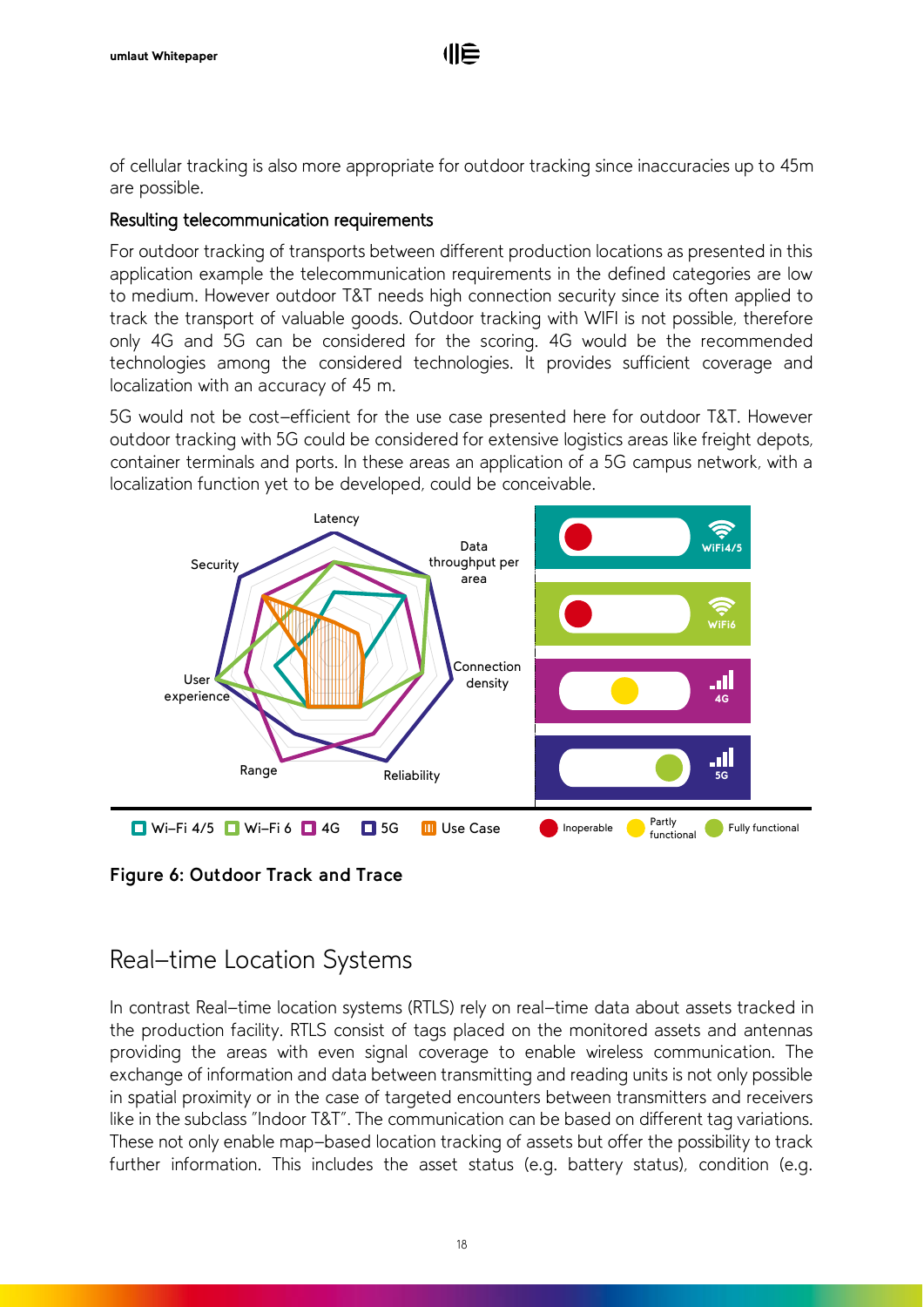of cellular tracking is also more appropriate for outdoor tracking since inaccuracies up to 45m are possible.

### Resulting telecommunication requirements

For outdoor tracking of transports between different production locations as presented in this application example the telecommunication requirements in the defined categories are low to medium. However outdoor T&T needs high connection security since its often applied to track the transport of valuable goods. Outdoor tracking with WIFI is not possible, therefore only 4G and 5G can be considered for the scoring. 4G would be the recommended technologies among the considered technologies. It provides sufficient coverage and localization with an accuracy of 45 m.

5G would not be cost-efficient for the use case presented here for outdoor T&T. However outdoor tracking with 5G could be considered for extensive logistics areas like freight depots, container terminals and ports. In these areas an application of a 5G campus network, with a localization function yet to be developed, could be conceivable.

**Figure 6: Outdoor Track and Trace**

## Real-time Location Systems

In contrast Real-time location systems (RTLS) rely on real-time data about assets tracked in the production facility. RTLS consist of tags placed on the monitored assets and antennas providing the areas with even signal coverage to enable wireless communication. The exchange of information and data between transmitting and reading units is not only possible in spatial proximity or in the case of targeted encounters between transmitters and receivers like in the subclass "Indoor T&T". The communication can be based on different tag variations. These not only enable map-based location tracking of assets but offer the possibility to track further information. This includes the asset status (e.g. battery status), condition (e.g.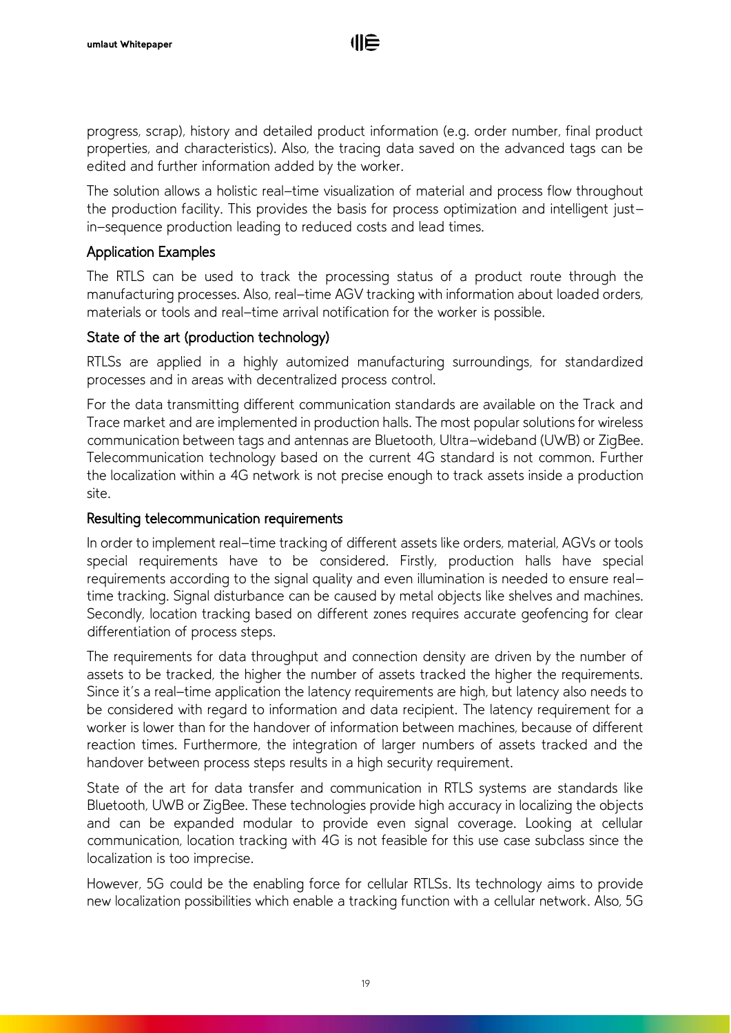progress, scrap), history and detailed product information (e.g. order number, final product properties, and characteristics). Also, the tracing data saved on the advanced tags can be edited and further information added by the worker.

The solution allows a holistic real–time visualization of material and process flow throughout the production facility. This provides the basis for process optimization and intelligent just–in–sequence production leading to reduced costs and lead times.

### Application Examples

The RTLS can be used to track the processing status of a product route through the manufacturing processes. Also, real–time AGV tracking with information about loaded orders, materials or tools and real–time arrival notification for the worker is possible.

### State of the art (production technology)

RTLSs are applied in a highly automized manufacturing surroundings, for standardized processes and in areas with decentralized process control.

For the data transmitting different communication standards are available on the Track and Trace market and are implemented in production halls. The most popular solutions for wireless communication between tags and antennas are Bluetooth, Ultra–wideband (UWB) or ZigBee. Telecommunication technology based on the current 4G standard is not common. Further the localization within a 4G network is not precise enough to track assets inside a production site.

### Resulting telecommunication requirements

In order to implement real–time tracking of different assets like orders, material, AGVs or tools special requirements have to be considered. Firstly, production halls have special requirements according to the signal quality and even illumination is needed to ensure real–time tracking. Signal disturbance can be caused by metal objects like shelves and machines. Secondly, location tracking based on different zones requires accurate geofencing for clear differentiation of process steps.

The requirements for data throughput and connection density are driven by the number of assets to be tracked, the higher the number of assets tracked the higher the requirements. Since it's a real–time application the latency requirements are high, but latency also needs to be considered with regard to information and data recipient. The latency requirement for a worker is lower than for the handover of information between machines, because of different reaction times. Furthermore, the integration of larger numbers of assets tracked and the handover between process steps results in a high security requirement.

State of the art for data transfer and communication in RTLS systems are standards like Bluetooth, UWB or ZigBee. These technologies provide high accuracy in localizing the objects and can be expanded modular to provide even signal coverage. Looking at cellular communication, location tracking with 4G is not feasible for this use case subclass since the localization is too imprecise.

However, 5G could be the enabling force for cellular RTLSs. Its technology aims to provide new localization possibilities which enable a tracking function with a cellular network. Also, 5G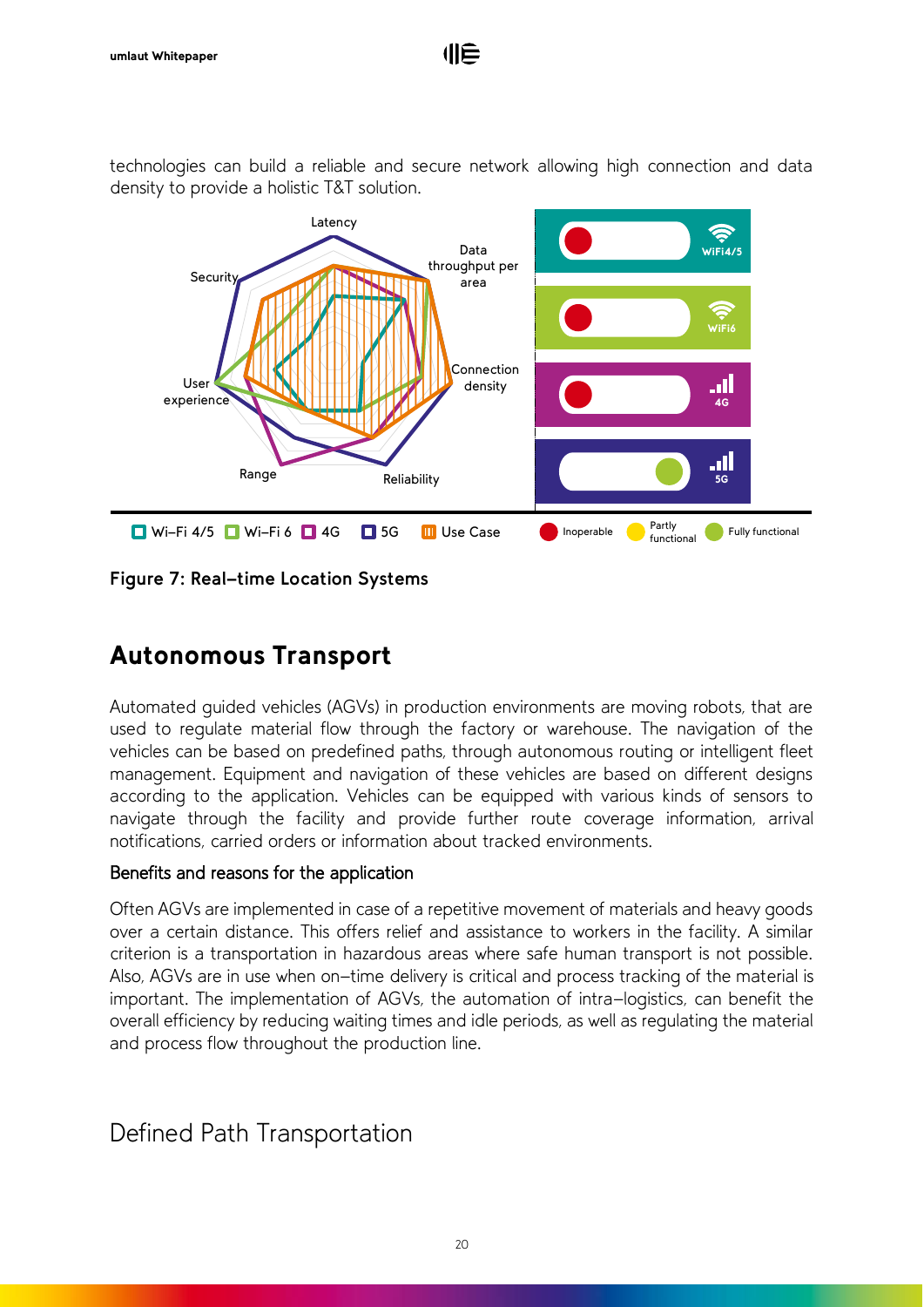technologies can build a reliable and secure network allowing high connection and data density to provide a holistic T&T solution.

**Figure 7: Real-time Location Systems**

## Autonomous Transport

Automated guided vehicles (AGVs) in production environments are moving robots, that are used to regulate material flow through the factory or warehouse. The navigation of the vehicles can be based on predefined paths, through autonomous routing or intelligent fleet management. Equipment and navigation of these vehicles are based on different designs according to the application. Vehicles can be equipped with various kinds of sensors to navigate through the facility and provide further route coverage information, arrival notifications, carried orders or information about tracked environments.

### Benefits and reasons for the application

Often AGVs are implemented in case of a repetitive movement of materials and heavy goods over a certain distance. This offers relief and assistance to workers in the facility. A similar criterion is a transportation in hazardous areas where safe human transport is not possible. Also, AGVs are in use when on-time delivery is critical and process tracking of the material is important. The implementation of AGVs, the automation of intra-logistics, can benefit the overall efficiency by reducing waiting times and idle periods, as well as regulating the material and process flow throughout the production line.

### Defined Path Transportation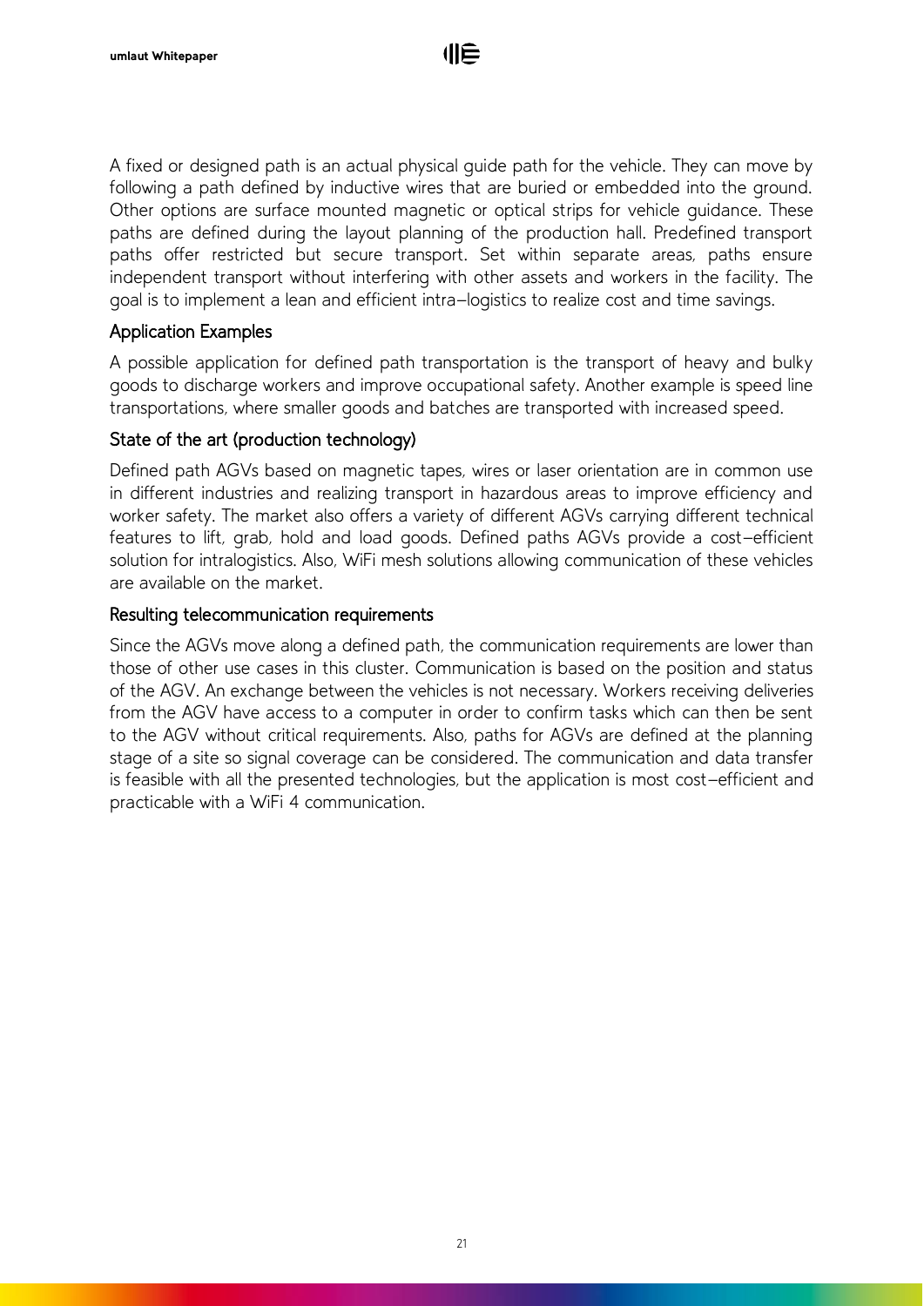A fixed or designed path is an actual physical guide path for the vehicle. They can move by following a path defined by inductive wires that are buried or embedded into the ground. Other options are surface mounted magnetic or optical strips for vehicle guidance. These paths are defined during the layout planning of the production hall. Predefined transport paths offer restricted but secure transport. Set within separate areas, paths ensure independent transport without interfering with other assets and workers in the facility. The goal is to implement a lean and efficient intra-logistics to realize cost and time savings.

### Application Examples

A possible application for defined path transportation is the transport of heavy and bulky goods to discharge workers and improve occupational safety. Another example is speed line transportations, where smaller goods and batches are transported with increased speed.

### State of the art (production technology)

Defined path AGVs based on magnetic tapes, wires or laser orientation are in common use in different industries and realizing transport in hazardous areas to improve efficiency and worker safety. The market also offers a variety of different AGVs carrying different technical features to lift, grab, hold and load goods. Defined paths AGVs provide a cost-efficient solution for intralogistics. Also, WiFi mesh solutions allowing communication of these vehicles are available on the market.

### Resulting telecommunication requirements

Since the AGVs move along a defined path, the communication requirements are lower than those of other use cases in this cluster. Communication is based on the position and status of the AGV. An exchange between the vehicles is not necessary. Workers receiving deliveries from the AGV have access to a computer in order to confirm tasks which can then be sent to the AGV without critical requirements. Also, paths for AGVs are defined at the planning stage of a site so signal coverage can be considered. The communication and data transfer is feasible with all the presented technologies, but the application is most cost-efficient and practicable with a WiFi 4 communication.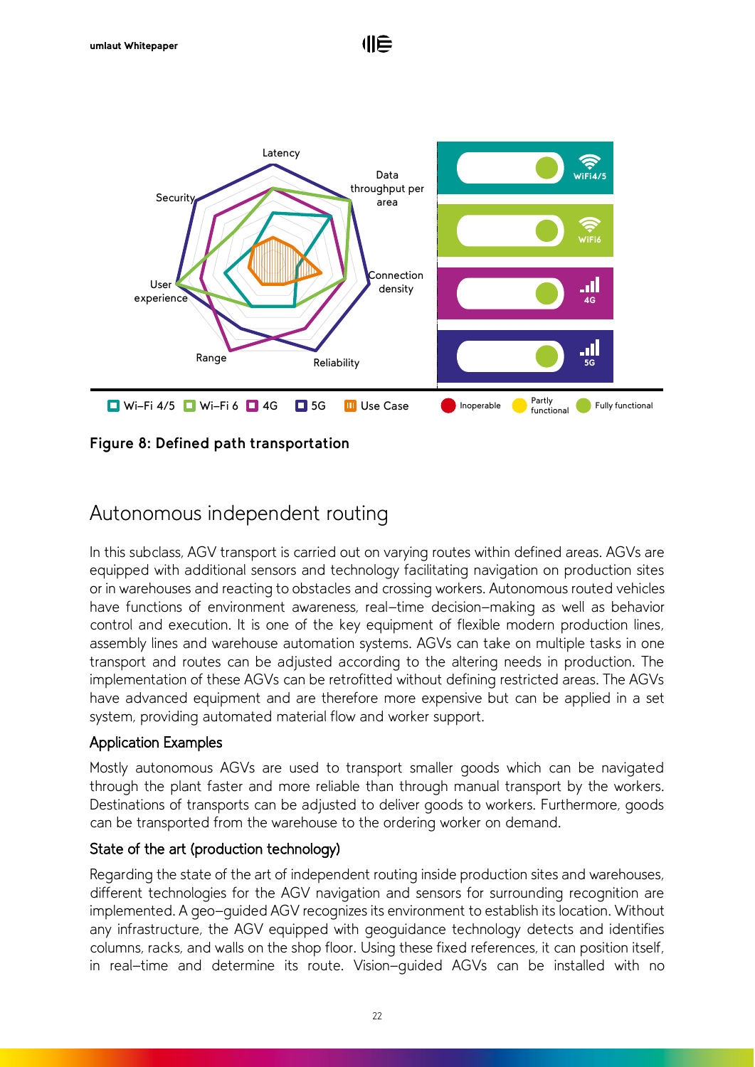Figure 8: Defined path transportation

## Autonomous independent routing

In this subclass, AGV transport is carried out on varying routes within defined areas. AGVs are equipped with additional sensors and technology facilitating navigation on production sites or in warehouses and reacting to obstacles and crossing workers. Autonomous routed vehicles have functions of environment awareness, real–time decision–making as well as behavior control and execution. It is one of the key equipment of flexible modern production lines, assembly lines and warehouse automation systems. AGVs can take on multiple tasks in one transport and routes can be adjusted according to the altering needs in production. The implementation of these AGVs can be retrofitted without defining restricted areas. The AGVs have advanced equipment and are therefore more expensive but can be applied in a set system, providing automated material flow and worker support.

### Application Examples

Mostly autonomous AGVs are used to transport smaller goods which can be navigated through the plant faster and more reliable than through manual transport by the workers. Destinations of transports can be adjusted to deliver goods to workers. Furthermore, goods can be transported from the warehouse to the ordering worker on demand.

### State of the art (production technology)

Regarding the state of the art of independent routing inside production sites and warehouses, different technologies for the AGV navigation and sensors for surrounding recognition are implemented. A geo–guided AGV recognizes its environment to establish its location. Without any infrastructure, the AGV equipped with geoguidance technology detects and identifies columns, racks, and walls on the shop floor. Using these fixed references, it can position itself, in real–time and determine its route. Vision–guided AGVs can be installed with no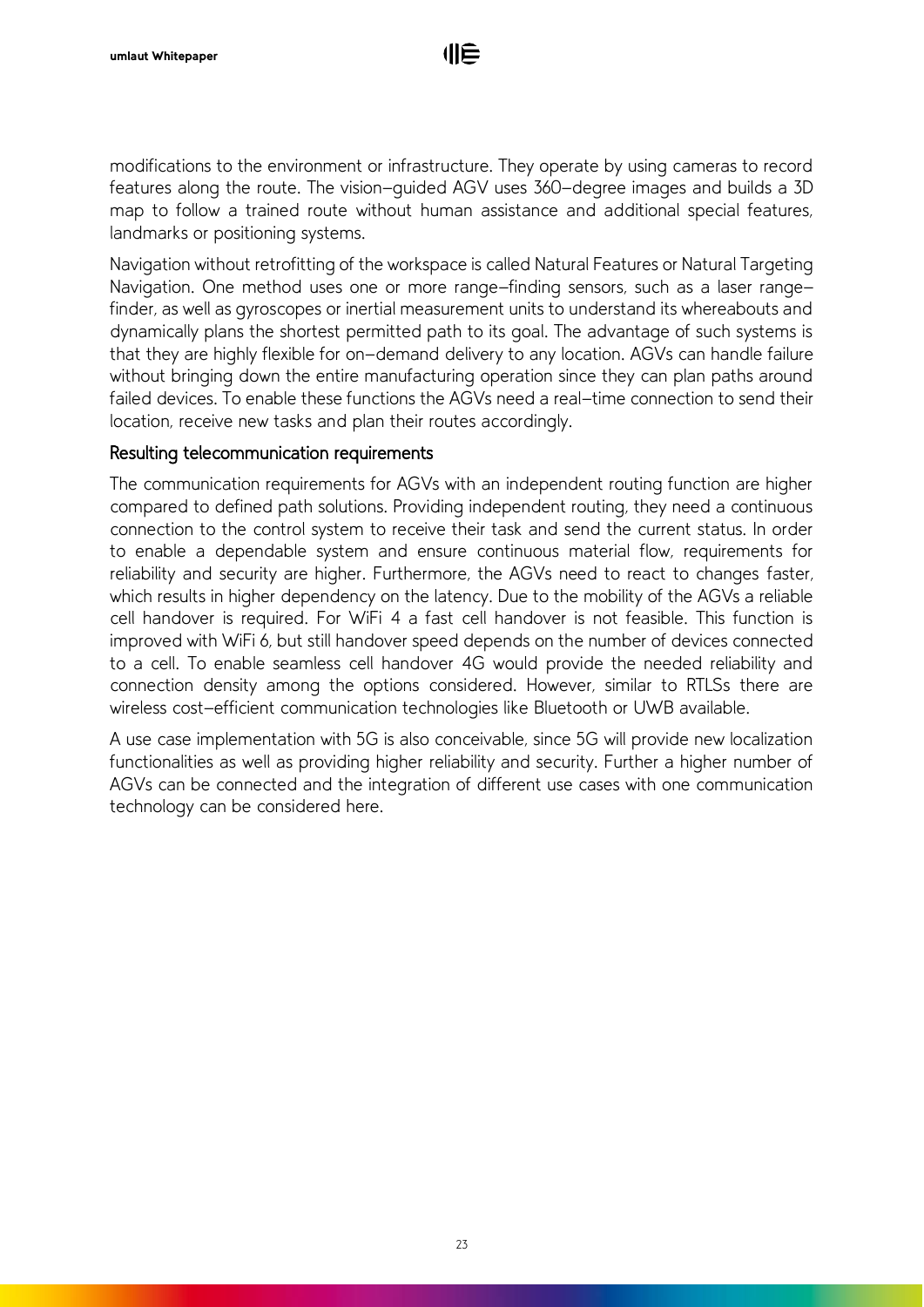modifications to the environment or infrastructure. They operate by using cameras to record features along the route. The vision-guided AGV uses 360-degree images and builds a 3D map to follow a trained route without human assistance and additional special features, landmarks or positioning systems.

Navigation without retrofitting of the workspace is called Natural Features or Natural Targeting Navigation. One method uses one or more range-finding sensors, such as a laser range-finder, as well as gyroscopes or inertial measurement units to understand its whereabouts and dynamically plans the shortest permitted path to its goal. The advantage of such systems is that they are highly flexible for on-demand delivery to any location. AGVs can handle failure without bringing down the entire manufacturing operation since they can plan paths around failed devices. To enable these functions the AGVs need a real-time connection to send their location, receive new tasks and plan their routes accordingly.

### Resulting telecommunication requirements

The communication requirements for AGVs with an independent routing function are higher compared to defined path solutions. Providing independent routing, they need a continuous connection to the control system to receive their task and send the current status. In order to enable a dependable system and ensure continuous material flow, requirements for reliability and security are higher. Furthermore, the AGVs need to react to changes faster, which results in higher dependency on the latency. Due to the mobility of the AGVs a reliable cell handover is required. For WiFi 4 a fast cell handover is not feasible. This function is improved with WiFi 6, but still handover speed depends on the number of devices connected to a cell. To enable seamless cell handover 4G would provide the needed reliability and connection density among the options considered. However, similar to RTLSs there are wireless cost-efficient communication technologies like Bluetooth or UWB available.

A use case implementation with 5G is also conceivable, since 5G will provide new localization functionalities as well as providing higher reliability and security. Further a higher number of AGVs can be connected and the integration of different use cases with one communication technology can be considered here.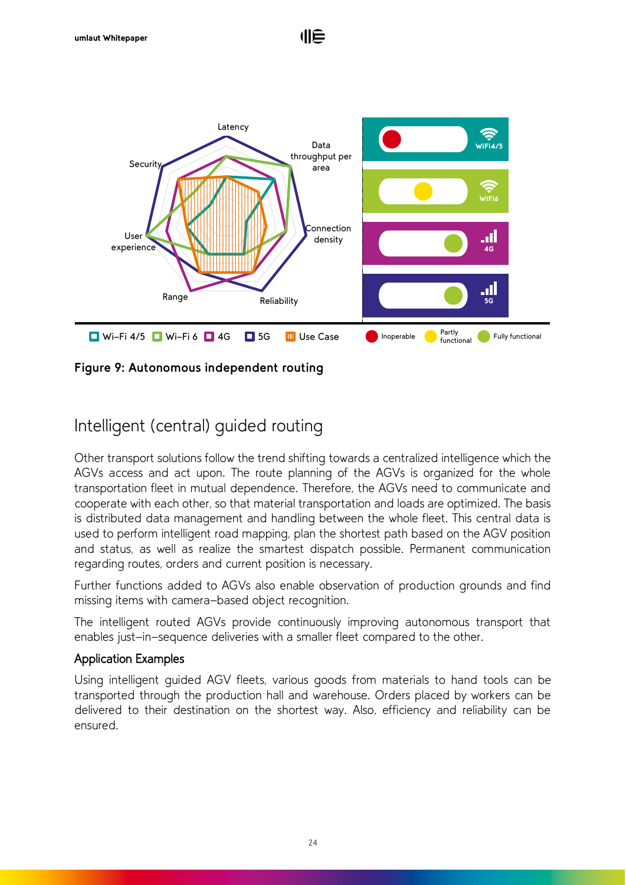**Figure 9: Autonomous independent routing**

## Intelligent (central) guided routing

Other transport solutions follow the trend shifting towards a centralized intelligence which the AGVs access and act upon. The route planning of the AGVs is organized for the whole transportation fleet in mutual dependence. Therefore, the AGVs need to communicate and cooperate with each other, so that material transportation and loads are optimized. The basis is distributed data management and handling between the whole fleet. This central data is used to perform intelligent road mapping, plan the shortest path based on the AGV position and status, as well as realize the smartest dispatch possible. Permanent communication regarding routes, orders and current position is necessary.

Further functions added to AGVs also enable observation of production grounds and find missing items with camera–based object recognition.

The intelligent routed AGVs provide continuously improving autonomous transport that enables just–in–sequence deliveries with a smaller fleet compared to the other.

### Application Examples

Using intelligent guided AGV fleets, various goods from materials to hand tools can be transported through the production hall and warehouse. Orders placed by workers can be delivered to their destination on the shortest way. Also, efficiency and reliability can be ensured.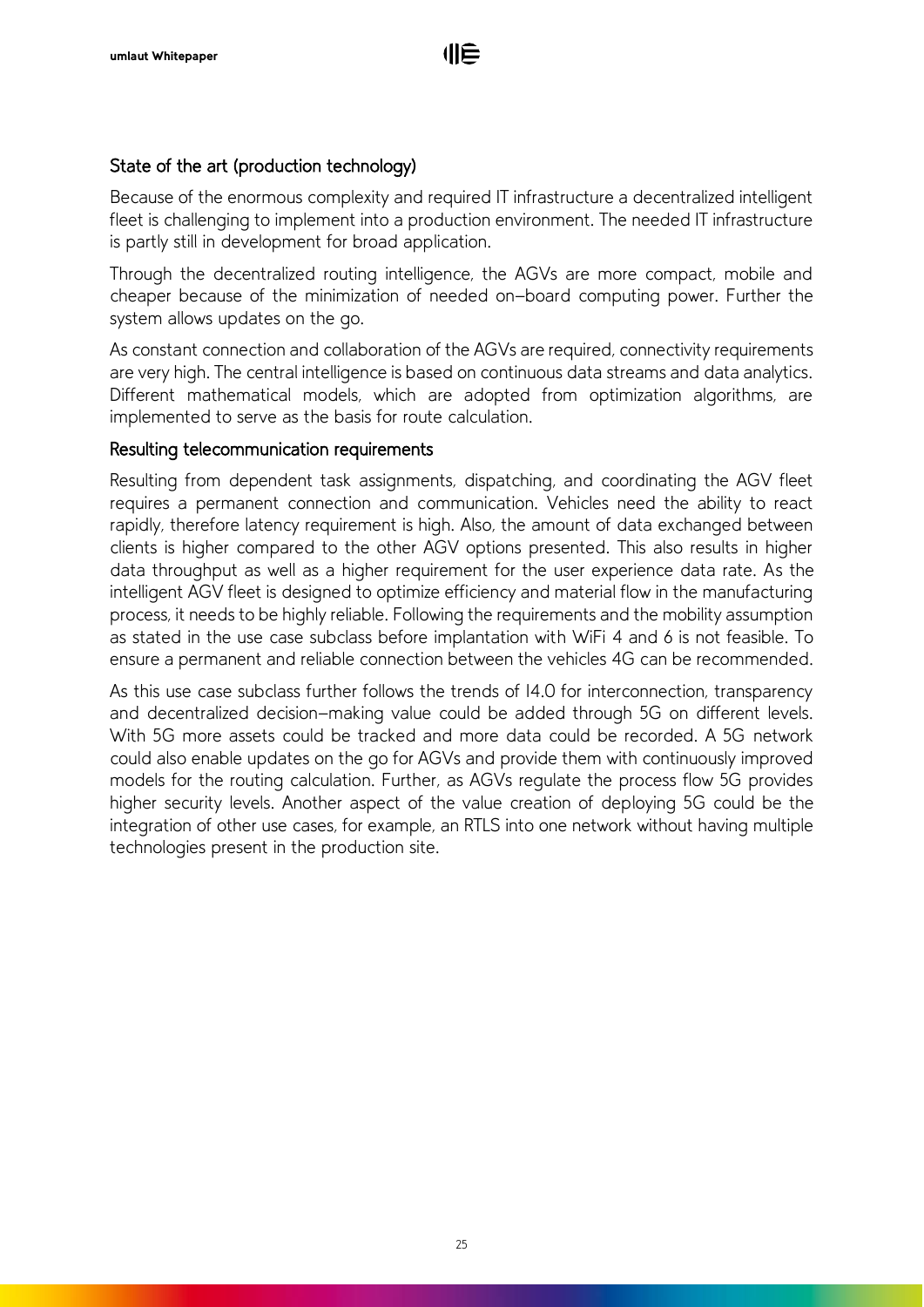### State of the art (production technology)

Because of the enormous complexity and required IT infrastructure a decentralized intelligent fleet is challenging to implement into a production environment. The needed IT infrastructure is partly still in development for broad application.

Through the decentralized routing intelligence, the AGVs are more compact, mobile and cheaper because of the minimization of needed on-board computing power. Further the system allows updates on the go.

As constant connection and collaboration of the AGVs are required, connectivity requirements are very high. The central intelligence is based on continuous data streams and data analytics. Different mathematical models, which are adopted from optimization algorithms, are implemented to serve as the basis for route calculation.

### Resulting telecommunication requirements

Resulting from dependent task assignments, dispatching, and coordinating the AGV fleet requires a permanent connection and communication. Vehicles need the ability to react rapidly, therefore latency requirement is high. Also, the amount of data exchanged between clients is higher compared to the other AGV options presented. This also results in higher data throughput as well as a higher requirement for the user experience data rate. As the intelligent AGV fleet is designed to optimize efficiency and material flow in the manufacturing process, it needs to be highly reliable. Following the requirements and the mobility assumption as stated in the use case subclass before implantation with WiFi 4 and 6 is not feasible. To ensure a permanent and reliable connection between the vehicles 4G can be recommended.

As this use case subclass further follows the trends of I4.0 for interconnection, transparency and decentralized decision-making value could be added through 5G on different levels. With 5G more assets could be tracked and more data could be recorded. A 5G network could also enable updates on the go for AGVs and provide them with continuously improved models for the routing calculation. Further, as AGVs regulate the process flow 5G provides higher security levels. Another aspect of the value creation of deploying 5G could be the integration of other use cases, for example, an RTLS into one network without having multiple technologies present in the production site.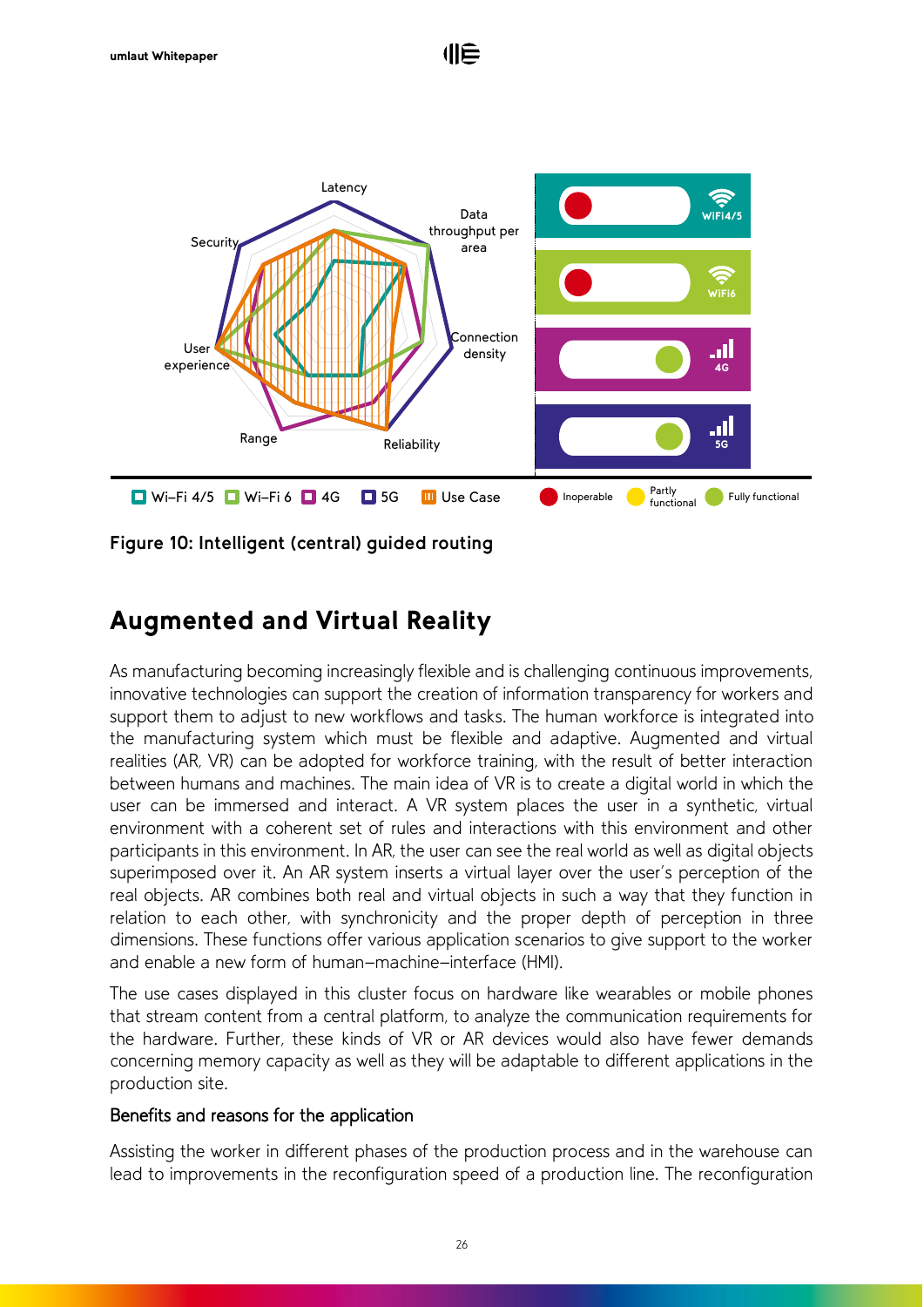Figure 10: Intelligent (central) guided routing

## Augmented and Virtual Reality

As manufacturing becoming increasingly flexible and is challenging continuous improvements, innovative technologies can support the creation of information transparency for workers and support them to adjust to new workflows and tasks. The human workforce is integrated into the manufacturing system which must be flexible and adaptive. Augmented and virtual realities (AR, VR) can be adopted for workforce training, with the result of better interaction between humans and machines. The main idea of VR is to create a digital world in which the user can be immersed and interact. A VR system places the user in a synthetic, virtual environment with a coherent set of rules and interactions with this environment and other participants in this environment. In AR, the user can see the real world as well as digital objects superimposed over it. An AR system inserts a virtual layer over the user's perception of the real objects. AR combines both real and virtual objects in such a way that they function in relation to each other, with synchronicity and the proper depth of perception in three dimensions. These functions offer various application scenarios to give support to the worker and enable a new form of human–machine–interface (HMI).

The use cases displayed in this cluster focus on hardware like wearables or mobile phones that stream content from a central platform, to analyze the communication requirements for the hardware. Further, these kinds of VR or AR devices would also have fewer demands concerning memory capacity as well as they will be adaptable to different applications in the production site.

### Benefits and reasons for the application

Assisting the worker in different phases of the production process and in the warehouse can lead to improvements in the reconfiguration speed of a production line. The reconfiguration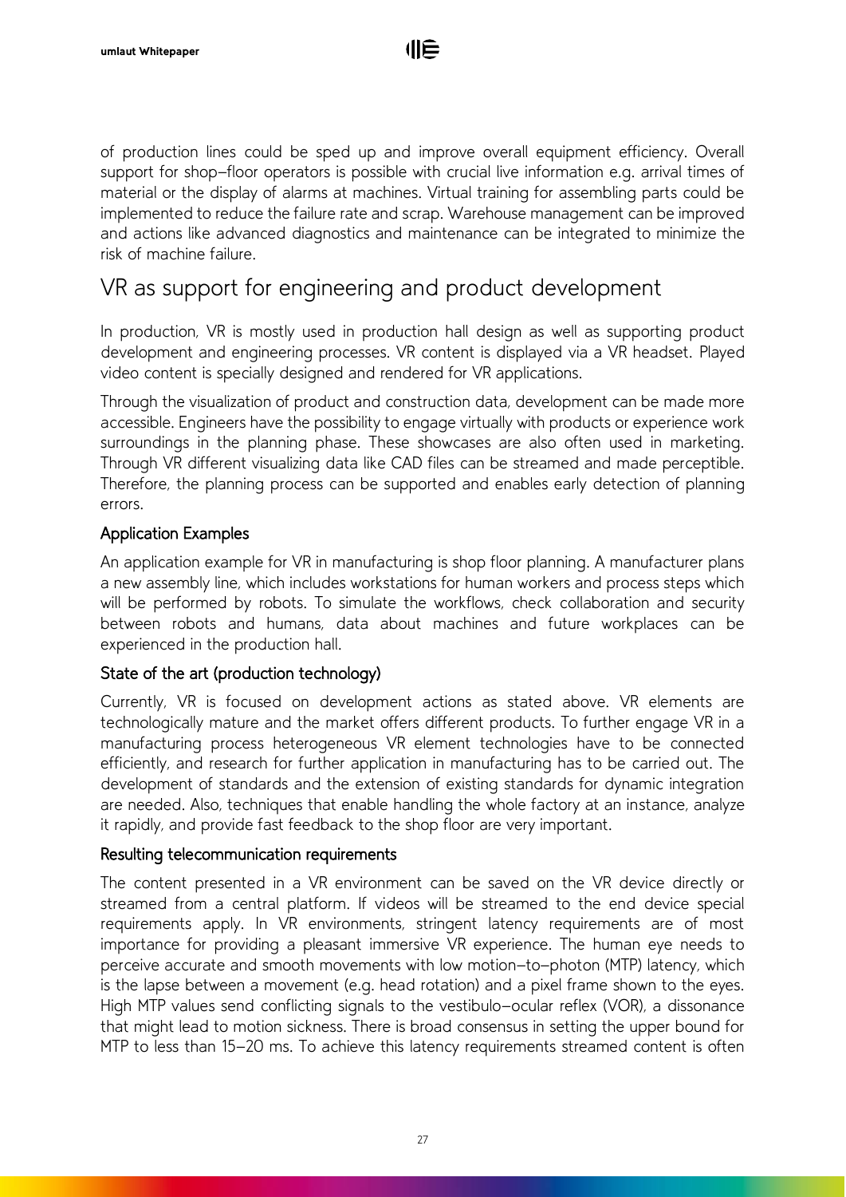of production lines could be sped up and improve overall equipment efficiency. Overall support for shop-floor operators is possible with crucial live information e.g. arrival times of material or the display of alarms at machines. Virtual training for assembling parts could be implemented to reduce the failure rate and scrap. Warehouse management can be improved and actions like advanced diagnostics and maintenance can be integrated to minimize the risk of machine failure.

## VR as support for engineering and product development

In production, VR is mostly used in production hall design as well as supporting product development and engineering processes. VR content is displayed via a VR headset. Played video content is specially designed and rendered for VR applications.

Through the visualization of product and construction data, development can be made more accessible. Engineers have the possibility to engage virtually with products or experience work surroundings in the planning phase. These showcases are also often used in marketing. Through VR different visualizing data like CAD files can be streamed and made perceptible. Therefore, the planning process can be supported and enables early detection of planning errors.

### Application Examples

An application example for VR in manufacturing is shop floor planning. A manufacturer plans a new assembly line, which includes workstations for human workers and process steps which will be performed by robots. To simulate the workflows, check collaboration and security between robots and humans, data about machines and future workplaces can be experienced in the production hall.

### State of the art (production technology)

Currently, VR is focused on development actions as stated above. VR elements are technologically mature and the market offers different products. To further engage VR in a manufacturing process heterogeneous VR element technologies have to be connected efficiently, and research for further application in manufacturing has to be carried out. The development of standards and the extension of existing standards for dynamic integration are needed. Also, techniques that enable handling the whole factory at an instance, analyze it rapidly, and provide fast feedback to the shop floor are very important.

### Resulting telecommunication requirements

The content presented in a VR environment can be saved on the VR device directly or streamed from a central platform. If videos will be streamed to the end device special requirements apply. In VR environments, stringent latency requirements are of most importance for providing a pleasant immersive VR experience. The human eye needs to perceive accurate and smooth movements with low motion-to-photon (MTP) latency, which is the lapse between a movement (e.g. head rotation) and a pixel frame shown to the eyes. High MTP values send conflicting signals to the vestibulo-ocular reflex (VOR), a dissonance that might lead to motion sickness. There is broad consensus in setting the upper bound for MTP to less than 15-20 ms. To achieve this latency requirements streamed content is often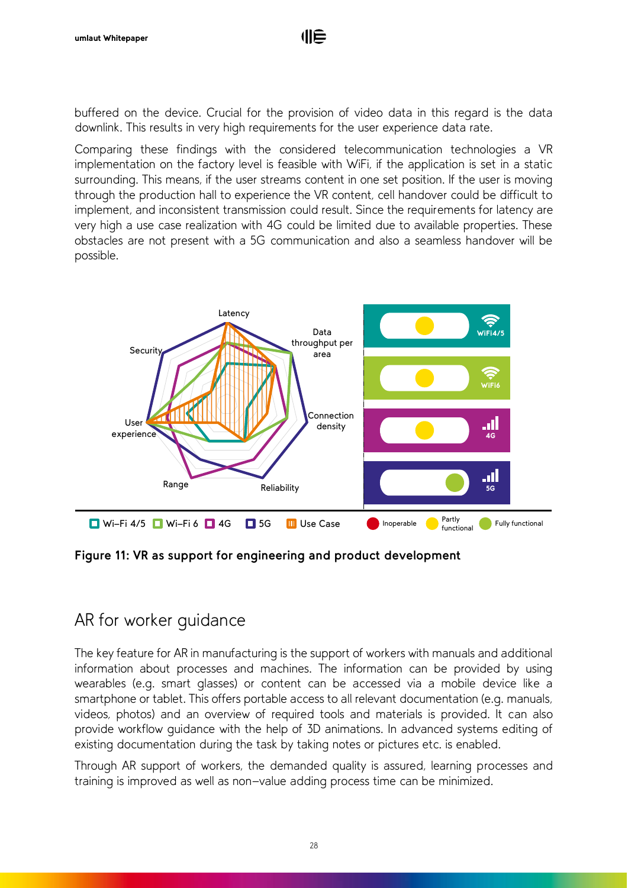buffered on the device. Crucial for the provision of video data in this regard is the data downlink. This results in very high requirements for the user experience data rate.

Comparing these findings with the considered telecommunication technologies a VR implementation on the factory level is feasible with WiFi, if the application is set in a static surrounding. This means, if the user streams content in one set position. If the user is moving through the production hall to experience the VR content, cell handover could be difficult to implement, and inconsistent transmission could result. Since the requirements for latency are very high a use case realization with 4G could be limited due to available properties. These obstacles are not present with a 5G communication and also a seamless handover will be possible.

**Figure 11: VR as support for engineering and product development**

## AR for worker guidance

The key feature for AR in manufacturing is the support of workers with manuals and additional information about processes and machines. The information can be provided by using wearables (e.g. smart glasses) or content can be accessed via a mobile device like a smartphone or tablet. This offers portable access to all relevant documentation (e.g. manuals, videos, photos) and an overview of required tools and materials is provided. It can also provide workflow guidance with the help of 3D animations. In advanced systems editing of existing documentation during the task by taking notes or pictures etc. is enabled.

Through AR support of workers, the demanded quality is assured, learning processes and training is improved as well as non-value adding process time can be minimized.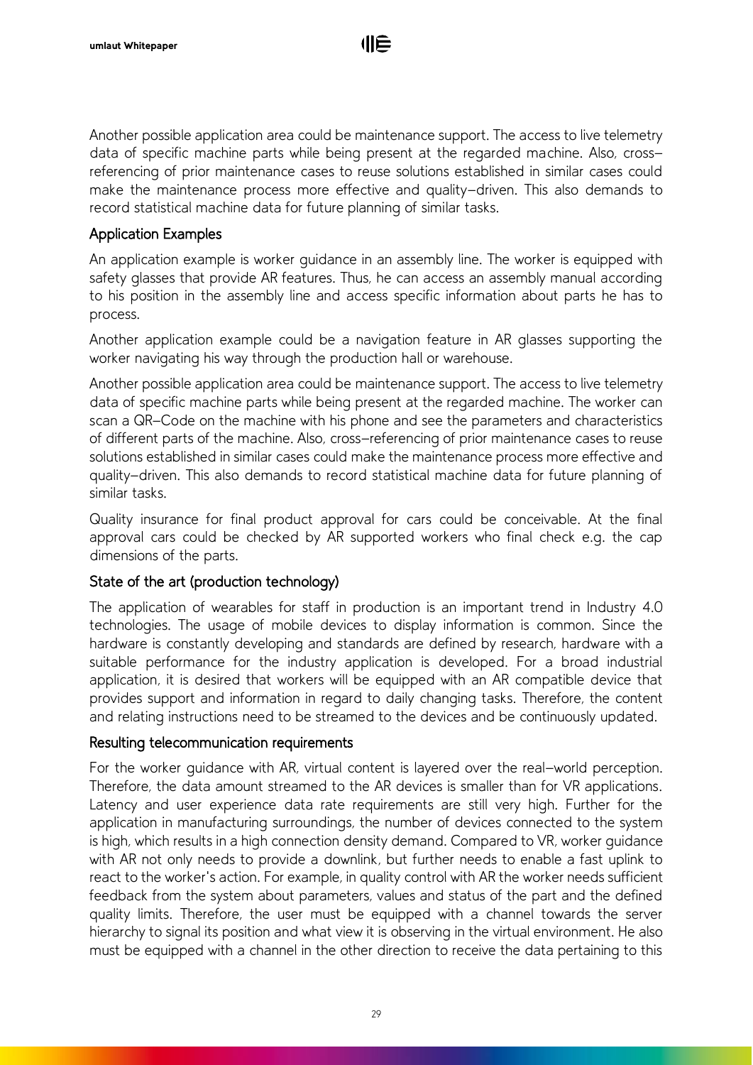Another possible application area could be maintenance support. The access to live telemetry data of specific machine parts while being present at the regarded machine. Also, cross-referencing of prior maintenance cases to reuse solutions established in similar cases could make the maintenance process more effective and quality-driven. This also demands to record statistical machine data for future planning of similar tasks.

### Application Examples

An application example is worker guidance in an assembly line. The worker is equipped with safety glasses that provide AR features. Thus, he can access an assembly manual according to his position in the assembly line and access specific information about parts he has to process.

Another application example could be a navigation feature in AR glasses supporting the worker navigating his way through the production hall or warehouse.

Another possible application area could be maintenance support. The access to live telemetry data of specific machine parts while being present at the regarded machine. The worker can scan a QR-Code on the machine with his phone and see the parameters and characteristics of different parts of the machine. Also, cross-referencing of prior maintenance cases to reuse solutions established in similar cases could make the maintenance process more effective and quality-driven. This also demands to record statistical machine data for future planning of similar tasks.

Quality insurance for final product approval for cars could be conceivable. At the final approval cars could be checked by AR supported workers who final check e.g. the cap dimensions of the parts.

### State of the art (production technology)

The application of wearables for staff in production is an important trend in Industry 4.0 technologies. The usage of mobile devices to display information is common. Since the hardware is constantly developing and standards are defined by research, hardware with a suitable performance for the industry application is developed. For a broad industrial application, it is desired that workers will be equipped with an AR compatible device that provides support and information in regard to daily changing tasks. Therefore, the content and relating instructions need to be streamed to the devices and be continuously updated.

### Resulting telecommunication requirements

For the worker guidance with AR, virtual content is layered over the real-world perception. Therefore, the data amount streamed to the AR devices is smaller than for VR applications. Latency and user experience data rate requirements are still very high. Further for the application in manufacturing surroundings, the number of devices connected to the system is high, which results in a high connection density demand. Compared to VR, worker guidance with AR not only needs to provide a downlink, but further needs to enable a fast uplink to react to the worker's action. For example, in quality control with AR the worker needs sufficient feedback from the system about parameters, values and status of the part and the defined quality limits. Therefore, the user must be equipped with a channel towards the server hierarchy to signal its position and what view it is observing in the virtual environment. He also must be equipped with a channel in the other direction to receive the data pertaining to this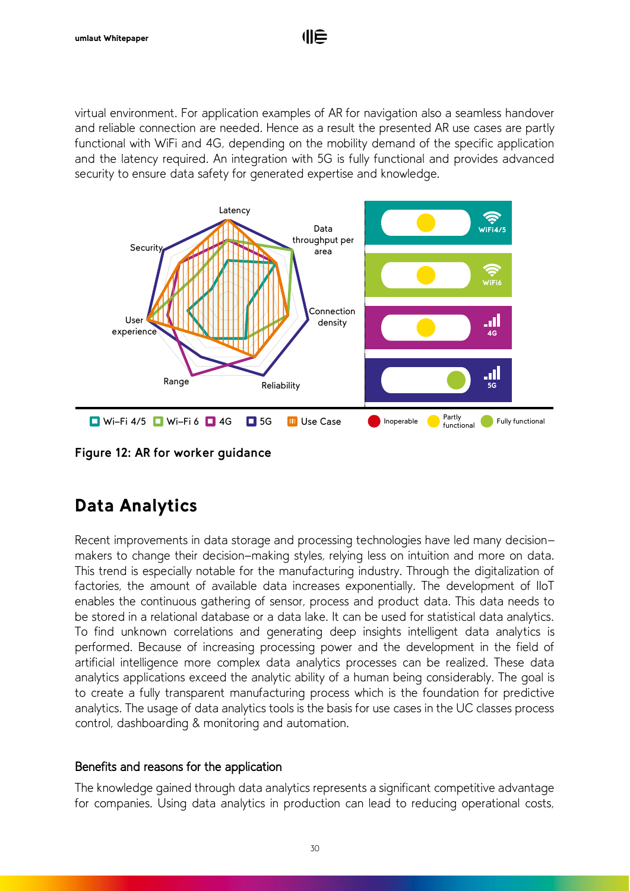virtual environment. For application examples of AR for navigation also a seamless handover and reliable connection are needed. Hence as a result the presented AR use cases are partly functional with WiFi and 4G, depending on the mobility demand of the specific application and the latency required. An integration with 5G is fully functional and provides advanced security to ensure data safety for generated expertise and knowledge.

**Figure 12: AR for worker guidance**

## Data Analytics

Recent improvements in data storage and processing technologies have led many decision–makers to change their decision–making styles, relying less on intuition and more on data. This trend is especially notable for the manufacturing industry. Through the digitalization of factories, the amount of available data increases exponentially. The development of IIoT enables the continuous gathering of sensor, process and product data. This data needs to be stored in a relational database or a data lake. It can be used for statistical data analytics. To find unknown correlations and generating deep insights intelligent data analytics is performed. Because of increasing processing power and the development in the field of artificial intelligence more complex data analytics processes can be realized. These data analytics applications exceed the analytic ability of a human being considerably. The goal is to create a fully transparent manufacturing process which is the foundation for predictive analytics. The usage of data analytics tools is the basis for use cases in the UC classes process control, dashboarding & monitoring and automation.

### Benefits and reasons for the application

The knowledge gained through data analytics represents a significant competitive advantage for companies. Using data analytics in production can lead to reducing operational costs,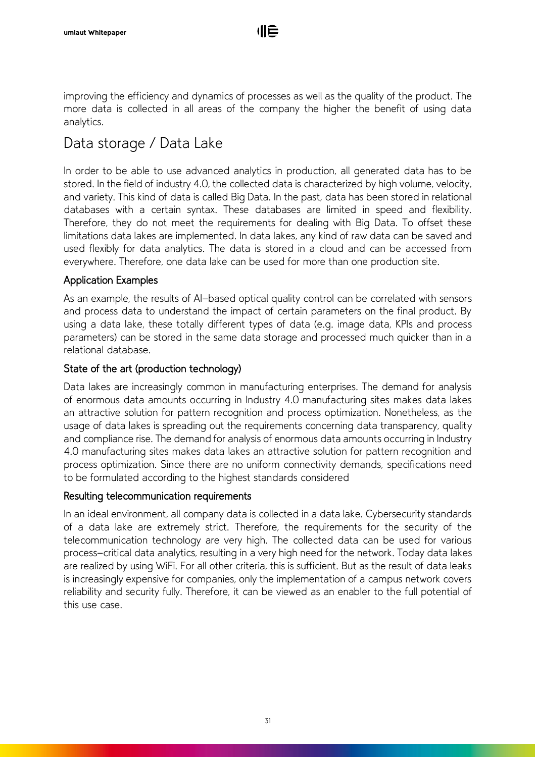improving the efficiency and dynamics of processes as well as the quality of the product. The more data is collected in all areas of the company the higher the benefit of using data analytics.

## Data storage / Data Lake

In order to be able to use advanced analytics in production, all generated data has to be stored. In the field of industry 4.0, the collected data is characterized by high volume, velocity, and variety. This kind of data is called Big Data. In the past, data has been stored in relational databases with a certain syntax. These databases are limited in speed and flexibility. Therefore, they do not meet the requirements for dealing with Big Data. To offset these limitations data lakes are implemented. In data lakes, any kind of raw data can be saved and used flexibly for data analytics. The data is stored in a cloud and can be accessed from everywhere. Therefore, one data lake can be used for more than one production site.

### Application Examples

As an example, the results of AI-based optical quality control can be correlated with sensors and process data to understand the impact of certain parameters on the final product. By using a data lake, these totally different types of data (e.g. image data, KPIs and process parameters) can be stored in the same data storage and processed much quicker than in a relational database.

### State of the art (production technology)

Data lakes are increasingly common in manufacturing enterprises. The demand for analysis of enormous data amounts occurring in Industry 4.0 manufacturing sites makes data lakes an attractive solution for pattern recognition and process optimization. Nonetheless, as the usage of data lakes is spreading out the requirements concerning data transparency, quality and compliance rise. The demand for analysis of enormous data amounts occurring in Industry 4.0 manufacturing sites makes data lakes an attractive solution for pattern recognition and process optimization. Since there are no uniform connectivity demands, specifications need to be formulated according to the highest standards considered

### Resulting telecommunication requirements

In an ideal environment, all company data is collected in a data lake. Cybersecurity standards of a data lake are extremely strict. Therefore, the requirements for the security of the telecommunication technology are very high. The collected data can be used for various process-critical data analytics, resulting in a very high need for the network. Today data lakes are realized by using WiFi. For all other criteria, this is sufficient. But as the result of data leaks is increasingly expensive for companies, only the implementation of a campus network covers reliability and security fully. Therefore, it can be viewed as an enabler to the full potential of this use case.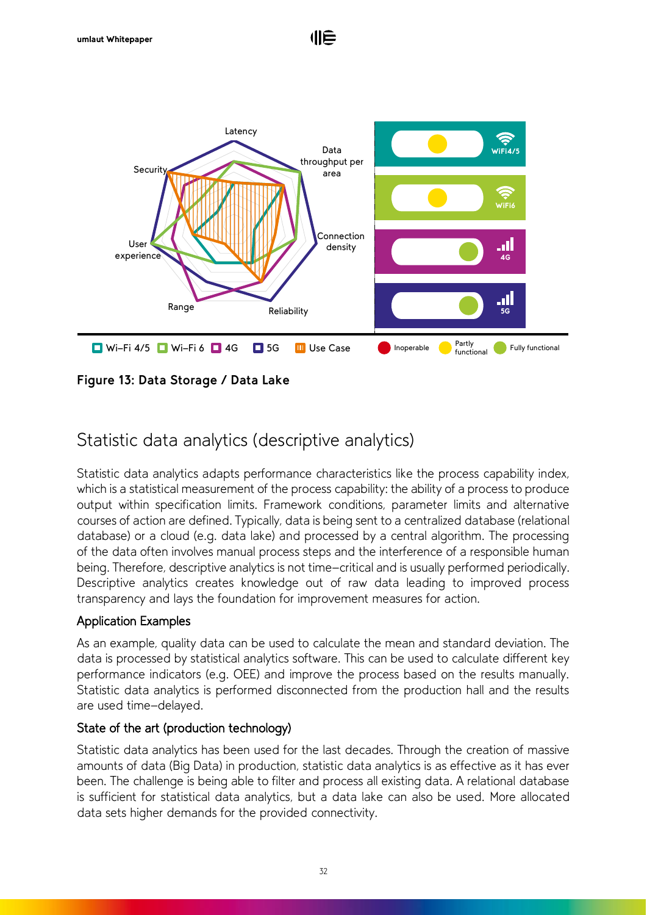Figure 13: Data Storage / Data Lake

## Statistic data analytics (descriptive analytics)

Statistic data analytics adapts performance characteristics like the process capability index, which is a statistical measurement of the process capability: the ability of a process to produce output within specification limits. Framework conditions, parameter limits and alternative courses of action are defined. Typically, data is being sent to a centralized database (relational database) or a cloud (e.g. data lake) and processed by a central algorithm. The processing of the data often involves manual process steps and the interference of a responsible human being. Therefore, descriptive analytics is not time–critical and is usually performed periodically. Descriptive analytics creates knowledge out of raw data leading to improved process transparency and lays the foundation for improvement measures for action.

### Application Examples

As an example, quality data can be used to calculate the mean and standard deviation. The data is processed by statistical analytics software. This can be used to calculate different key performance indicators (e.g. OEE) and improve the process based on the results manually. Statistic data analytics is performed disconnected from the production hall and the results are used time–delayed.

### State of the art (production technology)

Statistic data analytics has been used for the last decades. Through the creation of massive amounts of data (Big Data) in production, statistic data analytics is as effective as it has ever been. The challenge is being able to filter and process all existing data. A relational database is sufficient for statistical data analytics, but a data lake can also be used. More allocated data sets higher demands for the provided connectivity.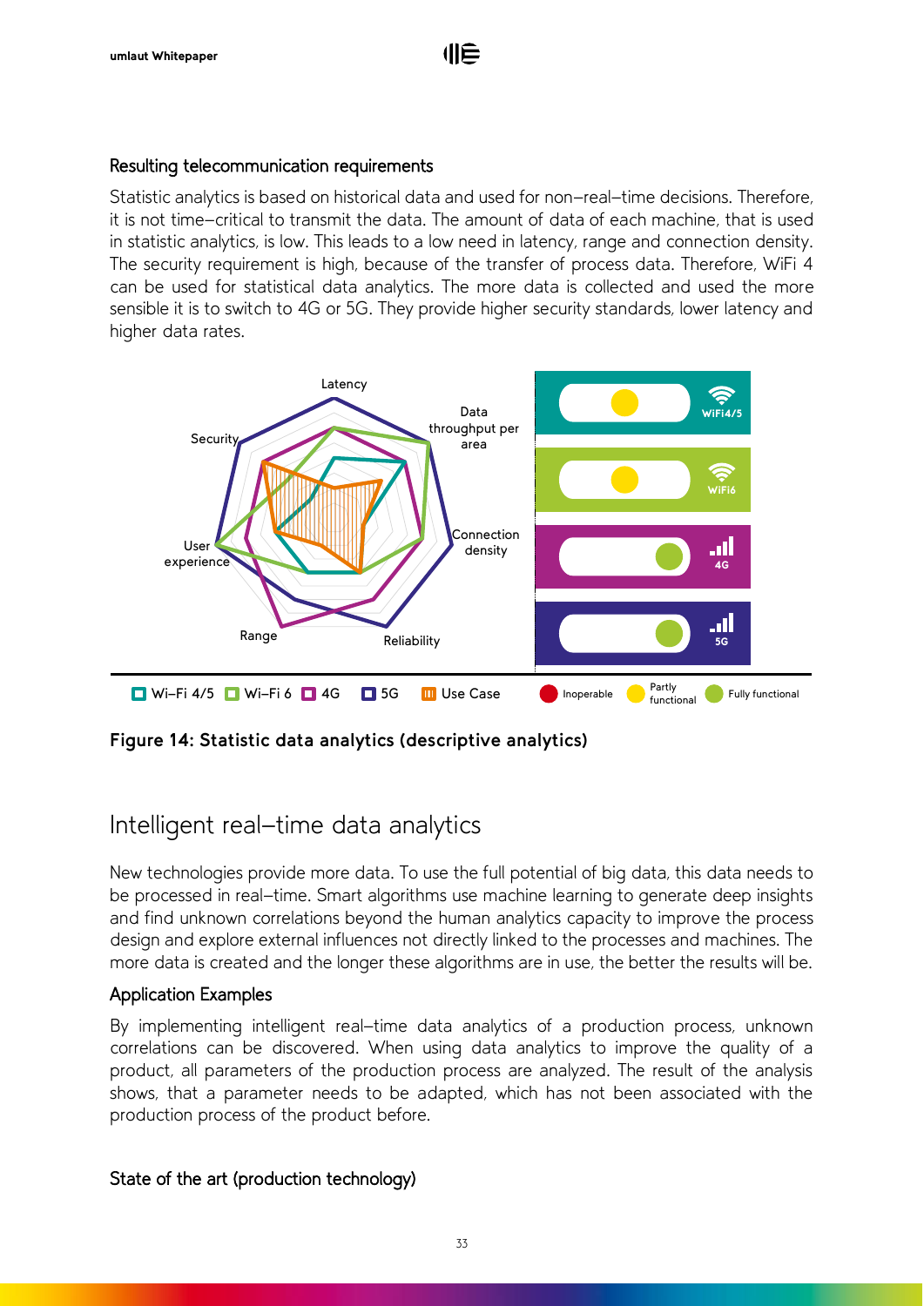### Resulting telecommunication requirements

Statistic analytics is based on historical data and used for non–real–time decisions. Therefore, it is not time–critical to transmit the data. The amount of data of each machine, that is used in statistic analytics, is low. This leads to a low need in latency, range and connection density. The security requirement is high, because of the transfer of process data. Therefore, WiFi 4 can be used for statistical data analytics. The more data is collected and used the more sensible it is to switch to 4G or 5G. They provide higher security standards, lower latency and higher data rates.

**Figure 14: Statistic data analytics (descriptive analytics)**

## Intelligent real–time data analytics

New technologies provide more data. To use the full potential of big data, this data needs to be processed in real–time. Smart algorithms use machine learning to generate deep insights and find unknown correlations beyond the human analytics capacity to improve the process design and explore external influences not directly linked to the processes and machines. The more data is created and the longer these algorithms are in use, the better the results will be.

### Application Examples

By implementing intelligent real–time data analytics of a production process, unknown correlations can be discovered. When using data analytics to improve the quality of a product, all parameters of the production process are analyzed. The result of the analysis shows, that a parameter needs to be adapted, which has not been associated with the production process of the product before.

### State of the art (production technology)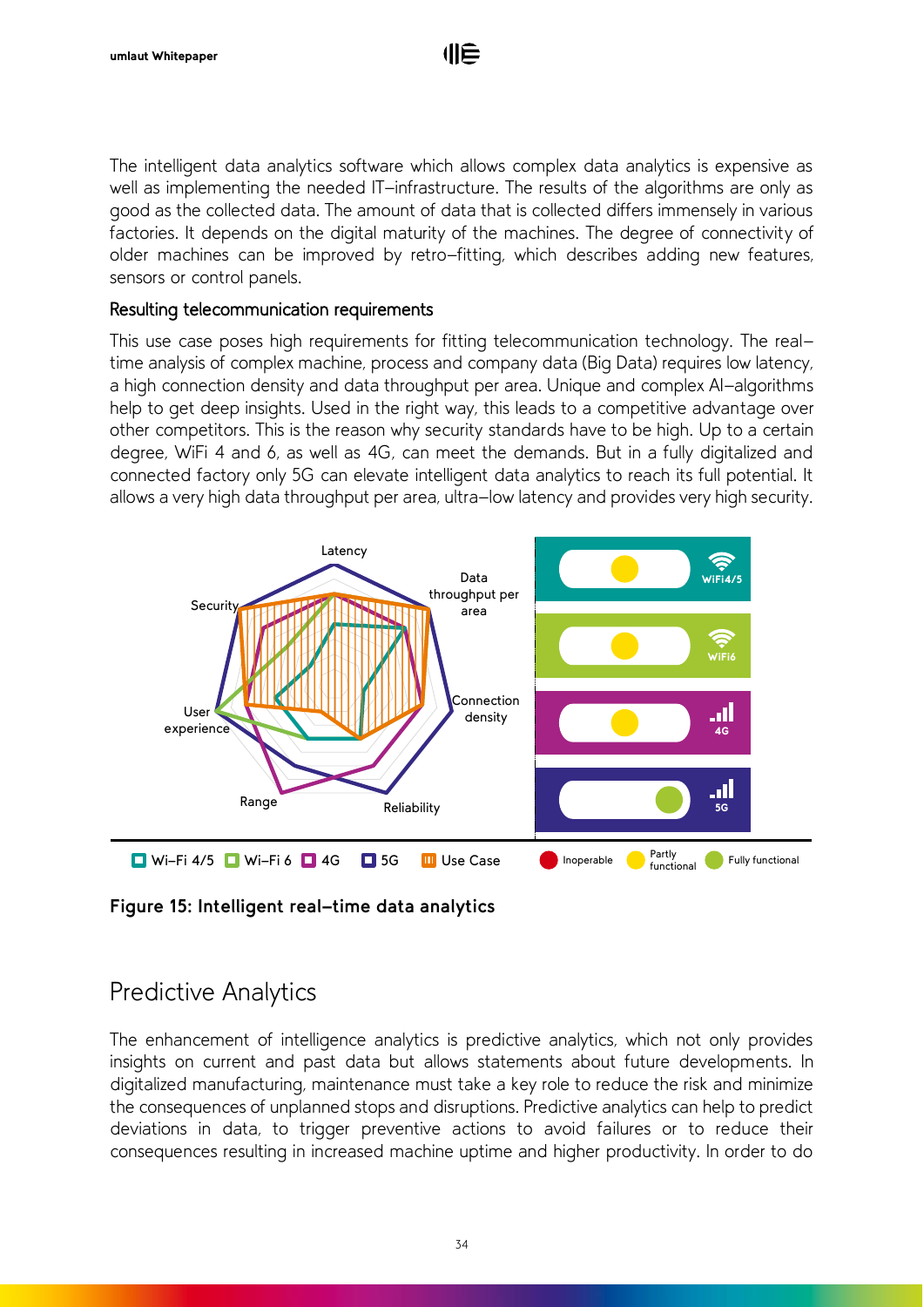The intelligent data analytics software which allows complex data analytics is expensive as well as implementing the needed IT–infrastructure. The results of the algorithms are only as good as the collected data. The amount of data that is collected differs immensely in various factories. It depends on the digital maturity of the machines. The degree of connectivity of older machines can be improved by retro–fitting, which describes adding new features, sensors or control panels.

### Resulting telecommunication requirements

This use case poses high requirements for fitting telecommunication technology. The real–time analysis of complex machine, process and company data (Big Data) requires low latency, a high connection density and data throughput per area. Unique and complex AI–algorithms help to get deep insights. Used in the right way, this leads to a competitive advantage over other competitors. This is the reason why security standards have to be high. Up to a certain degree, WiFi 4 and 6, as well as 4G, can meet the demands. But in a fully digitalized and connected factory only 5G can elevate intelligent data analytics to reach its full potential. It allows a very high data throughput per area, ultra–low latency and provides very high security.

**Figure 15: Intelligent real–time data analytics**

## Predictive Analytics

The enhancement of intelligence analytics is predictive analytics, which not only provides insights on current and past data but allows statements about future developments. In digitalized manufacturing, maintenance must take a key role to reduce the risk and minimize the consequences of unplanned stops and disruptions. Predictive analytics can help to predict deviations in data, to trigger preventive actions to avoid failures or to reduce their consequences resulting in increased machine uptime and higher productivity. In order to do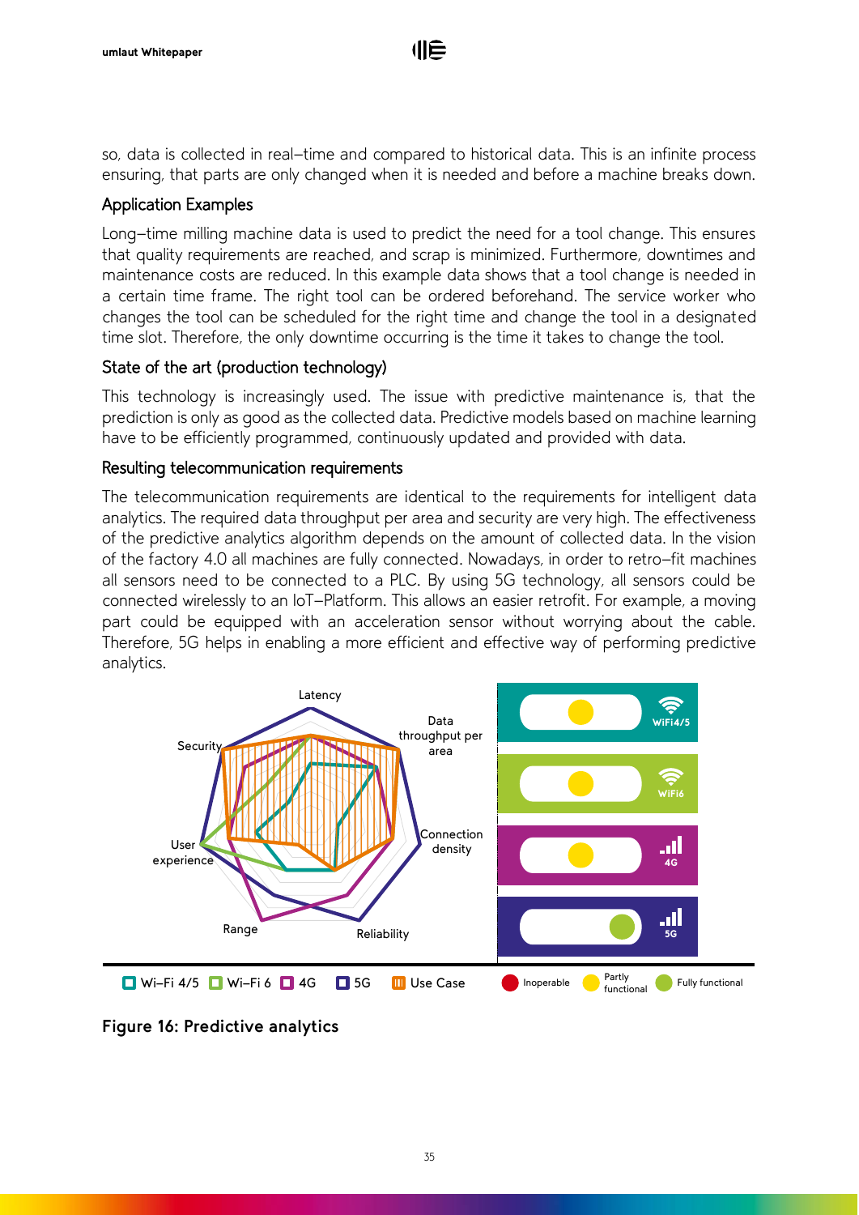so, data is collected in real–time and compared to historical data. This is an infinite process ensuring, that parts are only changed when it is needed and before a machine breaks down.

### Application Examples

Long–time milling machine data is used to predict the need for a tool change. This ensures that quality requirements are reached, and scrap is minimized. Furthermore, downtimes and maintenance costs are reduced. In this example data shows that a tool change is needed in a certain time frame. The right tool can be ordered beforehand. The service worker who changes the tool can be scheduled for the right time and change the tool in a designated time slot. Therefore, the only downtime occurring is the time it takes to change the tool.

### State of the art (production technology)

This technology is increasingly used. The issue with predictive maintenance is, that the prediction is only as good as the collected data. Predictive models based on machine learning have to be efficiently programmed, continuously updated and provided with data.

### Resulting telecommunication requirements

The telecommunication requirements are identical to the requirements for intelligent data analytics. The required data throughput per area and security are very high. The effectiveness of the predictive analytics algorithm depends on the amount of collected data. In the vision of the factory 4.0 all machines are fully connected. Nowadays, in order to retro–fit machines all sensors need to be connected to a PLC. By using 5G technology, all sensors could be connected wirelessly to an IoT–Platform. This allows an easier retrofit. For example, a moving part could be equipped with an acceleration sensor without worrying about the cable. Therefore, 5G helps in enabling a more efficient and effective way of performing predictive analytics.

**Figure 16: Predictive analytics**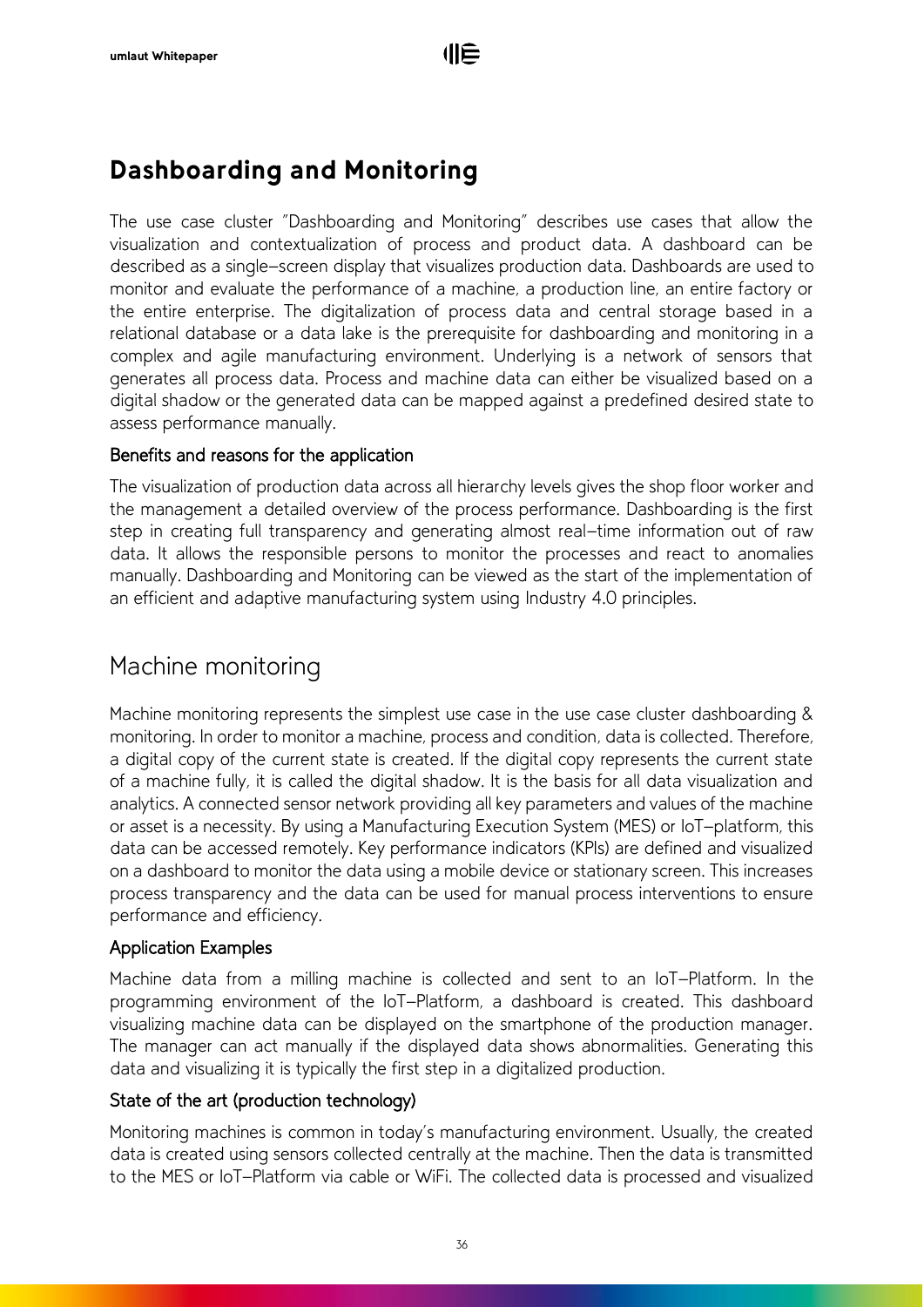# Dashboarding and Monitoring

The use case cluster "Dashboarding and Monitoring" describes use cases that allow the visualization and contextualization of process and product data. A dashboard can be described as a single-screen display that visualizes production data. Dashboards are used to monitor and evaluate the performance of a machine, a production line, an entire factory or the entire enterprise. The digitalization of process data and central storage based in a relational database or a data lake is the prerequisite for dashboarding and monitoring in a complex and agile manufacturing environment. Underlying is a network of sensors that generates all process data. Process and machine data can either be visualized based on a digital shadow or the generated data can be mapped against a predefined desired state to assess performance manually.

### Benefits and reasons for the application

The visualization of production data across all hierarchy levels gives the shop floor worker and the management a detailed overview of the process performance. Dashboarding is the first step in creating full transparency and generating almost real-time information out of raw data. It allows the responsible persons to monitor the processes and react to anomalies manually. Dashboarding and Monitoring can be viewed as the start of the implementation of an efficient and adaptive manufacturing system using Industry 4.0 principles.

## Machine monitoring

Machine monitoring represents the simplest use case in the use case cluster dashboarding & monitoring. In order to monitor a machine, process and condition, data is collected. Therefore, a digital copy of the current state is created. If the digital copy represents the current state of a machine fully, it is called the digital shadow. It is the basis for all data visualization and analytics. A connected sensor network providing all key parameters and values of the machine or asset is a necessity. By using a Manufacturing Execution System (MES) or IoT-platform, this data can be accessed remotely. Key performance indicators (KPIs) are defined and visualized on a dashboard to monitor the data using a mobile device or stationary screen. This increases process transparency and the data can be used for manual process interventions to ensure performance and efficiency.

### Application Examples

Machine data from a milling machine is collected and sent to an IoT-Platform. In the programming environment of the IoT-Platform, a dashboard is created. This dashboard visualizing machine data can be displayed on the smartphone of the production manager. The manager can act manually if the displayed data shows abnormalities. Generating this data and visualizing it is typically the first step in a digitalized production.

### State of the art (production technology)

Monitoring machines is common in today's manufacturing environment. Usually, the created data is created using sensors collected centrally at the machine. Then the data is transmitted to the MES or IoT-Platform via cable or WiFi. The collected data is processed and visualized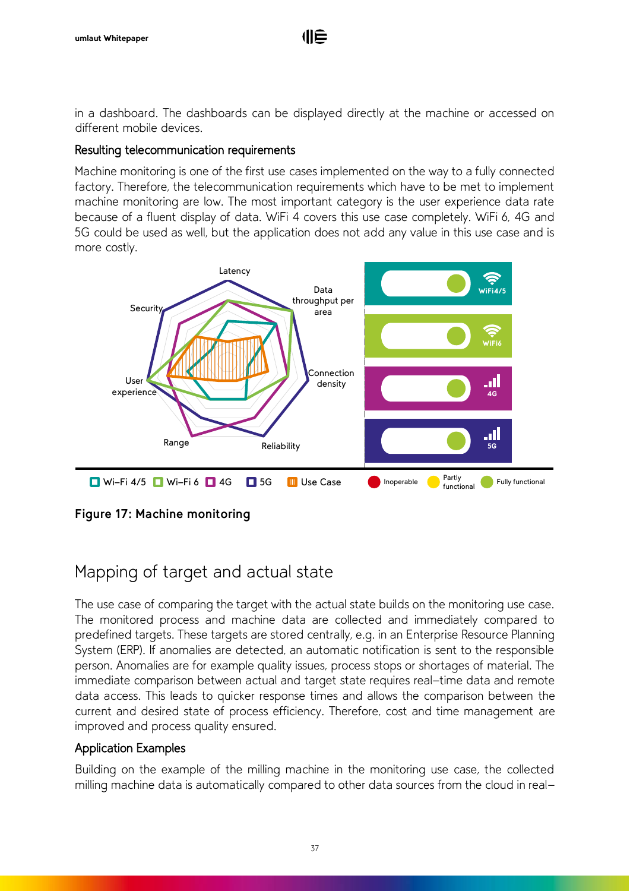in a dashboard. The dashboards can be displayed directly at the machine or accessed on different mobile devices.

### Resulting telecommunication requirements

Machine monitoring is one of the first use cases implemented on the way to a fully connected factory. Therefore, the telecommunication requirements which have to be met to implement machine monitoring are low. The most important category is the user experience data rate because of a fluent display of data. WiFi 4 covers this use case completely. WiFi 6, 4G and 5G could be used as well, but the application does not add any value in this use case and is more costly.

**Figure 17: Machine monitoring**

## Mapping of target and actual state

The use case of comparing the target with the actual state builds on the monitoring use case. The monitored process and machine data are collected and immediately compared to predefined targets. These targets are stored centrally, e.g. in an Enterprise Resource Planning System (ERP). If anomalies are detected, an automatic notification is sent to the responsible person. Anomalies are for example quality issues, process stops or shortages of material. The immediate comparison between actual and target state requires real-time data and remote data access. This leads to quicker response times and allows the comparison between the current and desired state of process efficiency. Therefore, cost and time management are improved and process quality ensured.

### Application Examples

Building on the example of the milling machine in the monitoring use case, the collected milling machine data is automatically compared to other data sources from the cloud in real-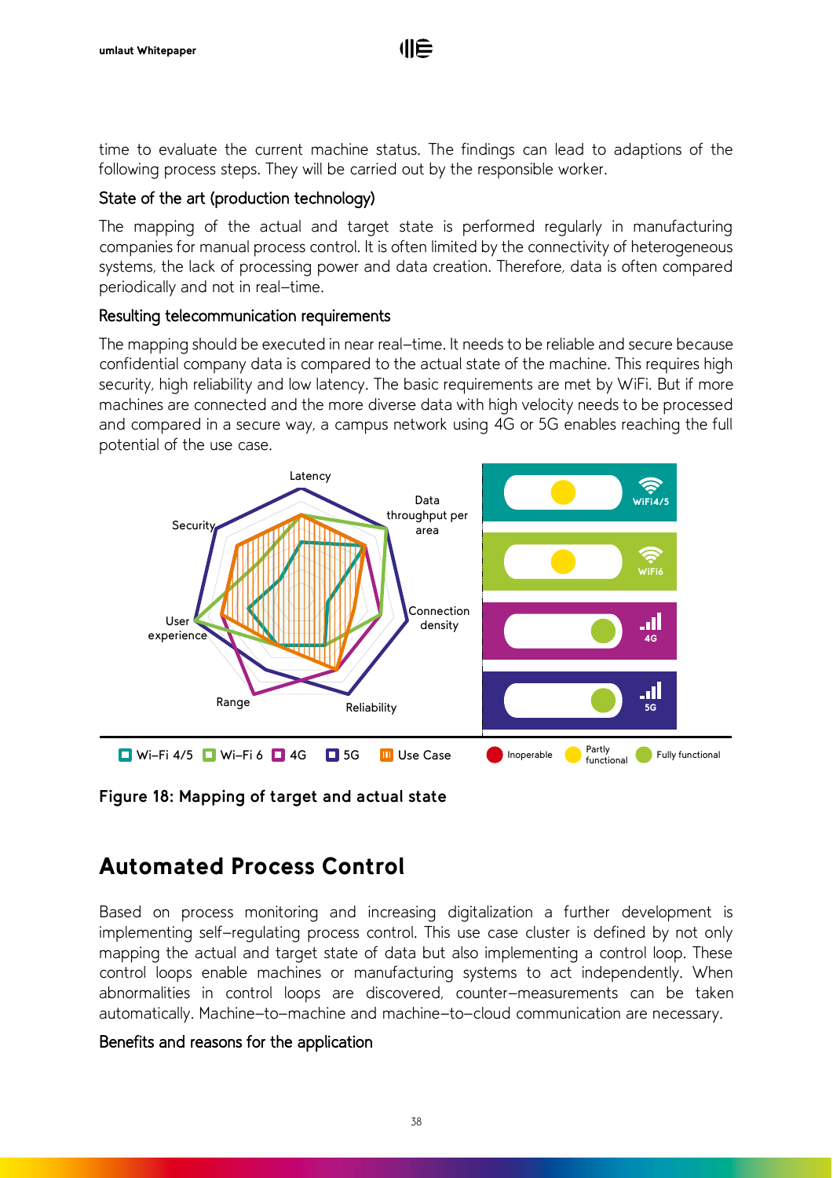time to evaluate the current machine status. The findings can lead to adaptions of the following process steps. They will be carried out by the responsible worker.

### State of the art (production technology)

The mapping of the actual and target state is performed regularly in manufacturing companies for manual process control. It is often limited by the connectivity of heterogeneous systems, the lack of processing power and data creation. Therefore, data is often compared periodically and not in real–time.

### Resulting telecommunication requirements

The mapping should be executed in near real–time. It needs to be reliable and secure because confidential company data is compared to the actual state of the machine. This requires high security, high reliability and low latency. The basic requirements are met by WiFi. But if more machines are connected and the more diverse data with high velocity needs to be processed and compared in a secure way, a campus network using 4G or 5G enables reaching the full potential of the use case.

**Figure 18: Mapping of target and actual state**

## Automated Process Control

Based on process monitoring and increasing digitalization a further development is implementing self–regulating process control. This use case cluster is defined by not only mapping the actual and target state of data but also implementing a control loop. These control loops enable machines or manufacturing systems to act independently. When abnormalities in control loops are discovered, counter–measurements can be taken automatically. Machine–to–machine and machine–to–cloud communication are necessary.

### Benefits and reasons for the application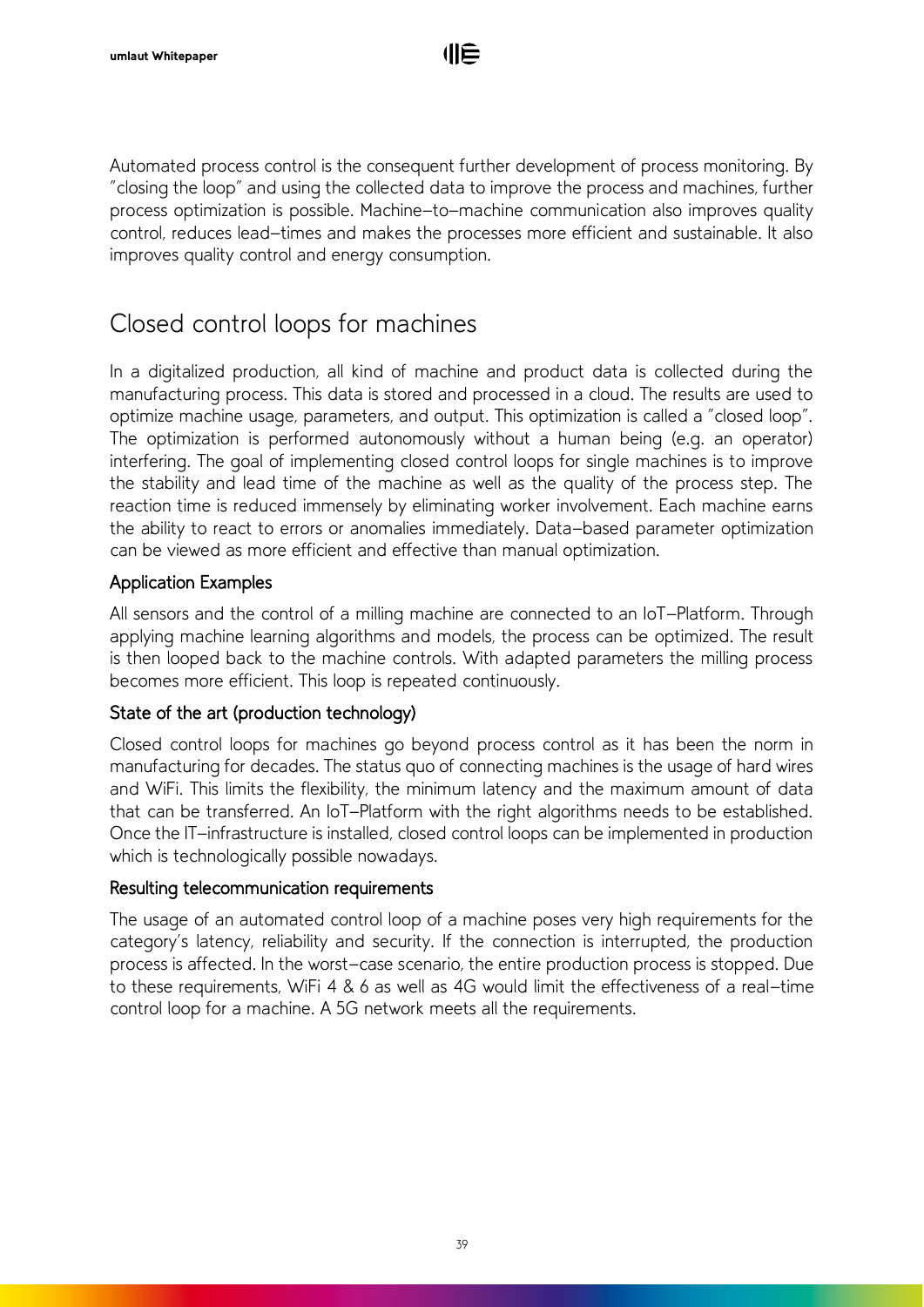Automated process control is the consequent further development of process monitoring. By "closing the loop" and using the collected data to improve the process and machines, further process optimization is possible. Machine-to-machine communication also improves quality control, reduces lead-times and makes the processes more efficient and sustainable. It also improves quality control and energy consumption.

## Closed control loops for machines

In a digitalized production, all kind of machine and product data is collected during the manufacturing process. This data is stored and processed in a cloud. The results are used to optimize machine usage, parameters, and output. This optimization is called a "closed loop". The optimization is performed autonomously without a human being (e.g. an operator) interfering. The goal of implementing closed control loops for single machines is to improve the stability and lead time of the machine as well as the quality of the process step. The reaction time is reduced immensely by eliminating worker involvement. Each machine earns the ability to react to errors or anomalies immediately. Data-based parameter optimization can be viewed as more efficient and effective than manual optimization.

### Application Examples

All sensors and the control of a milling machine are connected to an IoT-Platform. Through applying machine learning algorithms and models, the process can be optimized. The result is then looped back to the machine controls. With adapted parameters the milling process becomes more efficient. This loop is repeated continuously.

### State of the art (production technology)

Closed control loops for machines go beyond process control as it has been the norm in manufacturing for decades. The status quo of connecting machines is the usage of hard wires and WiFi. This limits the flexibility, the minimum latency and the maximum amount of data that can be transferred. An IoT-Platform with the right algorithms needs to be established. Once the IT-infrastructure is installed, closed control loops can be implemented in production which is technologically possible nowadays.

### Resulting telecommunication requirements

The usage of an automated control loop of a machine poses very high requirements for the category's latency, reliability and security. If the connection is interrupted, the production process is affected. In the worst-case scenario, the entire production process is stopped. Due to these requirements, WiFi 4 & 6 as well as 4G would limit the effectiveness of a real-time control loop for a machine. A 5G network meets all the requirements.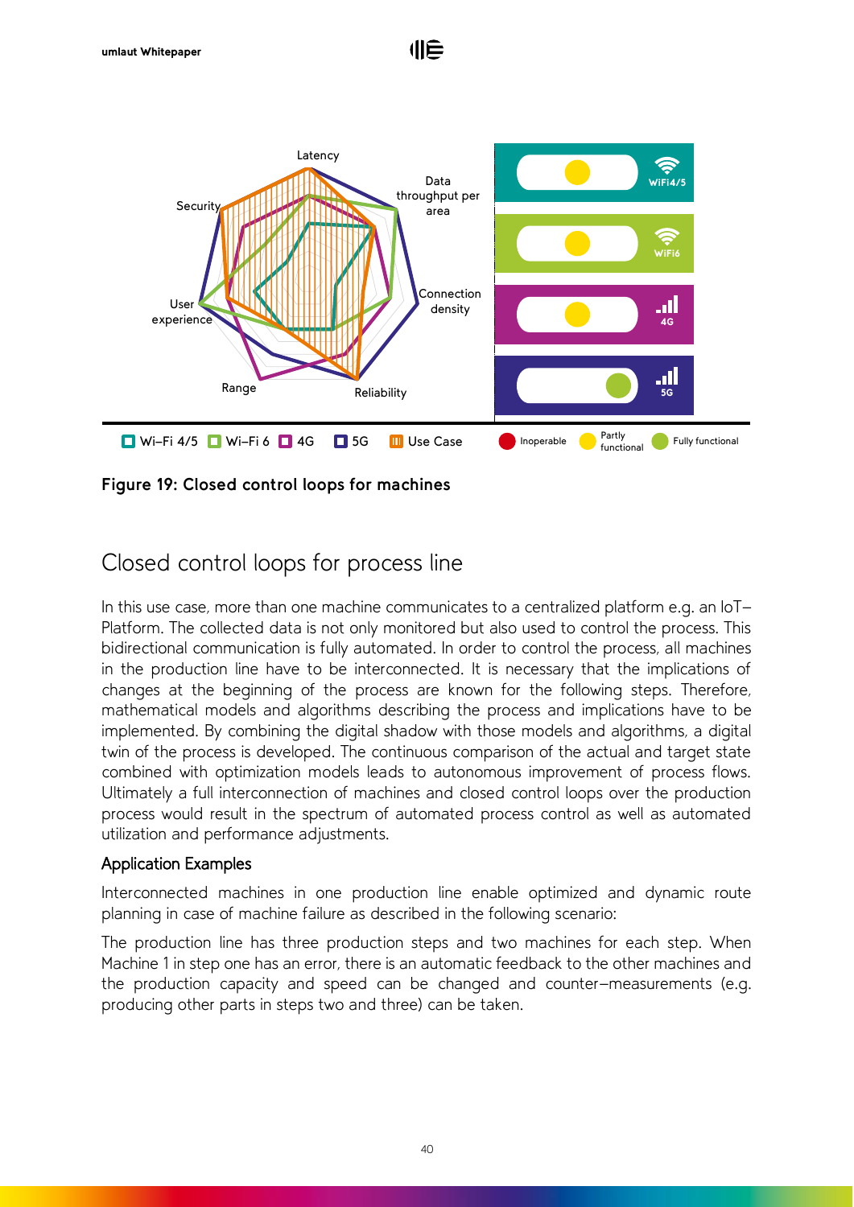Figure 19: Closed control loops for machines

## Closed control loops for process line

In this use case, more than one machine communicates to a centralized platform e.g. an IoT–Platform. The collected data is not only monitored but also used to control the process. This bidirectional communication is fully automated. In order to control the process, all machines in the production line have to be interconnected. It is necessary that the implications of changes at the beginning of the process are known for the following steps. Therefore, mathematical models and algorithms describing the process and implications have to be implemented. By combining the digital shadow with those models and algorithms, a digital twin of the process is developed. The continuous comparison of the actual and target state combined with optimization models leads to autonomous improvement of process flows. Ultimately a full interconnection of machines and closed control loops over the production process would result in the spectrum of automated process control as well as automated utilization and performance adjustments.

### Application Examples

Interconnected machines in one production line enable optimized and dynamic route planning in case of machine failure as described in the following scenario:

The production line has three production steps and two machines for each step. When Machine 1 in step one has an error, there is an automatic feedback to the other machines and the production capacity and speed can be changed and counter–measurements (e.g. producing other parts in steps two and three) can be taken.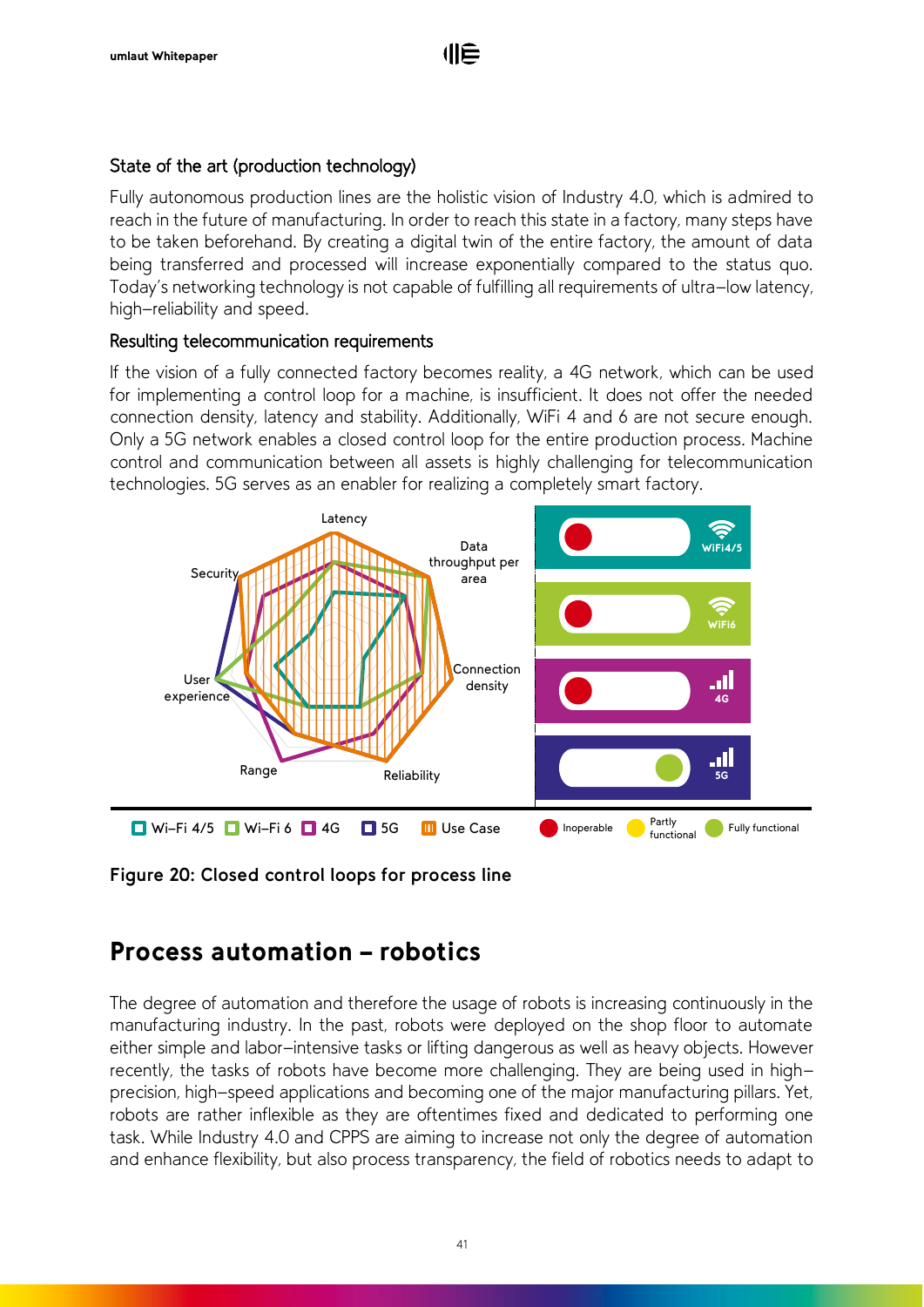### State of the art (production technology)

Fully autonomous production lines are the holistic vision of Industry 4.0, which is admired to reach in the future of manufacturing. In order to reach this state in a factory, many steps have to be taken beforehand. By creating a digital twin of the entire factory, the amount of data being transferred and processed will increase exponentially compared to the status quo. Today's networking technology is not capable of fulfilling all requirements of ultra–low latency, high–reliability and speed.

### Resulting telecommunication requirements

If the vision of a fully connected factory becomes reality, a 4G network, which can be used for implementing a control loop for a machine, is insufficient. It does not offer the needed connection density, latency and stability. Additionally, WiFi 4 and 6 are not secure enough. Only a 5G network enables a closed control loop for the entire production process. Machine control and communication between all assets is highly challenging for telecommunication technologies. 5G serves as an enabler for realizing a completely smart factory.

**Figure 20: Closed control loops for process line**

## Process automation – robotics

The degree of automation and therefore the usage of robots is increasing continuously in the manufacturing industry. In the past, robots were deployed on the shop floor to automate either simple and labor–intensive tasks or lifting dangerous as well as heavy objects. However recently, the tasks of robots have become more challenging. They are being used in high–precision, high–speed applications and becoming one of the major manufacturing pillars. Yet, robots are rather inflexible as they are oftentimes fixed and dedicated to performing one task. While Industry 4.0 and CPPS are aiming to increase not only the degree of automation and enhance flexibility, but also process transparency, the field of robotics needs to adapt to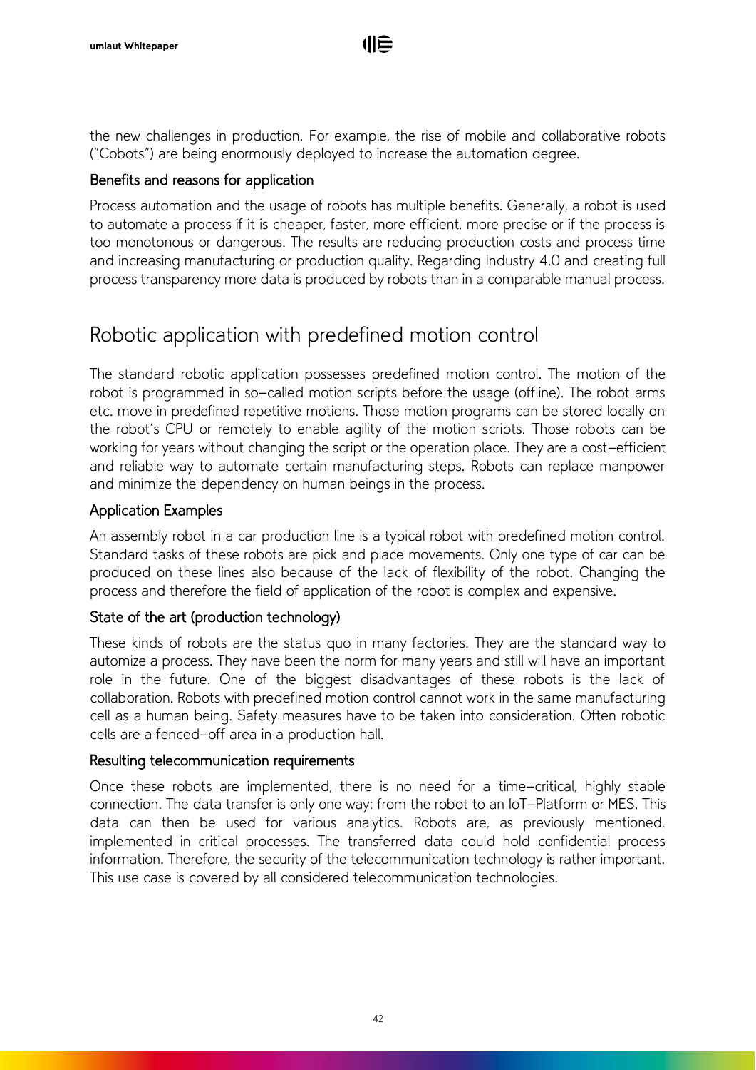the new challenges in production. For example, the rise of mobile and collaborative robots ("Cobots") are being enormously deployed to increase the automation degree.

### Benefits and reasons for application

Process automation and the usage of robots has multiple benefits. Generally, a robot is used to automate a process if it is cheaper, faster, more efficient, more precise or if the process is too monotonous or dangerous. The results are reducing production costs and process time and increasing manufacturing or production quality. Regarding Industry 4.0 and creating full process transparency more data is produced by robots than in a comparable manual process.

## Robotic application with predefined motion control

The standard robotic application possesses predefined motion control. The motion of the robot is programmed in so-called motion scripts before the usage (offline). The robot arms etc. move in predefined repetitive motions. Those motion programs can be stored locally on the robot's CPU or remotely to enable agility of the motion scripts. Those robots can be working for years without changing the script or the operation place. They are a cost-efficient and reliable way to automate certain manufacturing steps. Robots can replace manpower and minimize the dependency on human beings in the process.

### Application Examples

An assembly robot in a car production line is a typical robot with predefined motion control. Standard tasks of these robots are pick and place movements. Only one type of car can be produced on these lines also because of the lack of flexibility of the robot. Changing the process and therefore the field of application of the robot is complex and expensive.

### State of the art (production technology)

These kinds of robots are the status quo in many factories. They are the standard way to automize a process. They have been the norm for many years and still will have an important role in the future. One of the biggest disadvantages of these robots is the lack of collaboration. Robots with predefined motion control cannot work in the same manufacturing cell as a human being. Safety measures have to be taken into consideration. Often robotic cells are a fenced-off area in a production hall.

### Resulting telecommunication requirements

Once these robots are implemented, there is no need for a time-critical, highly stable connection. The data transfer is only one way: from the robot to an IoT-Platform or MES. This data can then be used for various analytics. Robots are, as previously mentioned, implemented in critical processes. The transferred data could hold confidential process information. Therefore, the security of the telecommunication technology is rather important. This use case is covered by all considered telecommunication technologies.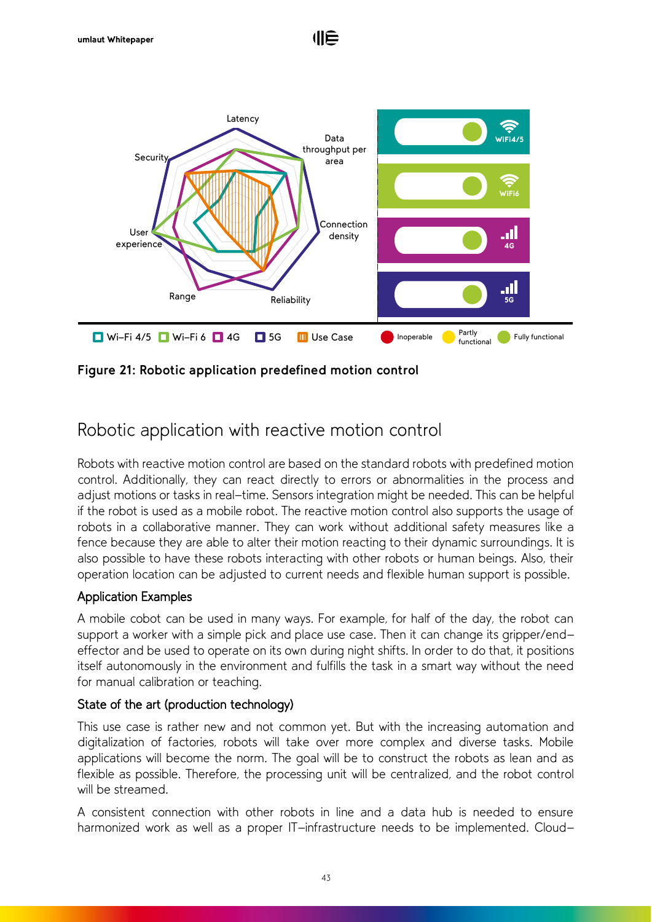Figure 21: Robotic application predefined motion control

## Robotic application with reactive motion control

Robots with reactive motion control are based on the standard robots with predefined motion control. Additionally, they can react directly to errors or abnormalities in the process and adjust motions or tasks in real–time. Sensors integration might be needed. This can be helpful if the robot is used as a mobile robot. The reactive motion control also supports the usage of robots in a collaborative manner. They can work without additional safety measures like a fence because they are able to alter their motion reacting to their dynamic surroundings. It is also possible to have these robots interacting with other robots or human beings. Also, their operation location can be adjusted to current needs and flexible human support is possible.

### Application Examples

A mobile cobot can be used in many ways. For example, for half of the day, the robot can support a worker with a simple pick and place use case. Then it can change its gripper/end–effector and be used to operate on its own during night shifts. In order to do that, it positions itself autonomously in the environment and fulfills the task in a smart way without the need for manual calibration or teaching.

### State of the art (production technology)

This use case is rather new and not common yet. But with the increasing automation and digitalization of factories, robots will take over more complex and diverse tasks. Mobile applications will become the norm. The goal will be to construct the robots as lean and as flexible as possible. Therefore, the processing unit will be centralized, and the robot control will be streamed.

A consistent connection with other robots in line and a data hub is needed to ensure harmonized work as well as a proper IT–infrastructure needs to be implemented. Cloud–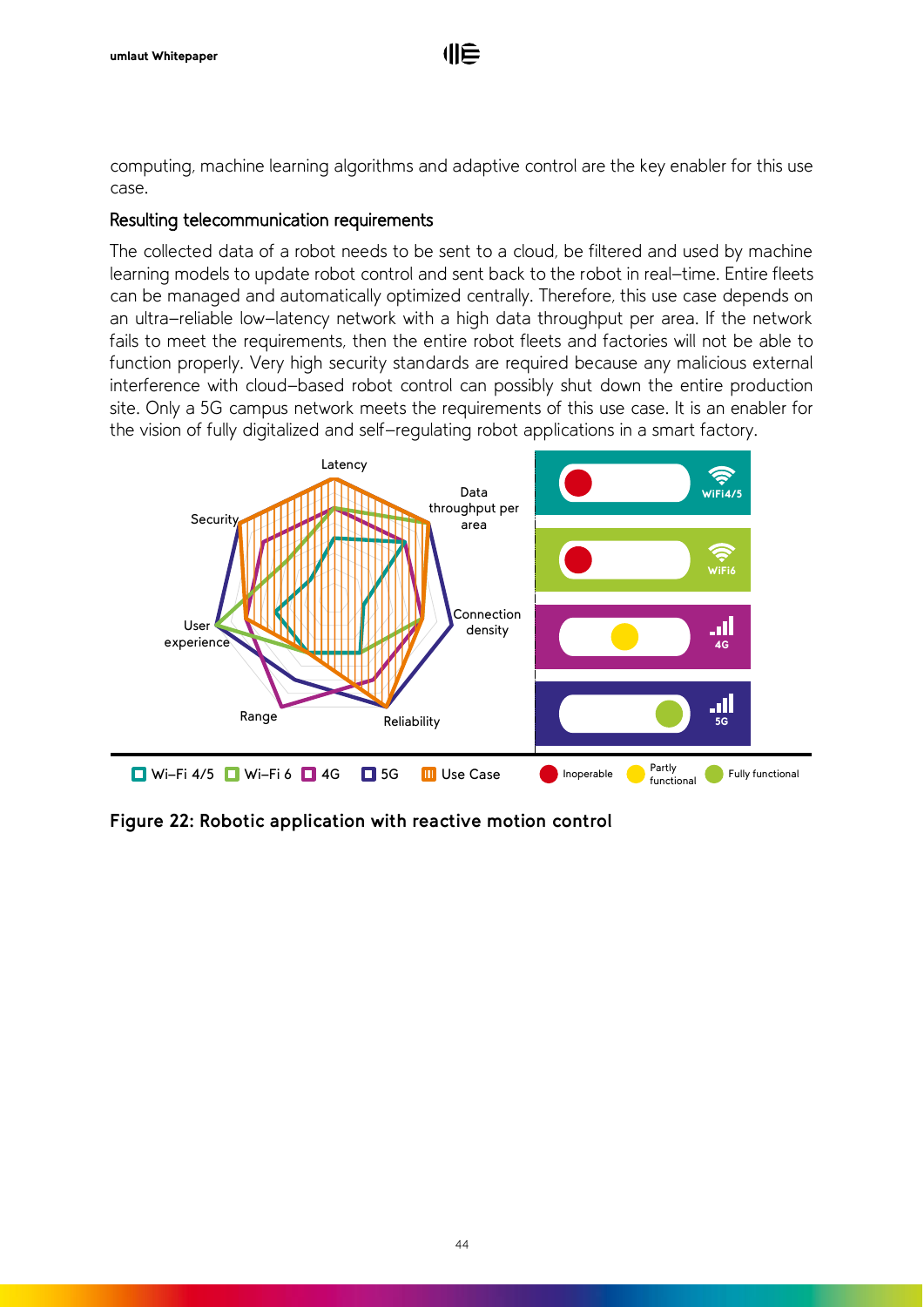computing, machine learning algorithms and adaptive control are the key enabler for this use case.

### Resulting telecommunication requirements

The collected data of a robot needs to be sent to a cloud, be filtered and used by machine learning models to update robot control and sent back to the robot in real–time. Entire fleets can be managed and automatically optimized centrally. Therefore, this use case depends on an ultra–reliable low–latency network with a high data throughput per area. If the network fails to meet the requirements, then the entire robot fleets and factories will not be able to function properly. Very high security standards are required because any malicious external interference with cloud–based robot control can possibly shut down the entire production site. Only a 5G campus network meets the requirements of this use case. It is an enabler for the vision of fully digitalized and self–regulating robot applications in a smart factory.

**Figure 22: Robotic application with reactive motion control**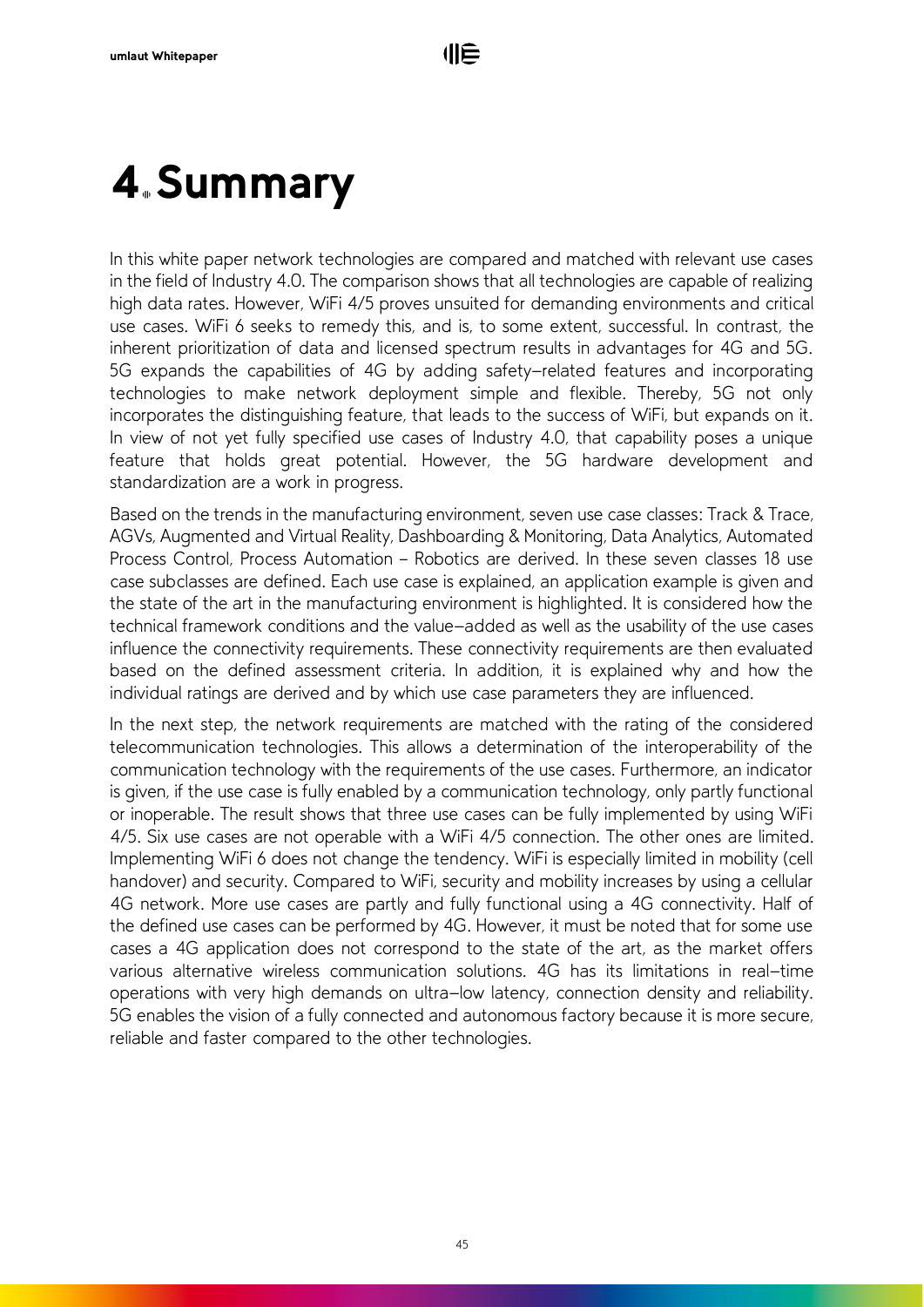# 4. Summary

In this white paper network technologies are compared and matched with relevant use cases in the field of Industry 4.0. The comparison shows that all technologies are capable of realizing high data rates. However, WiFi 4/5 proves unsuited for demanding environments and critical use cases. WiFi 6 seeks to remedy this, and is, to some extent, successful. In contrast, the inherent prioritization of data and licensed spectrum results in advantages for 4G and 5G. 5G expands the capabilities of 4G by adding safety-related features and incorporating technologies to make network deployment simple and flexible. Thereby, 5G not only incorporates the distinguishing feature, that leads to the success of WiFi, but expands on it. In view of not yet fully specified use cases of Industry 4.0, that capability poses a unique feature that holds great potential. However, the 5G hardware development and standardization are a work in progress.

Based on the trends in the manufacturing environment, seven use case classes: Track & Trace, AGVs, Augmented and Virtual Reality, Dashboarding & Monitoring, Data Analytics, Automated Process Control, Process Automation – Robotics are derived. In these seven classes 18 use case subclasses are defined. Each use case is explained, an application example is given and the state of the art in the manufacturing environment is highlighted. It is considered how the technical framework conditions and the value-added as well as the usability of the use cases influence the connectivity requirements. These connectivity requirements are then evaluated based on the defined assessment criteria. In addition, it is explained why and how the individual ratings are derived and by which use case parameters they are influenced.

In the next step, the network requirements are matched with the rating of the considered telecommunication technologies. This allows a determination of the interoperability of the communication technology with the requirements of the use cases. Furthermore, an indicator is given, if the use case is fully enabled by a communication technology, only partly functional or inoperable. The result shows that three use cases can be fully implemented by using WiFi 4/5. Six use cases are not operable with a WiFi 4/5 connection. The other ones are limited. Implementing WiFi 6 does not change the tendency. WiFi is especially limited in mobility (cell handover) and security. Compared to WiFi, security and mobility increases by using a cellular 4G network. More use cases are partly and fully functional using a 4G connectivity. Half of the defined use cases can be performed by 4G. However, it must be noted that for some use cases a 4G application does not correspond to the state of the art, as the market offers various alternative wireless communication solutions. 4G has its limitations in real-time operations with very high demands on ultra-low latency, connection density and reliability. 5G enables the vision of a fully connected and autonomous factory because it is more secure, reliable and faster compared to the other technologies.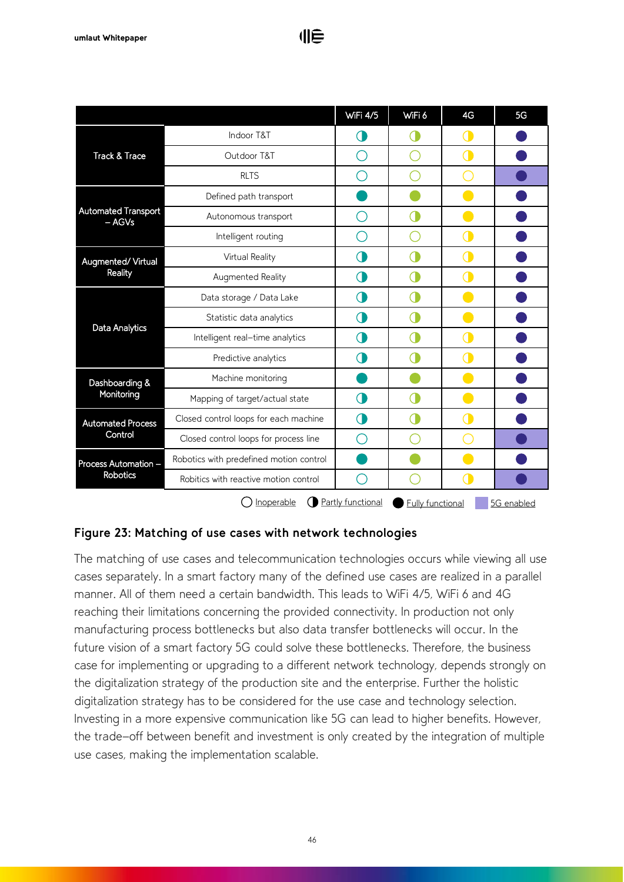| | | WiFi 4/5 | WiFi 6 | 4G | 5G |
|---|---|---|---|---|---|
| Track & Trace | Indoor T&T | Partly functional | Partly functional | Partly functional | Fully functional |
| | Outdoor T&T | Inoperable | Inoperable | Partly functional | Fully functional |
| | RLTS | Inoperable | Inoperable | Inoperable | Fully functional (5G enabled) |
| Automated Transport – AGVs | Defined path transport | Fully functional | Fully functional | Fully functional | Fully functional |
| | Autonomous transport | Inoperable | Partly functional | Fully functional | Fully functional |
| | Intelligent routing | Inoperable | Inoperable | Partly functional | Fully functional |
| Augmented/ Virtual Reality | Virtual Reality | Partly functional | Partly functional | Partly functional | Fully functional |
| | Augmented Reality | Partly functional | Partly functional | Partly functional | Fully functional |
| Data Analytics | Data storage / Data Lake | Partly functional | Partly functional | Fully functional | Fully functional |
| | Statistic data analytics | Partly functional | Partly functional | Fully functional | Fully functional |
| | Intelligent real–time analytics | Partly functional | Partly functional | Partly functional | Fully functional |
| | Predictive analytics | Partly functional | Partly functional | Partly functional | Fully functional |
| Dashboarding & Monitoring | Machine monitoring | Fully functional | Fully functional | Fully functional | Fully functional |
| | Mapping of target/actual state | Partly functional | Partly functional | Fully functional | Fully functional |
| Automated Process Control | Closed control loops for each machine | Partly functional | Partly functional | Partly functional | Fully functional |
| | Closed control loops for process line | Inoperable | Inoperable | Inoperable | Fully functional (5G enabled) |
| Process Automation – Robotics | Robitics with predefined motion control | Fully functional | Fully functional | Fully functional | Fully functional |
| | Robitics with reactive motion control | Inoperable | Inoperable | Partly functional | Fully functional (5G enabled) |

○ Inoperable ◐ Partly functional ● Fully functional ■ 5G enabled

**Figure 23: Matching of use cases with network technologies**

The matching of use cases and telecommunication technologies occurs while viewing all use cases separately. In a smart factory many of the defined use cases are realized in a parallel manner. All of them need a certain bandwidth. This leads to WiFi 4/5, WiFi 6 and 4G reaching their limitations concerning the provided connectivity. In production not only manufacturing process bottlenecks but also data transfer bottlenecks will occur. In the future vision of a smart factory 5G could solve these bottlenecks. Therefore, the business case for implementing or upgrading to a different network technology, depends strongly on the digitalization strategy of the production site and the enterprise. Further the holistic digitalization strategy has to be considered for the use case and technology selection. Investing in a more expensive communication like 5G can lead to higher benefits. However, the trade–off between benefit and investment is only created by the integration of multiple use cases, making the implementation scalable.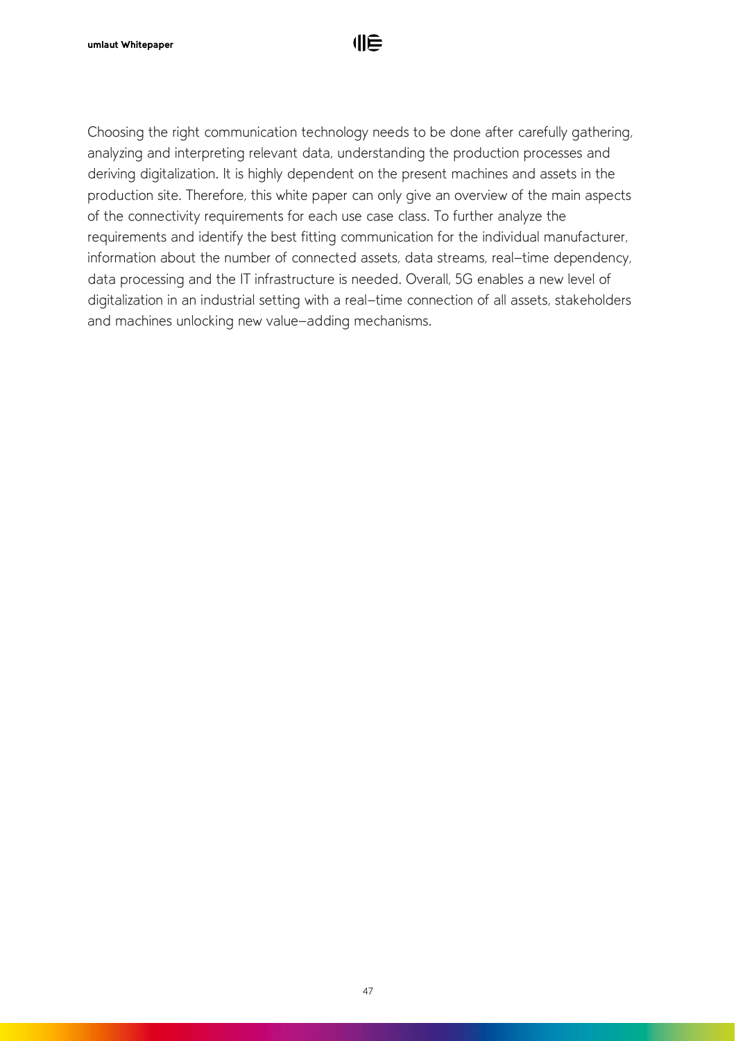Choosing the right communication technology needs to be done after carefully gathering, analyzing and interpreting relevant data, understanding the production processes and deriving digitalization. It is highly dependent on the present machines and assets in the production site. Therefore, this white paper can only give an overview of the main aspects of the connectivity requirements for each use case class. To further analyze the requirements and identify the best fitting communication for the individual manufacturer, information about the number of connected assets, data streams, real-time dependency, data processing and the IT infrastructure is needed. Overall, 5G enables a new level of digitalization in an industrial setting with a real-time connection of all assets, stakeholders and machines unlocking new value-adding mechanisms.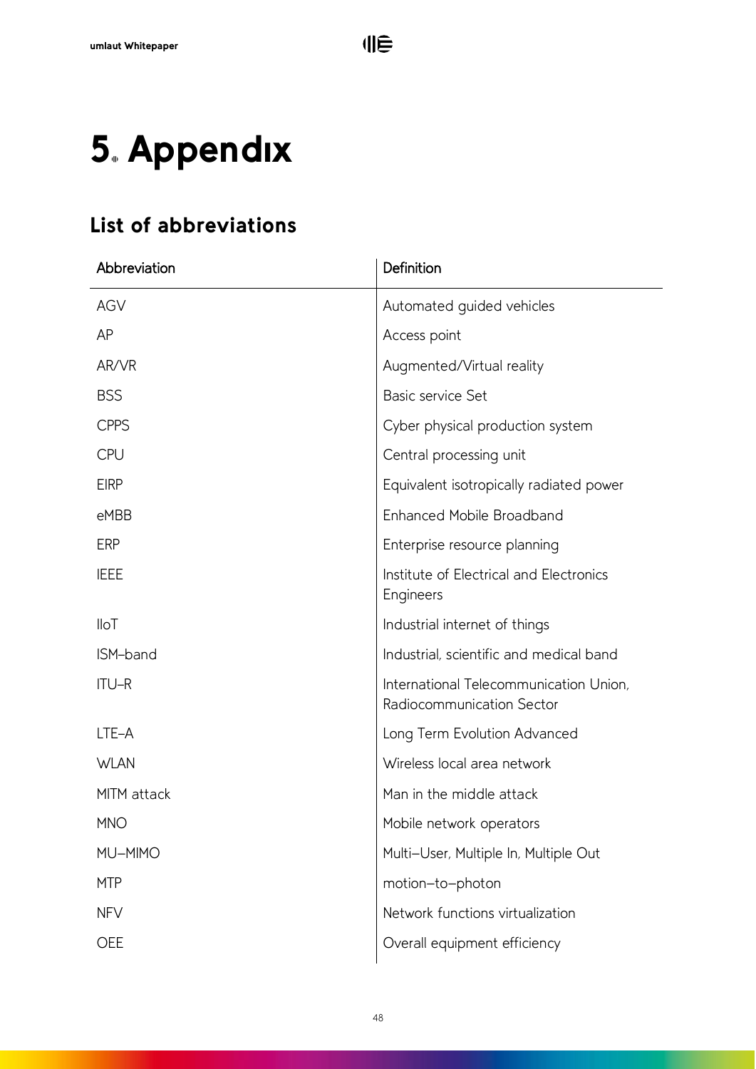# 5. Appendix

## List of abbreviations

| Abbreviation | Definition |
|---|---|
| AGV | Automated guided vehicles |
| AP | Access point |
| AR/VR | Augmented/Virtual reality |
| BSS | Basic service Set |
| CPPS | Cyber physical production system |
| CPU | Central processing unit |
| EIRP | Equivalent isotropically radiated power |
| eMBB | Enhanced Mobile Broadband |
| ERP | Enterprise resource planning |
| IEEE | Institute of Electrical and Electronics Engineers |
| IIoT | Industrial internet of things |
| ISM-band | Industrial, scientific and medical band |
| ITU-R | International Telecommunication Union, Radiocommunication Sector |
| LTE-A | Long Term Evolution Advanced |
| WLAN | Wireless local area network |
| MITM attack | Man in the middle attack |
| MNO | Mobile network operators |
| MU-MIMO | Multi-User, Multiple In, Multiple Out |
| MTP | motion-to-photon |
| NFV | Network functions virtualization |
| OEE | Overall equipment efficiency |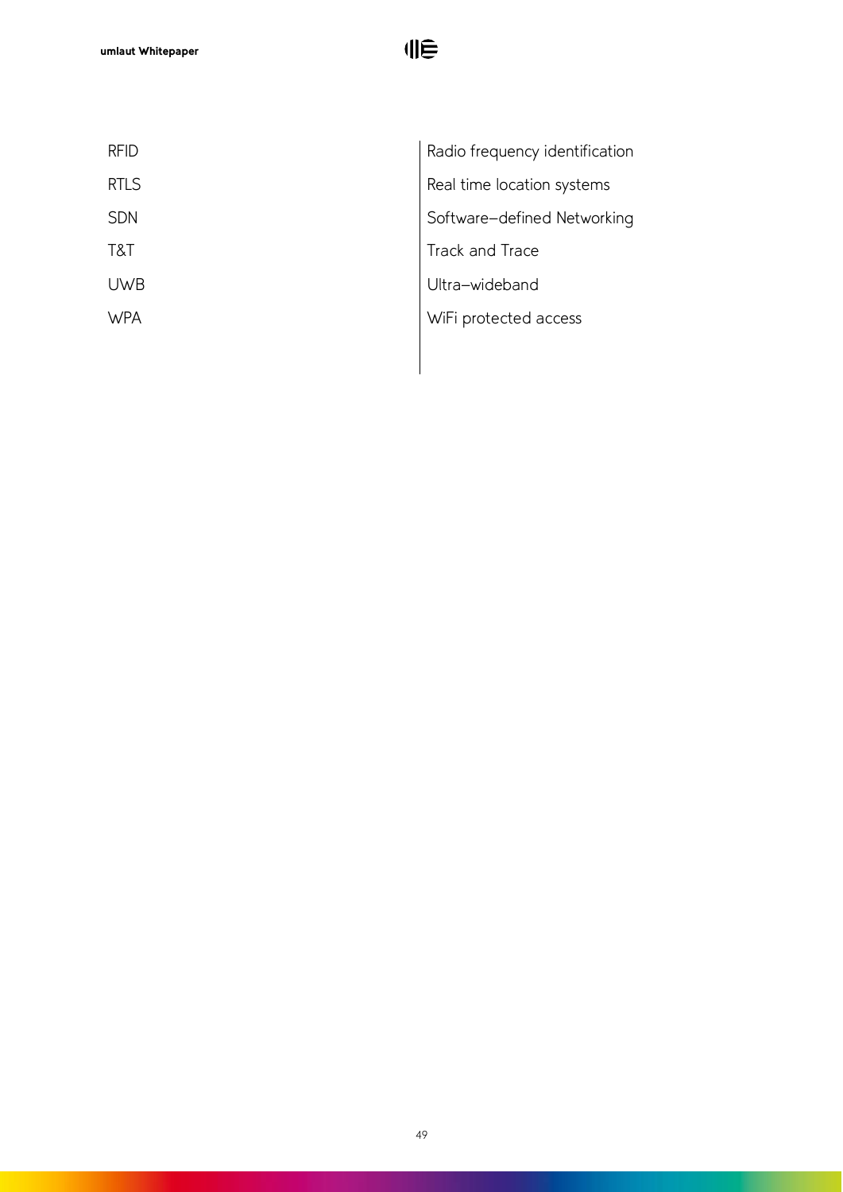| | |
|---|---|
| RFID | Radio frequency identification |
| RTLS | Real time location systems |
| SDN | Software–defined Networking |
| T&T | Track and Trace |
| UWB | Ultra–wideband |
| WPA | WiFi protected access |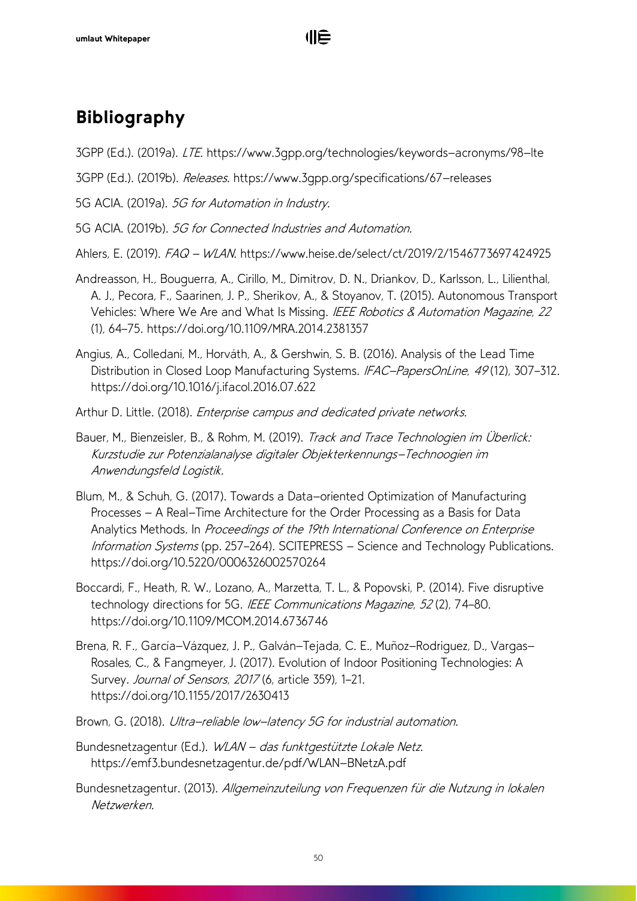# Bibliography

3GPP (Ed.). (2019a). *LTE*. https://www.3gpp.org/technologies/keywords-acronyms/98-lte

3GPP (Ed.). (2019b). *Releases*. https://www.3gpp.org/specifications/67-releases

5G ACIA. (2019a). *5G for Automation in Industry.*

5G ACIA. (2019b). *5G for Connected Industries and Automation.*

Ahlers, E. (2019). *FAQ – WLAN*. https://www.heise.de/select/ct/2019/2/1546773697424925

Andreasson, H., Bouguerra, A., Cirillo, M., Dimitrov, D. N., Driankov, D., Karlsson, L., Lilienthal, A. J., Pecora, F., Saarinen, J. P., Sherikov, A., & Stoyanov, T. (2015). Autonomous Transport Vehicles: Where We Are and What Is Missing. *IEEE Robotics & Automation Magazine*, *22* (1), 64–75. https://doi.org/10.1109/MRA.2014.2381357

Angius, A., Colledani, M., Horváth, A., & Gershwin, S. B. (2016). Analysis of the Lead Time Distribution in Closed Loop Manufacturing Systems. *IFAC-PapersOnLine*, *49* (12), 307–312. https://doi.org/10.1016/j.ifacol.2016.07.622

Arthur D. Little. (2018). *Enterprise campus and dedicated private networks.*

Bauer, M., Bienzeisler, B., & Rohm, M. (2019). *Track and Trace Technologien im Überlick: Kurzstudie zur Potenzialanalyse digitaler Objekterkennungs-Technoogien im Anwendungsfeld Logistik.*

Blum, M., & Schuh, G. (2017). Towards a Data-oriented Optimization of Manufacturing Processes – A Real-Time Architecture for the Order Processing as a Basis for Data Analytics Methods. In *Proceedings of the 19th International Conference on Enterprise Information Systems* (pp. 257–264). SCITEPRESS – Science and Technology Publications. https://doi.org/10.5220/0006326002570264

Boccardi, F., Heath, R. W., Lozano, A., Marzetta, T. L., & Popovski, P. (2014). Five disruptive technology directions for 5G. *IEEE Communications Magazine*, *52* (2), 74–80. https://doi.org/10.1109/MCOM.2014.6736746

Brena, R. F., García-Vázquez, J. P., Galván-Tejada, C. E., Muñoz-Rodriguez, D., Vargas-Rosales, C., & Fangmeyer, J. (2017). Evolution of Indoor Positioning Technologies: A Survey. *Journal of Sensors*, *2017* (6, article 359), 1–21. https://doi.org/10.1155/2017/2630413

Brown, G. (2018). *Ultra-reliable low-latency 5G for industrial automation.*

Bundesnetzagentur (Ed.). *WLAN – das funktgestützte Lokale Netz*. https://emf3.bundesnetzagentur.de/pdf/WLAN-BNetzA.pdf

Bundesnetzagentur. (2013). *Allgemeinzuteilung von Frequenzen für die Nutzung in lokalen Netzwerken.*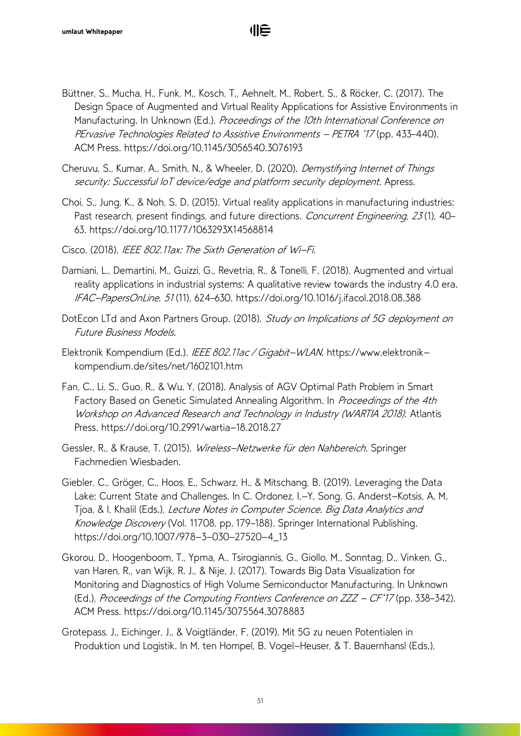Büttner, S., Mucha, H., Funk, M., Kosch, T., Aehnelt, M., Robert, S., & Röcker, C. (2017). The Design Space of Augmented and Virtual Reality Applications for Assistive Environments in Manufacturing. In Unknown (Ed.), *Proceedings of the 10th International Conference on PErvasive Technologies Related to Assistive Environments - PETRA '17* (pp. 433–440). ACM Press. https://doi.org/10.1145/3056540.3076193

Cheruvu, S., Kumar, A., Smith, N., & Wheeler, D. (2020). *Demystifying Internet of Things security: Successful IoT device/edge and platform security deployment*. Apress.

Choi, S., Jung, K., & Noh, S. D. (2015). Virtual reality applications in manufacturing industries: Past research, present findings, and future directions. *Concurrent Engineering*, *23* (1), 40–63. https://doi.org/10.1177/1063293X14568814

Cisco. (2018). *IEEE 802.11ax: The Sixth Generation of Wi-Fi.*

Damiani, L., Demartini, M., Guizzi, G., Revetria, R., & Tonelli, F. (2018). Augmented and virtual reality applications in industrial systems: A qualitative review towards the industry 4.0 era. *IFAC-PapersOnLine*, *51* (11), 624–630. https://doi.org/10.1016/j.ifacol.2018.08.388

DotEcon LTd and Axon Partners Group. (2018). *Study on Implications of 5G deployment on Future Business Models.*

Elektronik Kompendium (Ed.). *IEEE 802.11ac / Gigabit-WLAN.* https://www.elektronik-kompendium.de/sites/net/1602101.htm

Fan, C., Li, S., Guo, R., & Wu, Y. (2018). Analysis of AGV Optimal Path Problem in Smart Factory Based on Genetic Simulated Annealing Algorithm. In *Proceedings of the 4th Workshop on Advanced Research and Technology in Industry (WARTIA 2018).* Atlantis Press. https://doi.org/10.2991/wartia-18.2018.27

Gessler, R., & Krause, T. (2015). *Wireless-Netzwerke für den Nahbereich*. Springer Fachmedien Wiesbaden.

Giebler, C., Gröger, C., Hoos, E., Schwarz, H., & Mitschang, B. (2019). Leveraging the Data Lake: Current State and Challenges. In C. Ordonez, I.-Y. Song, G. Anderst-Kotsis, A. M. Tjoa, & I. Khalil (Eds.), *Lecture Notes in Computer Science. Big Data Analytics and Knowledge Discovery* (Vol. 11708, pp. 179–188). Springer International Publishing. https://doi.org/10.1007/978-3-030-27520-4_13

Gkorou, D., Hoogenboom, T., Ypma, A., Tsirogiannis, G., Giollo, M., Sonntag, D., Vinken, G., van Haren, R., van Wijk, R. J., & Nije, J. (2017). Towards Big Data Visualization for Monitoring and Diagnostics of High Volume Semiconductor Manufacturing. In Unknown (Ed.), *Proceedings of the Computing Frontiers Conference on ZZZ - CF'17* (pp. 338–342). ACM Press. https://doi.org/10.1145/3075564.3078883

Grotepass, J., Eichinger, J., & Voigtländer, F. (2019). Mit 5G zu neuen Potentialen in Produktion und Logistik. In M. ten Hompel, B. Vogel-Heuser, & T. Bauernhansl (Eds.),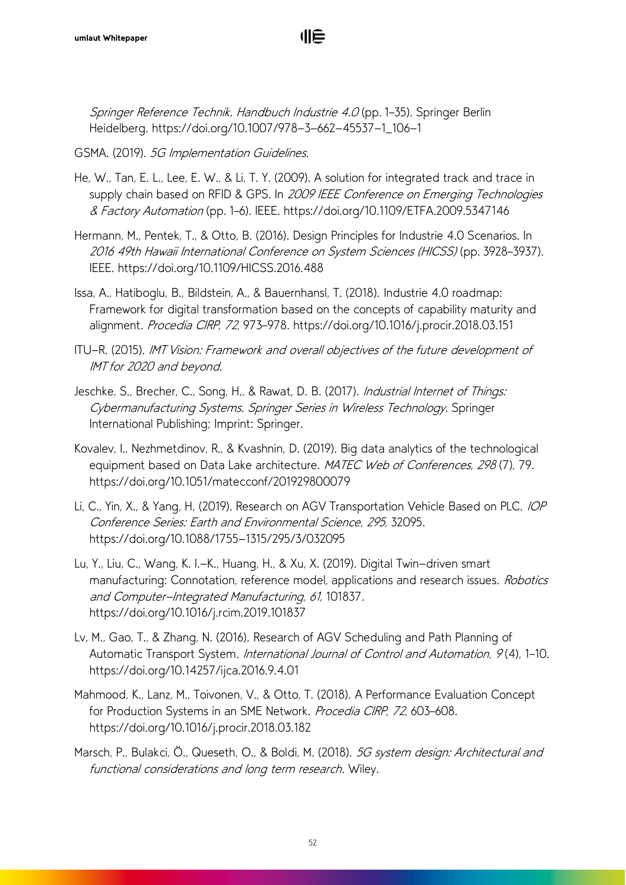*Springer Reference Technik. Handbuch Industrie 4.0* (pp. 1–35). Springer Berlin Heidelberg. https://doi.org/10.1007/978-3-662-45537-1_106-1

GSMA. (2019). *5G Implementation Guidelines.*

He, W., Tan, E. L., Lee, E. W., & Li, T. Y. (2009). A solution for integrated track and trace in supply chain based on RFID & GPS. In *2009 IEEE Conference on Emerging Technologies & Factory Automation* (pp. 1–6). IEEE. https://doi.org/10.1109/ETFA.2009.5347146

Hermann, M., Pentek, T., & Otto, B. (2016). Design Principles for Industrie 4.0 Scenarios. In *2016 49th Hawaii International Conference on System Sciences (HICSS)* (pp. 3928–3937). IEEE. https://doi.org/10.1109/HICSS.2016.488

Issa, A., Hatiboglu, B., Bildstein, A., & Bauernhansl, T. (2018). Industrie 4.0 roadmap: Framework for digital transformation based on the concepts of capability maturity and alignment. *Procedia CIRP*, *72*, 973–978. https://doi.org/10.1016/j.procir.2018.03.151

ITU-R. (2015). *IMT Vision: Framework and overall objectives of the future development of IMT for 2020 and beyond.*

Jeschke, S., Brecher, C., Song, H., & Rawat, D. B. (2017). *Industrial Internet of Things: Cybermanufacturing Systems*. *Springer Series in Wireless Technology*. Springer International Publishing; Imprint: Springer.

Kovalev, I., Nezhmetdinov, R., & Kvashnin, D. (2019). Big data analytics of the technological equipment based on Data Lake architecture. *MATEC Web of Conferences*, *298* (7), 79. https://doi.org/10.1051/matecconf/201929800079

Li, C., Yin, X., & Yang, H. (2019). Research on AGV Transportation Vehicle Based on PLC. *IOP Conference Series: Earth and Environmental Science*, *295*, 32095. https://doi.org/10.1088/1755-1315/295/3/032095

Lu, Y., Liu, C., Wang, K. I.-K., Huang, H., & Xu, X. (2019). Digital Twin-driven smart manufacturing: Connotation, reference model, applications and research issues. *Robotics and Computer-Integrated Manufacturing*, *61*, 101837. https://doi.org/10.1016/j.rcim.2019.101837

Lv, M., Gao, T., & Zhang, N. (2016). Research of AGV Scheduling and Path Planning of Automatic Transport System. *International Journal of Control and Automation*, *9* (4), 1–10. https://doi.org/10.14257/ijca.2016.9.4.01

Mahmood, K., Lanz, M., Toivonen, V., & Otto, T. (2018). A Performance Evaluation Concept for Production Systems in an SME Network. *Procedia CIRP*, *72*, 603–608. https://doi.org/10.1016/j.procir.2018.03.182

Marsch, P., Bulakci, Ö., Queseth, O., & Boldi, M. (2018). *5G system design: Architectural and functional considerations and long term research*. Wiley.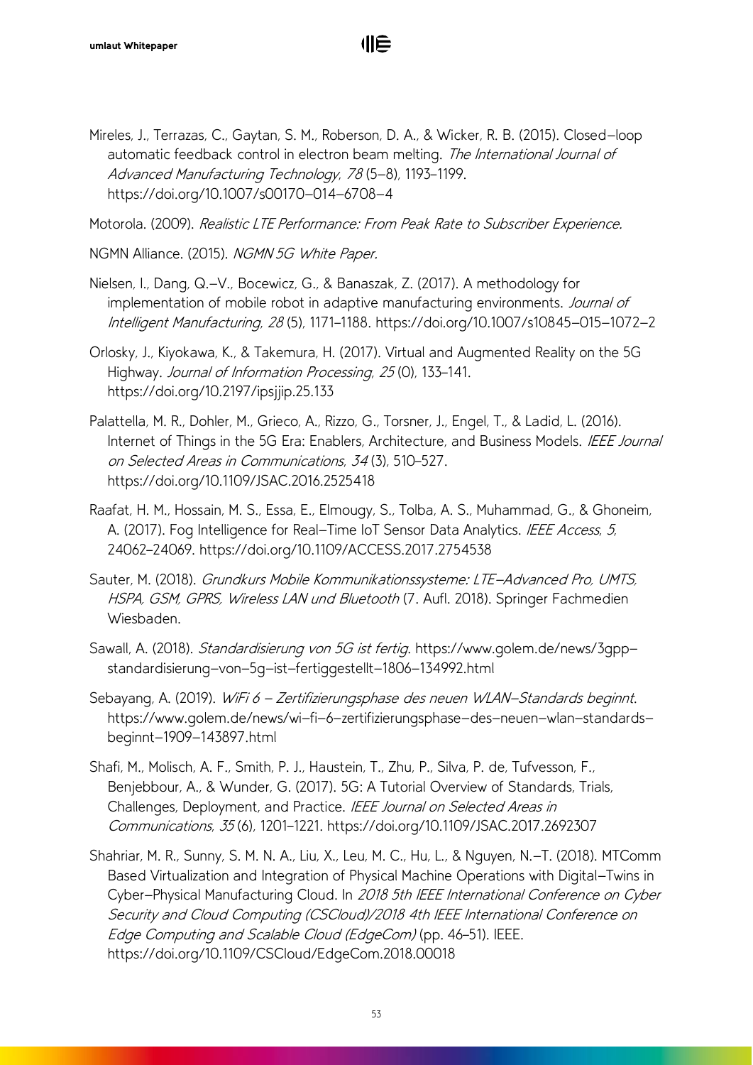Mireles, J., Terrazas, C., Gaytan, S. M., Roberson, D. A., & Wicker, R. B. (2015). Closed-loop automatic feedback control in electron beam melting. *The International Journal of Advanced Manufacturing Technology*, *78* (5–8), 1193–1199. https://doi.org/10.1007/s00170-014-6708-4

Motorola. (2009). *Realistic LTE Performance: From Peak Rate to Subscriber Experience*.

NGMN Alliance. (2015). *NGMN 5G White Paper*.

Nielsen, I., Dang, Q.-V., Bocewicz, G., & Banaszak, Z. (2017). A methodology for implementation of mobile robot in adaptive manufacturing environments. *Journal of Intelligent Manufacturing*, *28* (5), 1171–1188. https://doi.org/10.1007/s10845-015-1072-2

Orlosky, J., Kiyokawa, K., & Takemura, H. (2017). Virtual and Augmented Reality on the 5G Highway. *Journal of Information Processing*, *25* (0), 133–141. https://doi.org/10.2197/ipsjjip.25.133

Palattella, M. R., Dohler, M., Grieco, A., Rizzo, G., Torsner, J., Engel, T., & Ladid, L. (2016). Internet of Things in the 5G Era: Enablers, Architecture, and Business Models. *IEEE Journal on Selected Areas in Communications*, *34* (3), 510–527. https://doi.org/10.1109/JSAC.2016.2525418

Raafat, H. M., Hossain, M. S., Essa, E., Elmougy, S., Tolba, A. S., Muhammad, G., & Ghoneim, A. (2017). Fog Intelligence for Real-Time IoT Sensor Data Analytics. *IEEE Access*, *5*, 24062–24069. https://doi.org/10.1109/ACCESS.2017.2754538

Sauter, M. (2018). *Grundkurs Mobile Kommunikationssysteme: LTE-Advanced Pro, UMTS, HSPA, GSM, GPRS, Wireless LAN und Bluetooth* (7. Aufl. 2018). Springer Fachmedien Wiesbaden.

Sawall, A. (2018). *Standardisierung von 5G ist fertig*. https://www.golem.de/news/3gpp-standardisierung-von-5g-ist-fertiggestellt-1806-134992.html

Sebayang, A. (2019). *WiFi 6 – Zertifizierungsphase des neuen WLAN-Standards beginnt*. https://www.golem.de/news/wi-fi-6-zertifizierungsphase-des-neuen-wlan-standards-beginnt-1909-143897.html

Shafi, M., Molisch, A. F., Smith, P. J., Haustein, T., Zhu, P., Silva, P. de, Tufvesson, F., Benjebbour, A., & Wunder, G. (2017). 5G: A Tutorial Overview of Standards, Trials, Challenges, Deployment, and Practice. *IEEE Journal on Selected Areas in Communications*, *35* (6), 1201–1221. https://doi.org/10.1109/JSAC.2017.2692307

Shahriar, M. R., Sunny, S. M. N. A., Liu, X., Leu, M. C., Hu, L., & Nguyen, N.-T. (2018). MTComm Based Virtualization and Integration of Physical Machine Operations with Digital-Twins in Cyber-Physical Manufacturing Cloud. In *2018 5th IEEE International Conference on Cyber Security and Cloud Computing (CSCloud)/2018 4th IEEE International Conference on Edge Computing and Scalable Cloud (EdgeCom)* (pp. 46–51). IEEE. https://doi.org/10.1109/CSCloud/EdgeCom.2018.00018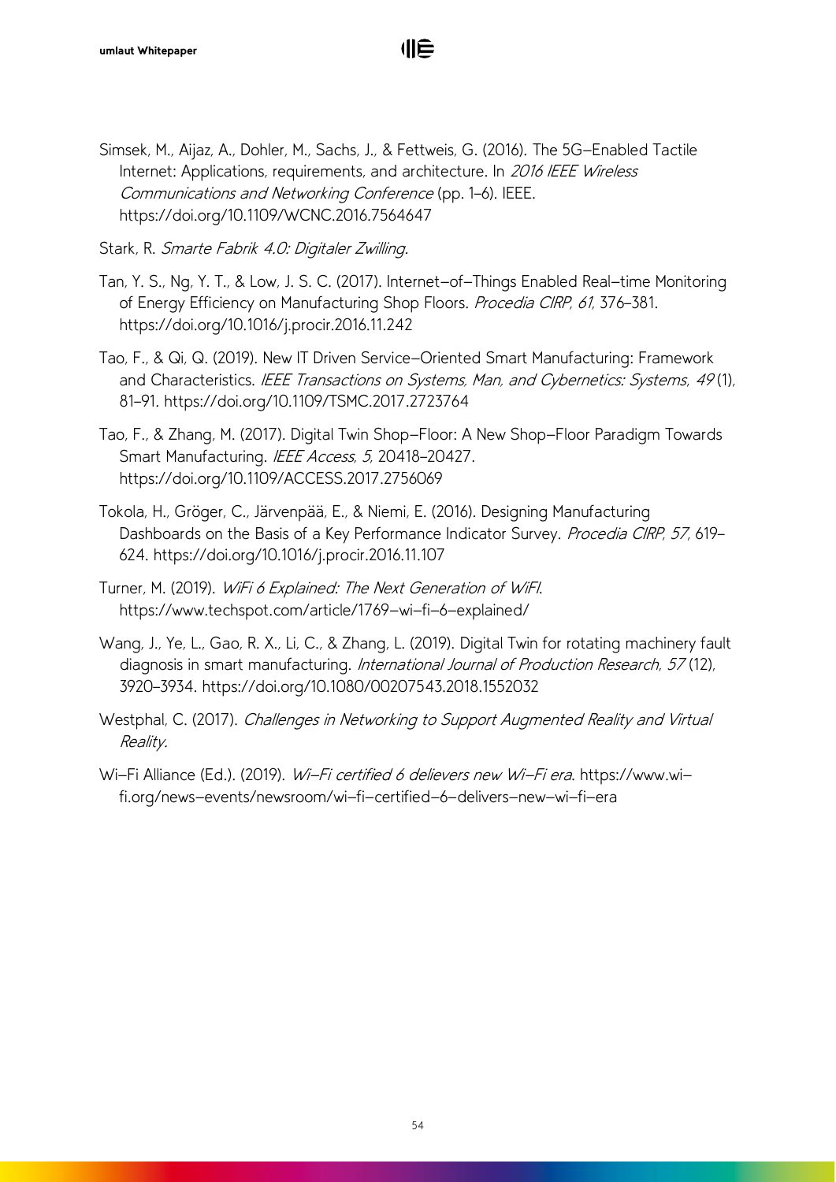Simsek, M., Aijaz, A., Dohler, M., Sachs, J., & Fettweis, G. (2016). The 5G–Enabled Tactile Internet: Applications, requirements, and architecture. In *2016 IEEE Wireless Communications and Networking Conference* (pp. 1–6). IEEE. https://doi.org/10.1109/WCNC.2016.7564647

Stark, R. *Smarte Fabrik 4.0: Digitaler Zwilling*.

Tan, Y. S., Ng, Y. T., & Low, J. S. C. (2017). Internet–of–Things Enabled Real–time Monitoring of Energy Efficiency on Manufacturing Shop Floors. *Procedia CIRP*, *61*, 376–381. https://doi.org/10.1016/j.procir.2016.11.242

Tao, F., & Qi, Q. (2019). New IT Driven Service–Oriented Smart Manufacturing: Framework and Characteristics. *IEEE Transactions on Systems, Man, and Cybernetics: Systems*, *49* (1), 81–91. https://doi.org/10.1109/TSMC.2017.2723764

Tao, F., & Zhang, M. (2017). Digital Twin Shop–Floor: A New Shop–Floor Paradigm Towards Smart Manufacturing. *IEEE Access*, *5*, 20418–20427. https://doi.org/10.1109/ACCESS.2017.2756069

Tokola, H., Gröger, C., Järvenpää, E., & Niemi, E. (2016). Designing Manufacturing Dashboards on the Basis of a Key Performance Indicator Survey. *Procedia CIRP*, *57*, 619–624. https://doi.org/10.1016/j.procir.2016.11.107

Turner, M. (2019). *WiFi 6 Explained: The Next Generation of WiFI*. https://www.techspot.com/article/1769–wi–fi–6–explained/

Wang, J., Ye, L., Gao, R. X., Li, C., & Zhang, L. (2019). Digital Twin for rotating machinery fault diagnosis in smart manufacturing. *International Journal of Production Research*, *57* (12), 3920–3934. https://doi.org/10.1080/00207543.2018.1552032

Westphal, C. (2017). *Challenges in Networking to Support Augmented Reality and Virtual Reality*.

Wi–Fi Alliance (Ed.). (2019). *Wi–Fi certified 6 delievers new Wi–Fi era*. https://www.wi–fi.org/news–events/newsroom/wi–fi–certified–6–delivers–new–wi–fi–era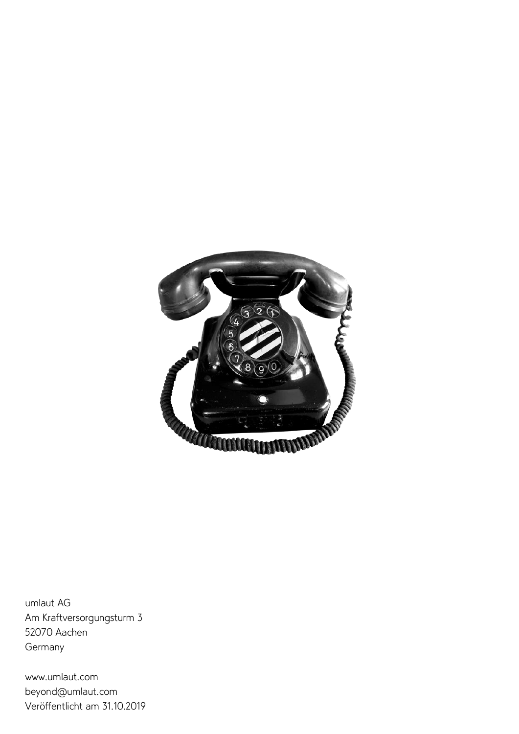umlaut AG
Am Kraftversorgungsturm 3
52070 Aachen
Germany

www.umlaut.com
beyond@umlaut.com
Veröffentlicht am 31.10.2019